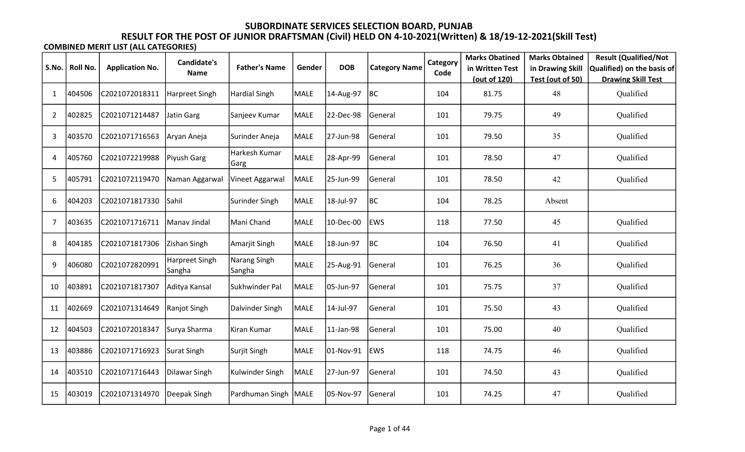# SUBORDINATE SERVICES SELECTION BOARD, PUNJAB

## RESULT FOR THE POST OF JUNIOR DRAFTSMAN (Civil) HELD ON 4-10-2021(Written) & 18/19-12-2021(Skill Test)

**COMBINED MERIT LIST (ALL CATEGORIES)**

| S.No. | Roll No. | Application No. | Candidate's Name | Father's Name | Gender | DOB | Category Name | Category Code | Marks Obatined in Written Test (out of 120) | Marks Obtained in Drawing Skill Test (out of 50) | Result (Qualified/Not Qualified) on the basis of Drawing Skill Test |
|---|---|---|---|---|---|---|---|---|---|---|---|
| 1 | 404506 | C2021072018311 | Harpreet Singh | Hardial Singh | MALE | 14-Aug-97 | BC | 104 | 81.75 | 48 | Qualified |
| 2 | 402825 | C2021071214487 | Jatin Garg | Sanjeev Kumar | MALE | 22-Dec-98 | General | 101 | 79.75 | 49 | Qualified |
| 3 | 403570 | C2021071716563 | Aryan Aneja | Surinder Aneja | MALE | 27-Jun-98 | General | 101 | 79.50 | 35 | Qualified |
| 4 | 405760 | C2021072219988 | Piyush Garg | Harkesh Kumar Garg | MALE | 28-Apr-99 | General | 101 | 78.50 | 47 | Qualified |
| 5 | 405791 | C2021072119470 | Naman Aggarwal | Vineet Aggarwal | MALE | 25-Jun-99 | General | 101 | 78.50 | 42 | Qualified |
| 6 | 404203 | C2021071817330 | Sahil | Surinder Singh | MALE | 18-Jul-97 | BC | 104 | 78.25 | Absent | |
| 7 | 403635 | C2021071716711 | Manav Jindal | Mani Chand | MALE | 10-Dec-00 | EWS | 118 | 77.50 | 45 | Qualified |
| 8 | 404185 | C2021071817306 | Zishan Singh | Amarjit Singh | MALE | 18-Jun-97 | BC | 104 | 76.50 | 41 | Qualified |
| 9 | 406080 | C2021072820991 | Harpreet Singh Sangha | Narang Singh Sangha | MALE | 25-Aug-91 | General | 101 | 76.25 | 36 | Qualified |
| 10 | 403891 | C2021071817307 | Aditya Kansal | Sukhwinder Pal | MALE | 05-Jun-97 | General | 101 | 75.75 | 37 | Qualified |
| 11 | 402669 | C2021071314649 | Ranjot Singh | Dalvinder Singh | MALE | 14-Jul-97 | General | 101 | 75.50 | 43 | Qualified |
| 12 | 404503 | C2021072018347 | Surya Sharma | Kiran Kumar | MALE | 11-Jan-98 | General | 101 | 75.00 | 40 | Qualified |
| 13 | 403886 | C2021071716923 | Surat Singh | Surjit Singh | MALE | 01-Nov-91 | EWS | 118 | 74.75 | 46 | Qualified |
| 14 | 403510 | C2021071716443 | Dilawar Singh | Kulwinder Singh | MALE | 27-Jun-97 | General | 101 | 74.50 | 43 | Qualified |
| 15 | 403019 | C2021071314970 | Deepak Singh | Pardhuman Singh | MALE | 05-Nov-97 | General | 101 | 74.25 | 47 | Qualified |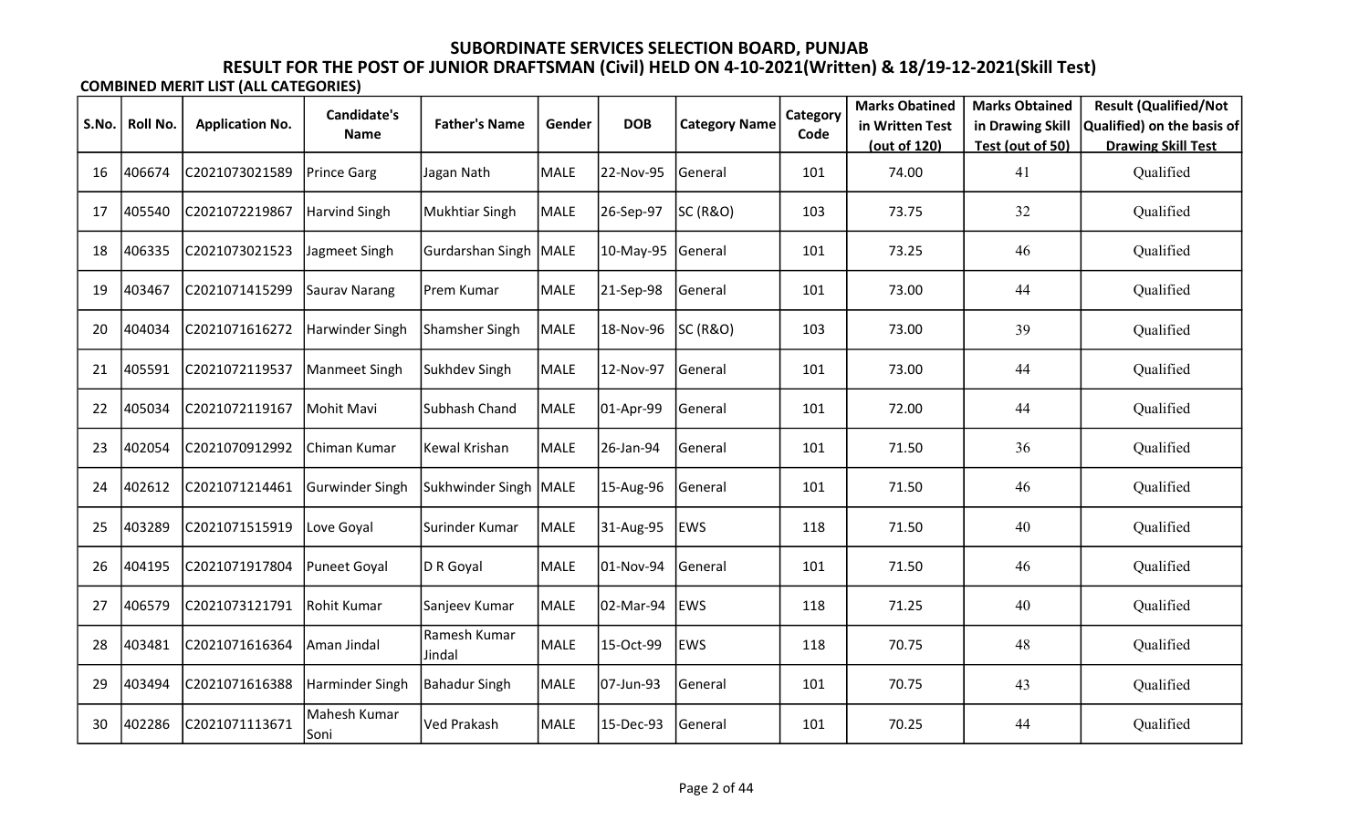# SUBORDINATE SERVICES SELECTION BOARD, PUNJAB

## RESULT FOR THE POST OF JUNIOR DRAFTSMAN (Civil) HELD ON 4-10-2021(Written) & 18/19-12-2021(Skill Test)

**COMBINED MERIT LIST (ALL CATEGORIES)**

| S.No. | Roll No. | Application No. | Candidate's Name | Father's Name | Gender | DOB | Category Name | Category Code | Marks Obatined in Written Test (out of 120) | Marks Obtained in Drawing Skill Test (out of 50) | Result (Qualified/Not Qualified) on the basis of Drawing Skill Test |
|---|---|---|---|---|---|---|---|---|---|---|---|
| 16 | 406674 | C2021073021589 | Prince Garg | Jagan Nath | MALE | 22-Nov-95 | General | 101 | 74.00 | 41 | Qualified |
| 17 | 405540 | C2021072219867 | Harvind Singh | Mukhtiar Singh | MALE | 26-Sep-97 | SC (R&O) | 103 | 73.75 | 32 | Qualified |
| 18 | 406335 | C2021073021523 | Jagmeet Singh | Gurdarshan Singh | MALE | 10-May-95 | General | 101 | 73.25 | 46 | Qualified |
| 19 | 403467 | C2021071415299 | Saurav Narang | Prem Kumar | MALE | 21-Sep-98 | General | 101 | 73.00 | 44 | Qualified |
| 20 | 404034 | C2021071616272 | Harwinder Singh | Shamsher Singh | MALE | 18-Nov-96 | SC (R&O) | 103 | 73.00 | 39 | Qualified |
| 21 | 405591 | C2021072119537 | Manmeet Singh | Sukhdev Singh | MALE | 12-Nov-97 | General | 101 | 73.00 | 44 | Qualified |
| 22 | 405034 | C2021072119167 | Mohit Mavi | Subhash Chand | MALE | 01-Apr-99 | General | 101 | 72.00 | 44 | Qualified |
| 23 | 402054 | C2021070912992 | Chiman Kumar | Kewal Krishan | MALE | 26-Jan-94 | General | 101 | 71.50 | 36 | Qualified |
| 24 | 402612 | C2021071214461 | Gurwinder Singh | Sukhwinder Singh | MALE | 15-Aug-96 | General | 101 | 71.50 | 46 | Qualified |
| 25 | 403289 | C2021071515919 | Love Goyal | Surinder Kumar | MALE | 31-Aug-95 | EWS | 118 | 71.50 | 40 | Qualified |
| 26 | 404195 | C2021071917804 | Puneet Goyal | D R Goyal | MALE | 01-Nov-94 | General | 101 | 71.50 | 46 | Qualified |
| 27 | 406579 | C2021073121791 | Rohit Kumar | Sanjeev Kumar | MALE | 02-Mar-94 | EWS | 118 | 71.25 | 40 | Qualified |
| 28 | 403481 | C2021071616364 | Aman Jindal | Ramesh Kumar Jindal | MALE | 15-Oct-99 | EWS | 118 | 70.75 | 48 | Qualified |
| 29 | 403494 | C2021071616388 | Harminder Singh | Bahadur Singh | MALE | 07-Jun-93 | General | 101 | 70.75 | 43 | Qualified |
| 30 | 402286 | C2021071113671 | Mahesh Kumar Soni | Ved Prakash | MALE | 15-Dec-93 | General | 101 | 70.25 | 44 | Qualified |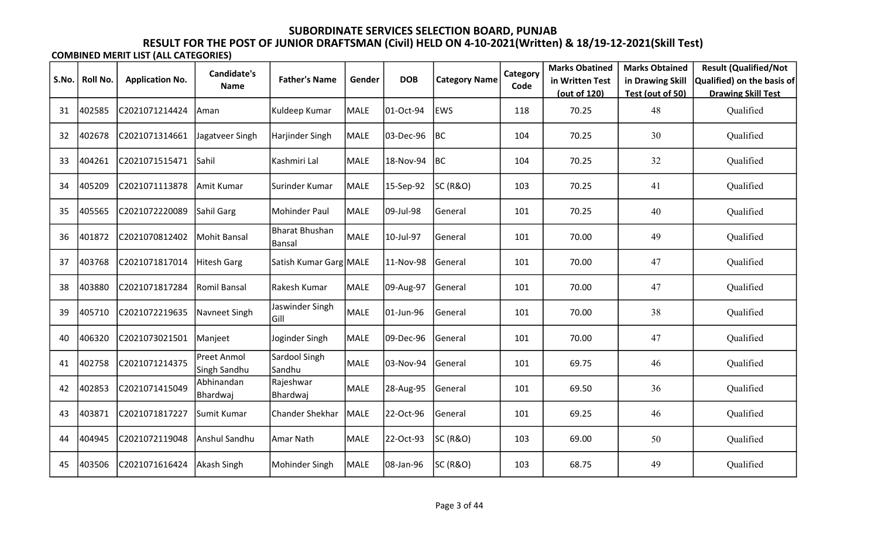# SUBORDINATE SERVICES SELECTION BOARD, PUNJAB

## RESULT FOR THE POST OF JUNIOR DRAFTSMAN (Civil) HELD ON 4-10-2021(Written) & 18/19-12-2021(Skill Test)

**COMBINED MERIT LIST (ALL CATEGORIES)**

| S.No. | Roll No. | Application No. | Candidate's Name | Father's Name | Gender | DOB | Category Name | Category Code | Marks Obatined in Written Test (out of 120) | Marks Obtained in Drawing Skill Test (out of 50) | Result (Qualified/Not Qualified) on the basis of Drawing Skill Test |
|---|---|---|---|---|---|---|---|---|---|---|---|
| 31 | 402585 | C2021071214424 | Aman | Kuldeep Kumar | MALE | 01-Oct-94 | EWS | 118 | 70.25 | 48 | Qualified |
| 32 | 402678 | C2021071314661 | Jagatveer Singh | Harjinder Singh | MALE | 03-Dec-96 | BC | 104 | 70.25 | 30 | Qualified |
| 33 | 404261 | C2021071515471 | Sahil | Kashmiri Lal | MALE | 18-Nov-94 | BC | 104 | 70.25 | 32 | Qualified |
| 34 | 405209 | C2021071113878 | Amit Kumar | Surinder Kumar | MALE | 15-Sep-92 | SC (R&O) | 103 | 70.25 | 41 | Qualified |
| 35 | 405565 | C2021072220089 | Sahil Garg | Mohinder Paul | MALE | 09-Jul-98 | General | 101 | 70.25 | 40 | Qualified |
| 36 | 401872 | C2021070812402 | Mohit Bansal | Bharat Bhushan Bansal | MALE | 10-Jul-97 | General | 101 | 70.00 | 49 | Qualified |
| 37 | 403768 | C2021071817014 | Hitesh Garg | Satish Kumar Garg | MALE | 11-Nov-98 | General | 101 | 70.00 | 47 | Qualified |
| 38 | 403880 | C2021071817284 | Romil Bansal | Rakesh Kumar | MALE | 09-Aug-97 | General | 101 | 70.00 | 47 | Qualified |
| 39 | 405710 | C2021072219635 | Navneet Singh | Jaswinder Singh Gill | MALE | 01-Jun-96 | General | 101 | 70.00 | 38 | Qualified |
| 40 | 406320 | C2021073021501 | Manjeet | Joginder Singh | MALE | 09-Dec-96 | General | 101 | 70.00 | 47 | Qualified |
| 41 | 402758 | C2021071214375 | Preet Anmol Singh Sandhu | Sardool Singh Sandhu | MALE | 03-Nov-94 | General | 101 | 69.75 | 46 | Qualified |
| 42 | 402853 | C2021071415049 | Abhinandan Bhardwaj | Rajeshwar Bhardwaj | MALE | 28-Aug-95 | General | 101 | 69.50 | 36 | Qualified |
| 43 | 403871 | C2021071817227 | Sumit Kumar | Chander Shekhar | MALE | 22-Oct-96 | General | 101 | 69.25 | 46 | Qualified |
| 44 | 404945 | C2021072119048 | Anshul Sandhu | Amar Nath | MALE | 22-Oct-93 | SC (R&O) | 103 | 69.00 | 50 | Qualified |
| 45 | 403506 | C2021071616424 | Akash Singh | Mohinder Singh | MALE | 08-Jan-96 | SC (R&O) | 103 | 68.75 | 49 | Qualified |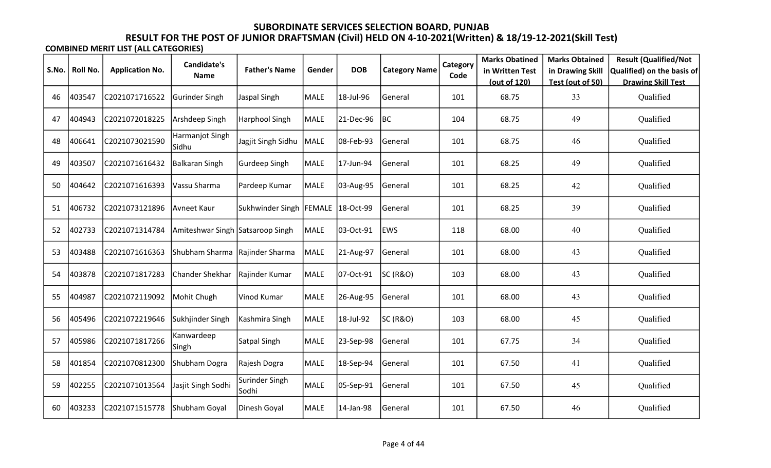# SUBORDINATE SERVICES SELECTION BOARD, PUNJAB

## RESULT FOR THE POST OF JUNIOR DRAFTSMAN (Civil) HELD ON 4-10-2021(Written) & 18/19-12-2021(Skill Test)

**COMBINED MERIT LIST (ALL CATEGORIES)**

| S.No. | Roll No. | Application No. | Candidate's Name | Father's Name | Gender | DOB | Category Name | Category Code | Marks Obatined in Written Test (out of 120) | Marks Obtained in Drawing Skill Test (out of 50) | Result (Qualified/Not Qualified) on the basis of Drawing Skill Test |
|---|---|---|---|---|---|---|---|---|---|---|---|
| 46 | 403547 | C2021071716522 | Gurinder Singh | Jaspal Singh | MALE | 18-Jul-96 | General | 101 | 68.75 | 33 | Qualified |
| 47 | 404943 | C2021072018225 | Arshdeep Singh | Harphool Singh | MALE | 21-Dec-96 | BC | 104 | 68.75 | 49 | Qualified |
| 48 | 406641 | C2021073021590 | Harmanjot Singh Sidhu | Jagjit Singh Sidhu | MALE | 08-Feb-93 | General | 101 | 68.75 | 46 | Qualified |
| 49 | 403507 | C2021071616432 | Balkaran Singh | Gurdeep Singh | MALE | 17-Jun-94 | General | 101 | 68.25 | 49 | Qualified |
| 50 | 404642 | C2021071616393 | Vassu Sharma | Pardeep Kumar | MALE | 03-Aug-95 | General | 101 | 68.25 | 42 | Qualified |
| 51 | 406732 | C2021073121896 | Avneet Kaur | Sukhwinder Singh | FEMALE | 18-Oct-99 | General | 101 | 68.25 | 39 | Qualified |
| 52 | 402733 | C2021071314784 | Amiteshwar Singh | Satsaroop Singh | MALE | 03-Oct-91 | EWS | 118 | 68.00 | 40 | Qualified |
| 53 | 403488 | C2021071616363 | Shubham Sharma | Rajinder Sharma | MALE | 21-Aug-97 | General | 101 | 68.00 | 43 | Qualified |
| 54 | 403878 | C2021071817283 | Chander Shekhar | Rajinder Kumar | MALE | 07-Oct-91 | SC (R&O) | 103 | 68.00 | 43 | Qualified |
| 55 | 404987 | C2021072119092 | Mohit Chugh | Vinod Kumar | MALE | 26-Aug-95 | General | 101 | 68.00 | 43 | Qualified |
| 56 | 405496 | C2021072219646 | Sukhjinder Singh | Kashmira Singh | MALE | 18-Jul-92 | SC (R&O) | 103 | 68.00 | 45 | Qualified |
| 57 | 405986 | C2021071817266 | Kanwardeep Singh | Satpal Singh | MALE | 23-Sep-98 | General | 101 | 67.75 | 34 | Qualified |
| 58 | 401854 | C2021070812300 | Shubham Dogra | Rajesh Dogra | MALE | 18-Sep-94 | General | 101 | 67.50 | 41 | Qualified |
| 59 | 402255 | C2021071013564 | Jasjit Singh Sodhi | Surinder Singh Sodhi | MALE | 05-Sep-91 | General | 101 | 67.50 | 45 | Qualified |
| 60 | 403233 | C2021071515778 | Shubham Goyal | Dinesh Goyal | MALE | 14-Jan-98 | General | 101 | 67.50 | 46 | Qualified |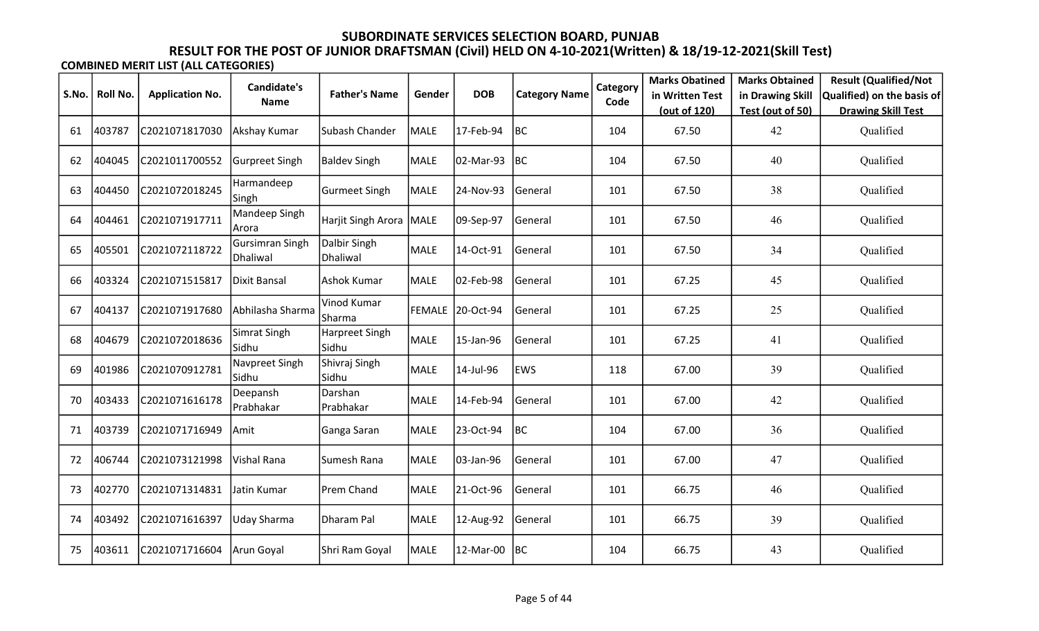# SUBORDINATE SERVICES SELECTION BOARD, PUNJAB

## RESULT FOR THE POST OF JUNIOR DRAFTSMAN (Civil) HELD ON 4-10-2021(Written) & 18/19-12-2021(Skill Test)

**COMBINED MERIT LIST (ALL CATEGORIES)**

| S.No. | Roll No. | Application No. | Candidate's Name | Father's Name | Gender | DOB | Category Name | Category Code | Marks Obatined in Written Test (out of 120) | Marks Obtained in Drawing Skill Test (out of 50) | Result (Qualified/Not Qualified) on the basis of Drawing Skill Test |
|---|---|---|---|---|---|---|---|---|---|---|---|
| 61 | 403787 | C2021071817030 | Akshay Kumar | Subash Chander | MALE | 17-Feb-94 | BC | 104 | 67.50 | 42 | Qualified |
| 62 | 404045 | C2021011700552 | Gurpreet Singh | Baldev Singh | MALE | 02-Mar-93 | BC | 104 | 67.50 | 40 | Qualified |
| 63 | 404450 | C2021072018245 | Harmandeep Singh | Gurmeet Singh | MALE | 24-Nov-93 | General | 101 | 67.50 | 38 | Qualified |
| 64 | 404461 | C2021071917711 | Mandeep Singh Arora | Harjit Singh Arora | MALE | 09-Sep-97 | General | 101 | 67.50 | 46 | Qualified |
| 65 | 405501 | C2021072118722 | Gursimran Singh Dhaliwal | Dalbir Singh Dhaliwal | MALE | 14-Oct-91 | General | 101 | 67.50 | 34 | Qualified |
| 66 | 403324 | C2021071515817 | Dixit Bansal | Ashok Kumar | MALE | 02-Feb-98 | General | 101 | 67.25 | 45 | Qualified |
| 67 | 404137 | C2021071917680 | Abhilasha Sharma | Vinod Kumar Sharma | FEMALE | 20-Oct-94 | General | 101 | 67.25 | 25 | Qualified |
| 68 | 404679 | C2021072018636 | Simrat Singh Sidhu | Harpreet Singh Sidhu | MALE | 15-Jan-96 | General | 101 | 67.25 | 41 | Qualified |
| 69 | 401986 | C2021070912781 | Navpreet Singh Sidhu | Shivraj Singh Sidhu | MALE | 14-Jul-96 | EWS | 118 | 67.00 | 39 | Qualified |
| 70 | 403433 | C2021071616178 | Deepansh Prabhakar | Darshan Prabhakar | MALE | 14-Feb-94 | General | 101 | 67.00 | 42 | Qualified |
| 71 | 403739 | C2021071716949 | Amit | Ganga Saran | MALE | 23-Oct-94 | BC | 104 | 67.00 | 36 | Qualified |
| 72 | 406744 | C2021073121998 | Vishal Rana | Sumesh Rana | MALE | 03-Jan-96 | General | 101 | 67.00 | 47 | Qualified |
| 73 | 402770 | C2021071314831 | Jatin Kumar | Prem Chand | MALE | 21-Oct-96 | General | 101 | 66.75 | 46 | Qualified |
| 74 | 403492 | C2021071616397 | Uday Sharma | Dharam Pal | MALE | 12-Aug-92 | General | 101 | 66.75 | 39 | Qualified |
| 75 | 403611 | C2021071716604 | Arun Goyal | Shri Ram Goyal | MALE | 12-Mar-00 | BC | 104 | 66.75 | 43 | Qualified |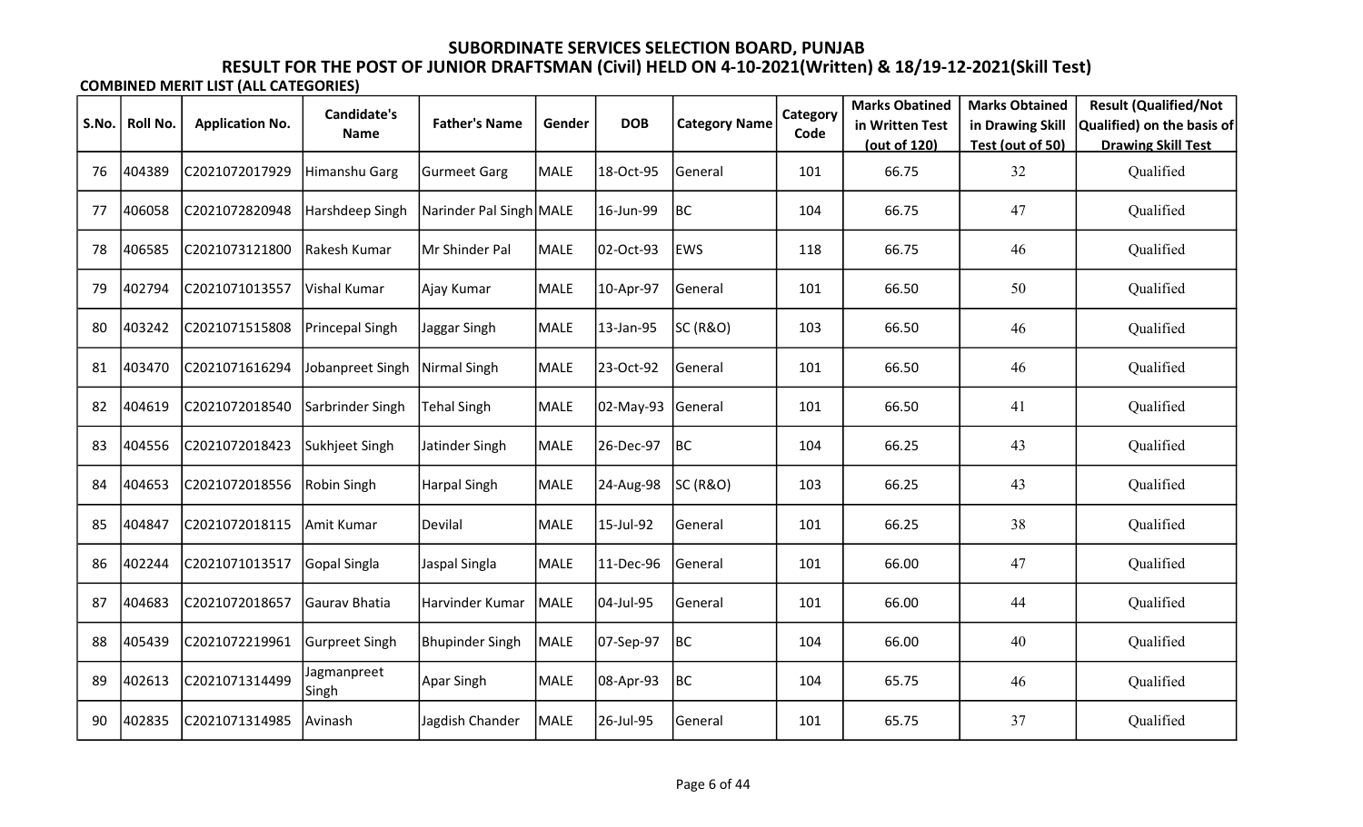# SUBORDINATE SERVICES SELECTION BOARD, PUNJAB

## RESULT FOR THE POST OF JUNIOR DRAFTSMAN (Civil) HELD ON 4-10-2021(Written) & 18/19-12-2021(Skill Test)

**COMBINED MERIT LIST (ALL CATEGORIES)**

| S.No. | Roll No. | Application No. | Candidate's Name | Father's Name | Gender | DOB | Category Name | Category Code | Marks Obatined in Written Test (out of 120) | Marks Obtained in Drawing Skill Test (out of 50) | Result (Qualified/Not Qualified) on the basis of Drawing Skill Test |
|---|---|---|---|---|---|---|---|---|---|---|---|
| 76 | 404389 | C2021072017929 | Himanshu Garg | Gurmeet Garg | MALE | 18-Oct-95 | General | 101 | 66.75 | 32 | Qualified |
| 77 | 406058 | C2021072820948 | Harshdeep Singh | Narinder Pal Singh | MALE | 16-Jun-99 | BC | 104 | 66.75 | 47 | Qualified |
| 78 | 406585 | C2021073121800 | Rakesh Kumar | Mr Shinder Pal | MALE | 02-Oct-93 | EWS | 118 | 66.75 | 46 | Qualified |
| 79 | 402794 | C2021071013557 | Vishal Kumar | Ajay Kumar | MALE | 10-Apr-97 | General | 101 | 66.50 | 50 | Qualified |
| 80 | 403242 | C2021071515808 | Princepal Singh | Jaggar Singh | MALE | 13-Jan-95 | SC (R&O) | 103 | 66.50 | 46 | Qualified |
| 81 | 403470 | C2021071616294 | Jobanpreet Singh | Nirmal Singh | MALE | 23-Oct-92 | General | 101 | 66.50 | 46 | Qualified |
| 82 | 404619 | C2021072018540 | Sarbrinder Singh | Tehal Singh | MALE | 02-May-93 | General | 101 | 66.50 | 41 | Qualified |
| 83 | 404556 | C2021072018423 | Sukhjeet Singh | Jatinder Singh | MALE | 26-Dec-97 | BC | 104 | 66.25 | 43 | Qualified |
| 84 | 404653 | C2021072018556 | Robin Singh | Harpal Singh | MALE | 24-Aug-98 | SC (R&O) | 103 | 66.25 | 43 | Qualified |
| 85 | 404847 | C2021072018115 | Amit Kumar | Devilal | MALE | 15-Jul-92 | General | 101 | 66.25 | 38 | Qualified |
| 86 | 402244 | C2021071013517 | Gopal Singla | Jaspal Singla | MALE | 11-Dec-96 | General | 101 | 66.00 | 47 | Qualified |
| 87 | 404683 | C2021072018657 | Gaurav Bhatia | Harvinder Kumar | MALE | 04-Jul-95 | General | 101 | 66.00 | 44 | Qualified |
| 88 | 405439 | C2021072219961 | Gurpreet Singh | Bhupinder Singh | MALE | 07-Sep-97 | BC | 104 | 66.00 | 40 | Qualified |
| 89 | 402613 | C2021071314499 | Jagmanpreet Singh | Apar Singh | MALE | 08-Apr-93 | BC | 104 | 65.75 | 46 | Qualified |
| 90 | 402835 | C2021071314985 | Avinash | Jagdish Chander | MALE | 26-Jul-95 | General | 101 | 65.75 | 37 | Qualified |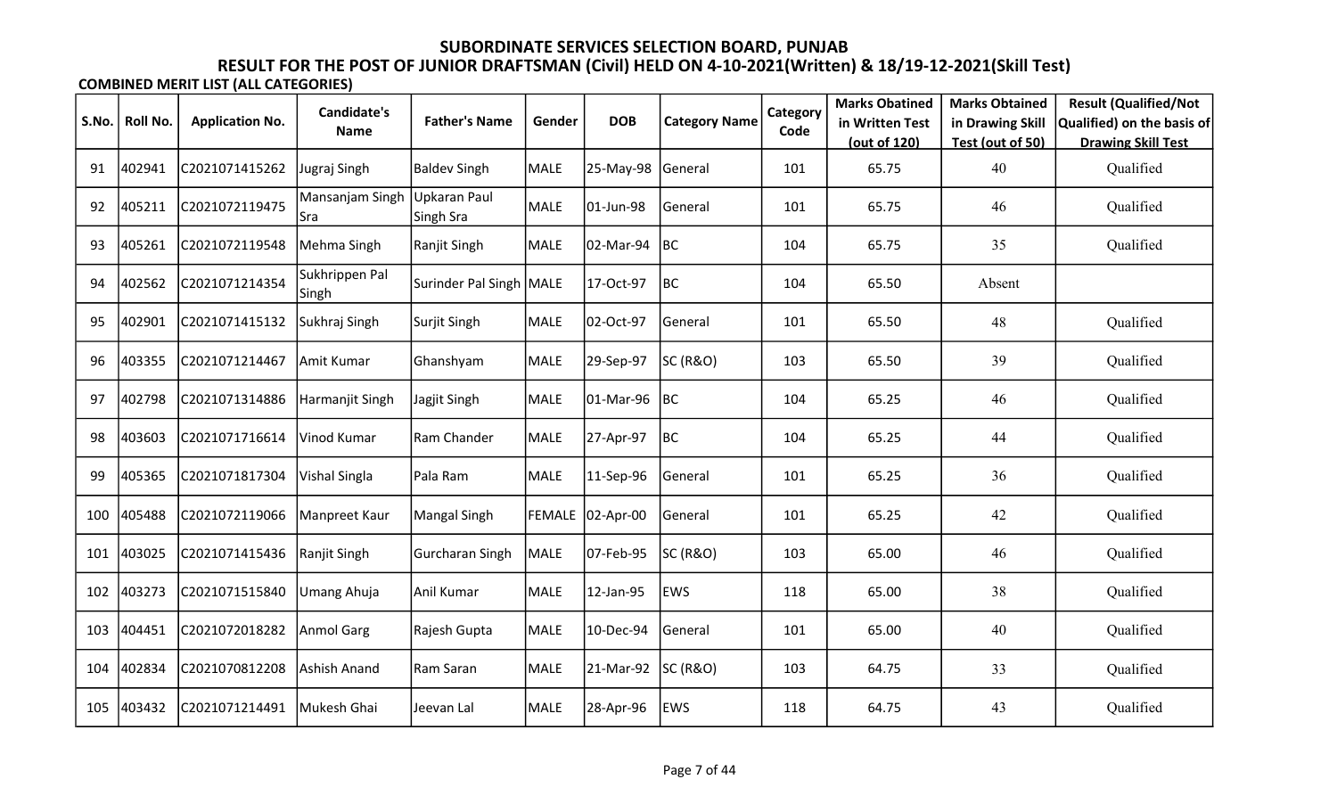# SUBORDINATE SERVICES SELECTION BOARD, PUNJAB

## RESULT FOR THE POST OF JUNIOR DRAFTSMAN (Civil) HELD ON 4-10-2021(Written) & 18/19-12-2021(Skill Test)

**COMBINED MERIT LIST (ALL CATEGORIES)**

| S.No. | Roll No. | Application No. | Candidate's Name | Father's Name | Gender | DOB | Category Name | Category Code | Marks Obatined in Written Test (out of 120) | Marks Obtained in Drawing Skill Test (out of 50) | Result (Qualified/Not Qualified) on the basis of Drawing Skill Test |
|---|---|---|---|---|---|---|---|---|---|---|---|
| 91 | 402941 | C2021071415262 | Jugraj Singh | Baldev Singh | MALE | 25-May-98 | General | 101 | 65.75 | 40 | Qualified |
| 92 | 405211 | C2021072119475 | Mansanjam Singh Sra | Upkaran Paul Singh Sra | MALE | 01-Jun-98 | General | 101 | 65.75 | 46 | Qualified |
| 93 | 405261 | C2021072119548 | Mehma Singh | Ranjit Singh | MALE | 02-Mar-94 | BC | 104 | 65.75 | 35 | Qualified |
| 94 | 402562 | C2021071214354 | Sukhrippen Pal Singh | Surinder Pal Singh | MALE | 17-Oct-97 | BC | 104 | 65.50 | Absent | |
| 95 | 402901 | C2021071415132 | Sukhraj Singh | Surjit Singh | MALE | 02-Oct-97 | General | 101 | 65.50 | 48 | Qualified |
| 96 | 403355 | C2021071214467 | Amit Kumar | Ghanshyam | MALE | 29-Sep-97 | SC (R&O) | 103 | 65.50 | 39 | Qualified |
| 97 | 402798 | C2021071314886 | Harmanjit Singh | Jagjit Singh | MALE | 01-Mar-96 | BC | 104 | 65.25 | 46 | Qualified |
| 98 | 403603 | C2021071716614 | Vinod Kumar | Ram Chander | MALE | 27-Apr-97 | BC | 104 | 65.25 | 44 | Qualified |
| 99 | 405365 | C2021071817304 | Vishal Singla | Pala Ram | MALE | 11-Sep-96 | General | 101 | 65.25 | 36 | Qualified |
| 100 | 405488 | C2021072119066 | Manpreet Kaur | Mangal Singh | FEMALE | 02-Apr-00 | General | 101 | 65.25 | 42 | Qualified |
| 101 | 403025 | C2021071415436 | Ranjit Singh | Gurcharan Singh | MALE | 07-Feb-95 | SC (R&O) | 103 | 65.00 | 46 | Qualified |
| 102 | 403273 | C2021071515840 | Umang Ahuja | Anil Kumar | MALE | 12-Jan-95 | EWS | 118 | 65.00 | 38 | Qualified |
| 103 | 404451 | C2021072018282 | Anmol Garg | Rajesh Gupta | MALE | 10-Dec-94 | General | 101 | 65.00 | 40 | Qualified |
| 104 | 402834 | C2021070812208 | Ashish Anand | Ram Saran | MALE | 21-Mar-92 | SC (R&O) | 103 | 64.75 | 33 | Qualified |
| 105 | 403432 | C2021071214491 | Mukesh Ghai | Jeevan Lal | MALE | 28-Apr-96 | EWS | 118 | 64.75 | 43 | Qualified |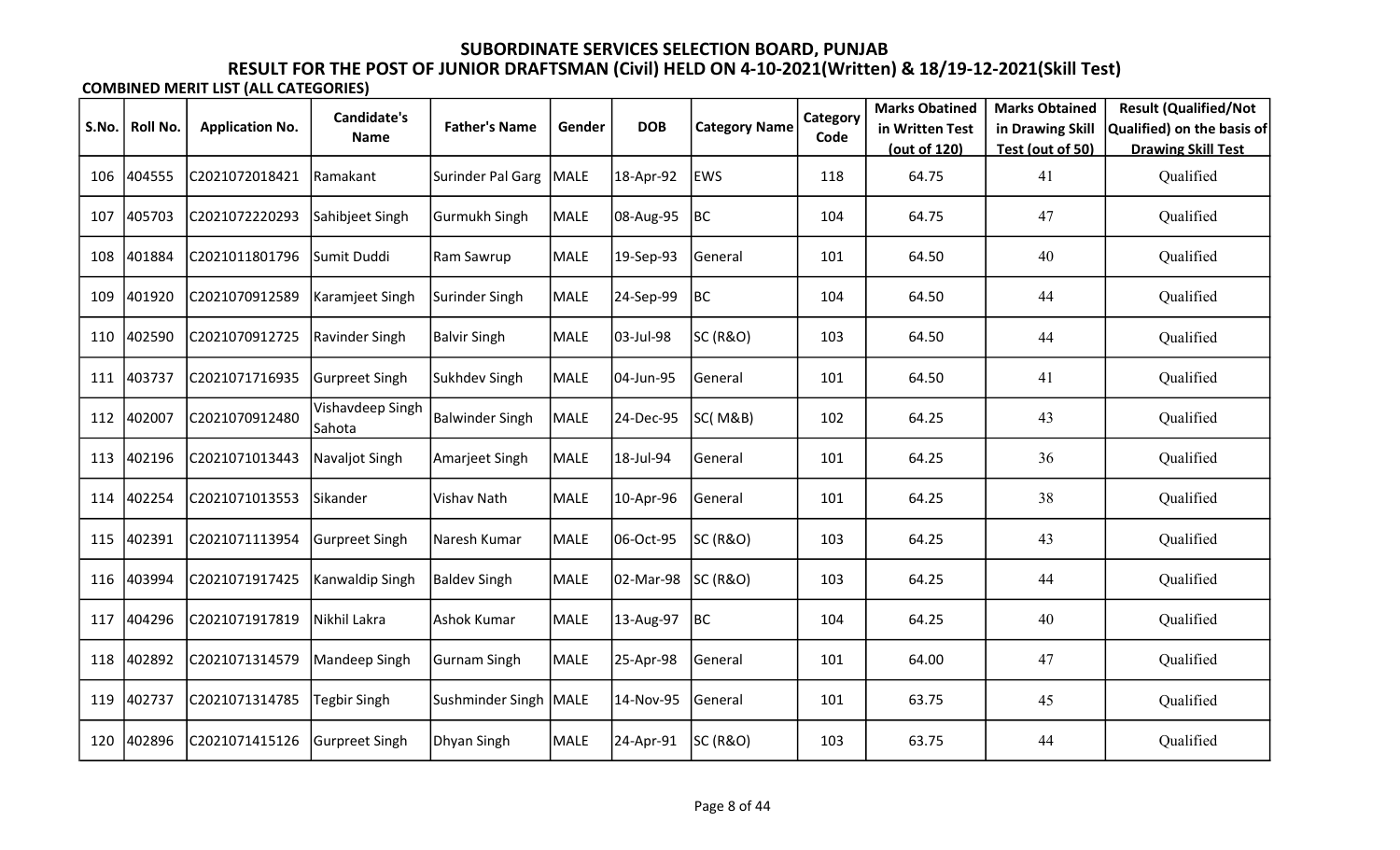# SUBORDINATE SERVICES SELECTION BOARD, PUNJAB

## RESULT FOR THE POST OF JUNIOR DRAFTSMAN (Civil) HELD ON 4-10-2021(Written) & 18/19-12-2021(Skill Test)

**COMBINED MERIT LIST (ALL CATEGORIES)**

| S.No. | Roll No. | Application No. | Candidate's Name | Father's Name | Gender | DOB | Category Name | Category Code | Marks Obatined in Written Test (out of 120) | Marks Obtained in Drawing Skill Test (out of 50) | Result (Qualified/Not Qualified) on the basis of Drawing Skill Test |
|---|---|---|---|---|---|---|---|---|---|---|---|
| 106 | 404555 | C2021072018421 | Ramakant | Surinder Pal Garg | MALE | 18-Apr-92 | EWS | 118 | 64.75 | 41 | Qualified |
| 107 | 405703 | C2021072220293 | Sahibjeet Singh | Gurmukh Singh | MALE | 08-Aug-95 | BC | 104 | 64.75 | 47 | Qualified |
| 108 | 401884 | C2021011801796 | Sumit Duddi | Ram Sawrup | MALE | 19-Sep-93 | General | 101 | 64.50 | 40 | Qualified |
| 109 | 401920 | C2021070912589 | Karamjeet Singh | Surinder Singh | MALE | 24-Sep-99 | BC | 104 | 64.50 | 44 | Qualified |
| 110 | 402590 | C2021070912725 | Ravinder Singh | Balvir Singh | MALE | 03-Jul-98 | SC (R&O) | 103 | 64.50 | 44 | Qualified |
| 111 | 403737 | C2021071716935 | Gurpreet Singh | Sukhdev Singh | MALE | 04-Jun-95 | General | 101 | 64.50 | 41 | Qualified |
| 112 | 402007 | C2021070912480 | Vishavdeep Singh Sahota | Balwinder Singh | MALE | 24-Dec-95 | SC( M&B) | 102 | 64.25 | 43 | Qualified |
| 113 | 402196 | C2021071013443 | Navaljot Singh | Amarjeet Singh | MALE | 18-Jul-94 | General | 101 | 64.25 | 36 | Qualified |
| 114 | 402254 | C2021071013553 | Sikander | Vishav Nath | MALE | 10-Apr-96 | General | 101 | 64.25 | 38 | Qualified |
| 115 | 402391 | C2021071113954 | Gurpreet Singh | Naresh Kumar | MALE | 06-Oct-95 | SC (R&O) | 103 | 64.25 | 43 | Qualified |
| 116 | 403994 | C2021071917425 | Kanwaldip Singh | Baldev Singh | MALE | 02-Mar-98 | SC (R&O) | 103 | 64.25 | 44 | Qualified |
| 117 | 404296 | C2021071917819 | Nikhil Lakra | Ashok Kumar | MALE | 13-Aug-97 | BC | 104 | 64.25 | 40 | Qualified |
| 118 | 402892 | C2021071314579 | Mandeep Singh | Gurnam Singh | MALE | 25-Apr-98 | General | 101 | 64.00 | 47 | Qualified |
| 119 | 402737 | C2021071314785 | Tegbir Singh | Sushminder Singh | MALE | 14-Nov-95 | General | 101 | 63.75 | 45 | Qualified |
| 120 | 402896 | C2021071415126 | Gurpreet Singh | Dhyan Singh | MALE | 24-Apr-91 | SC (R&O) | 103 | 63.75 | 44 | Qualified |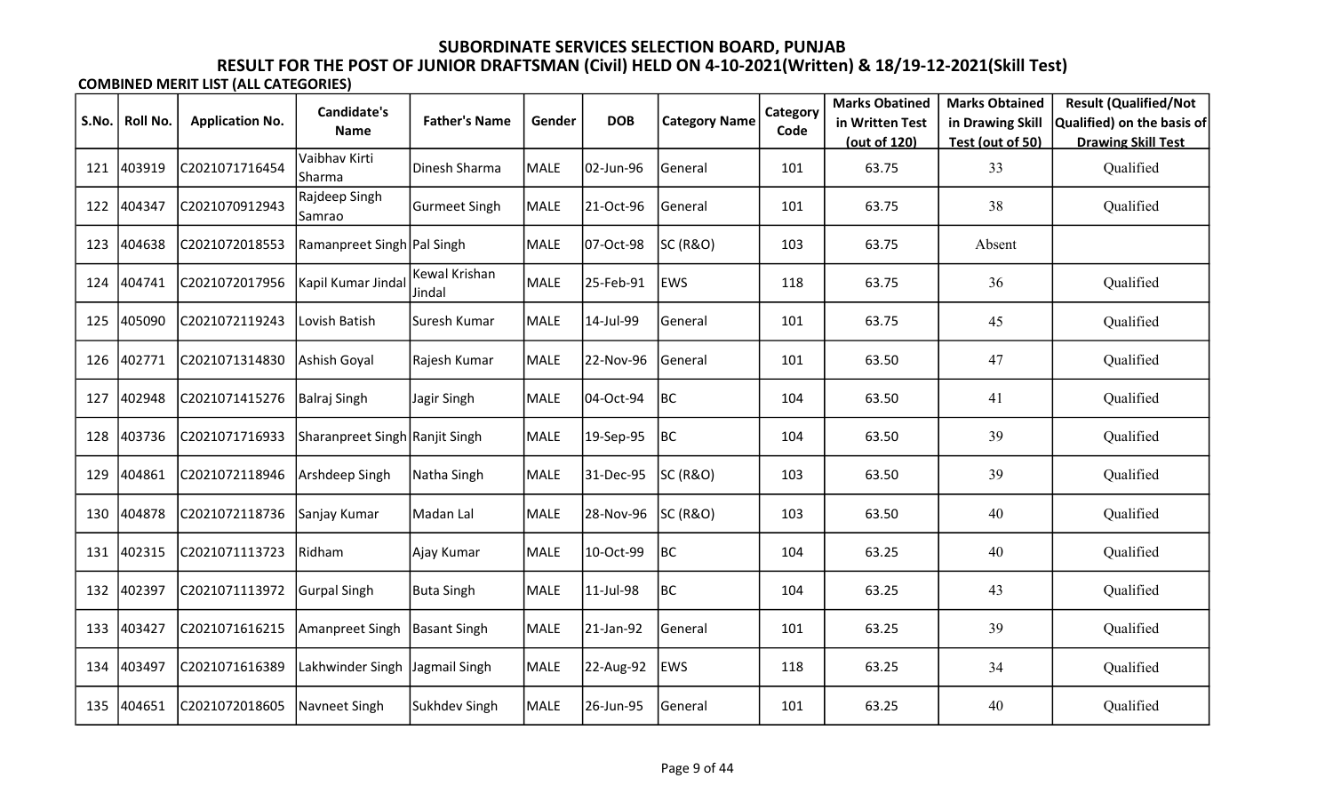# SUBORDINATE SERVICES SELECTION BOARD, PUNJAB

## RESULT FOR THE POST OF JUNIOR DRAFTSMAN (Civil) HELD ON 4-10-2021(Written) & 18/19-12-2021(Skill Test)

**COMBINED MERIT LIST (ALL CATEGORIES)**

| S.No. | Roll No. | Application No. | Candidate's Name | Father's Name | Gender | DOB | Category Name | Category Code | Marks Obatined in Written Test (out of 120) | Marks Obtained in Drawing Skill Test (out of 50) | Result (Qualified/Not Qualified) on the basis of Drawing Skill Test |
|---|---|---|---|---|---|---|---|---|---|---|---|
| 121 | 403919 | C2021071716454 | Vaibhav Kirti Sharma | Dinesh Sharma | MALE | 02-Jun-96 | General | 101 | 63.75 | 33 | Qualified |
| 122 | 404347 | C2021070912943 | Rajdeep Singh Samrao | Gurmeet Singh | MALE | 21-Oct-96 | General | 101 | 63.75 | 38 | Qualified |
| 123 | 404638 | C2021072018553 | Ramanpreet Singh | Pal Singh | MALE | 07-Oct-98 | SC (R&O) | 103 | 63.75 | Absent | |
| 124 | 404741 | C2021072017956 | Kapil Kumar Jindal | Kewal Krishan Jindal | MALE | 25-Feb-91 | EWS | 118 | 63.75 | 36 | Qualified |
| 125 | 405090 | C2021072119243 | Lovish Batish | Suresh Kumar | MALE | 14-Jul-99 | General | 101 | 63.75 | 45 | Qualified |
| 126 | 402771 | C2021071314830 | Ashish Goyal | Rajesh Kumar | MALE | 22-Nov-96 | General | 101 | 63.50 | 47 | Qualified |
| 127 | 402948 | C2021071415276 | Balraj Singh | Jagir Singh | MALE | 04-Oct-94 | BC | 104 | 63.50 | 41 | Qualified |
| 128 | 403736 | C2021071716933 | Sharanpreet Singh | Ranjit Singh | MALE | 19-Sep-95 | BC | 104 | 63.50 | 39 | Qualified |
| 129 | 404861 | C2021072118946 | Arshdeep Singh | Natha Singh | MALE | 31-Dec-95 | SC (R&O) | 103 | 63.50 | 39 | Qualified |
| 130 | 404878 | C2021072118736 | Sanjay Kumar | Madan Lal | MALE | 28-Nov-96 | SC (R&O) | 103 | 63.50 | 40 | Qualified |
| 131 | 402315 | C2021071113723 | Ridham | Ajay Kumar | MALE | 10-Oct-99 | BC | 104 | 63.25 | 40 | Qualified |
| 132 | 402397 | C2021071113972 | Gurpal Singh | Buta Singh | MALE | 11-Jul-98 | BC | 104 | 63.25 | 43 | Qualified |
| 133 | 403427 | C2021071616215 | Amanpreet Singh | Basant Singh | MALE | 21-Jan-92 | General | 101 | 63.25 | 39 | Qualified |
| 134 | 403497 | C2021071616389 | Lakhwinder Singh | Jagmail Singh | MALE | 22-Aug-92 | EWS | 118 | 63.25 | 34 | Qualified |
| 135 | 404651 | C2021072018605 | Navneet Singh | Sukhdev Singh | MALE | 26-Jun-95 | General | 101 | 63.25 | 40 | Qualified |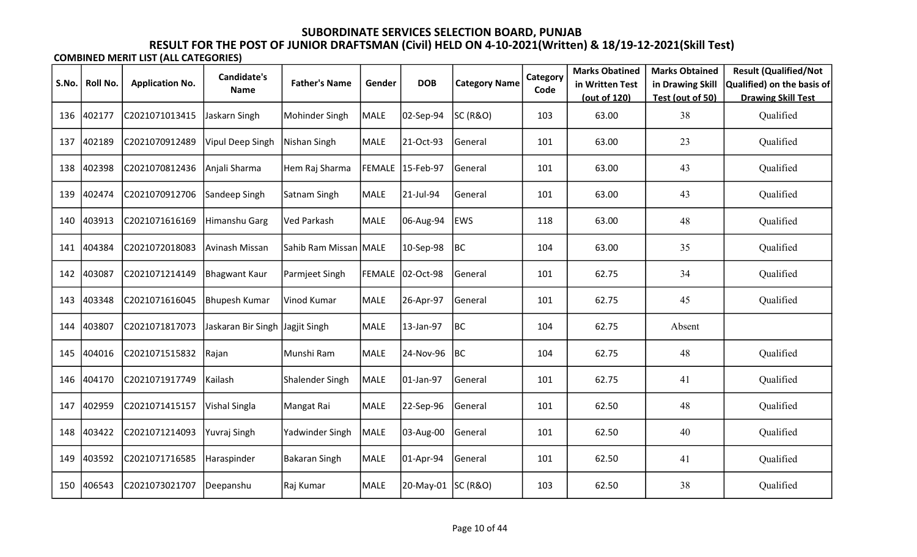# SUBORDINATE SERVICES SELECTION BOARD, PUNJAB

## RESULT FOR THE POST OF JUNIOR DRAFTSMAN (Civil) HELD ON 4-10-2021(Written) & 18/19-12-2021(Skill Test)

**COMBINED MERIT LIST (ALL CATEGORIES)**

| S.No. | Roll No. | Application No. | Candidate's Name | Father's Name | Gender | DOB | Category Name | Category Code | Marks Obatined in Written Test (out of 120) | Marks Obtained in Drawing Skill Test (out of 50) | Result (Qualified/Not Qualified) on the basis of Drawing Skill Test |
|---|---|---|---|---|---|---|---|---|---|---|---|
| 136 | 402177 | C2021071013415 | Jaskarn Singh | Mohinder Singh | MALE | 02-Sep-94 | SC (R&O) | 103 | 63.00 | 38 | Qualified |
| 137 | 402189 | C2021070912489 | Vipul Deep Singh | Nishan Singh | MALE | 21-Oct-93 | General | 101 | 63.00 | 23 | Qualified |
| 138 | 402398 | C2021070812436 | Anjali Sharma | Hem Raj Sharma | FEMALE | 15-Feb-97 | General | 101 | 63.00 | 43 | Qualified |
| 139 | 402474 | C2021070912706 | Sandeep Singh | Satnam Singh | MALE | 21-Jul-94 | General | 101 | 63.00 | 43 | Qualified |
| 140 | 403913 | C2021071616169 | Himanshu Garg | Ved Parkash | MALE | 06-Aug-94 | EWS | 118 | 63.00 | 48 | Qualified |
| 141 | 404384 | C2021072018083 | Avinash Missan | Sahib Ram Missan | MALE | 10-Sep-98 | BC | 104 | 63.00 | 35 | Qualified |
| 142 | 403087 | C2021071214149 | Bhagwant Kaur | Parmjeet Singh | FEMALE | 02-Oct-98 | General | 101 | 62.75 | 34 | Qualified |
| 143 | 403348 | C2021071616045 | Bhupesh Kumar | Vinod Kumar | MALE | 26-Apr-97 | General | 101 | 62.75 | 45 | Qualified |
| 144 | 403807 | C2021071817073 | Jaskaran Bir Singh | Jagjit Singh | MALE | 13-Jan-97 | BC | 104 | 62.75 | Absent | |
| 145 | 404016 | C2021071515832 | Rajan | Munshi Ram | MALE | 24-Nov-96 | BC | 104 | 62.75 | 48 | Qualified |
| 146 | 404170 | C2021071917749 | Kailash | Shalender Singh | MALE | 01-Jan-97 | General | 101 | 62.75 | 41 | Qualified |
| 147 | 402959 | C2021071415157 | Vishal Singla | Mangat Rai | MALE | 22-Sep-96 | General | 101 | 62.50 | 48 | Qualified |
| 148 | 403422 | C2021071214093 | Yuvraj Singh | Yadwinder Singh | MALE | 03-Aug-00 | General | 101 | 62.50 | 40 | Qualified |
| 149 | 403592 | C2021071716585 | Haraspinder | Bakaran Singh | MALE | 01-Apr-94 | General | 101 | 62.50 | 41 | Qualified |
| 150 | 406543 | C2021073021707 | Deepanshu | Raj Kumar | MALE | 20-May-01 | SC (R&O) | 103 | 62.50 | 38 | Qualified |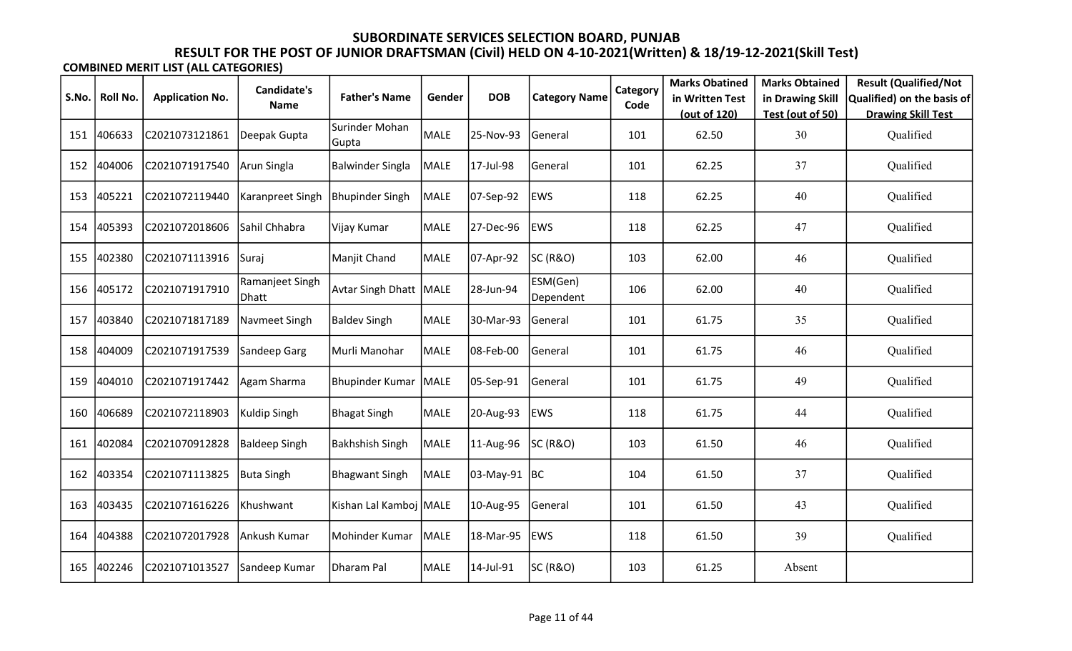# SUBORDINATE SERVICES SELECTION BOARD, PUNJAB

## RESULT FOR THE POST OF JUNIOR DRAFTSMAN (Civil) HELD ON 4-10-2021(Written) & 18/19-12-2021(Skill Test)

**COMBINED MERIT LIST (ALL CATEGORIES)**

| S.No. | Roll No. | Application No. | Candidate's Name | Father's Name | Gender | DOB | Category Name | Category Code | Marks Obatined in Written Test (out of 120) | Marks Obtained in Drawing Skill Test (out of 50) | Result (Qualified/Not Qualified) on the basis of Drawing Skill Test |
|---|---|---|---|---|---|---|---|---|---|---|---|
| 151 | 406633 | C2021073121861 | Deepak Gupta | Surinder Mohan Gupta | MALE | 25-Nov-93 | General | 101 | 62.50 | 30 | Qualified |
| 152 | 404006 | C2021071917540 | Arun Singla | Balwinder Singla | MALE | 17-Jul-98 | General | 101 | 62.25 | 37 | Qualified |
| 153 | 405221 | C2021072119440 | Karanpreet Singh | Bhupinder Singh | MALE | 07-Sep-92 | EWS | 118 | 62.25 | 40 | Qualified |
| 154 | 405393 | C2021072018606 | Sahil Chhabra | Vijay Kumar | MALE | 27-Dec-96 | EWS | 118 | 62.25 | 47 | Qualified |
| 155 | 402380 | C2021071113916 | Suraj | Manjit Chand | MALE | 07-Apr-92 | SC (R&O) | 103 | 62.00 | 46 | Qualified |
| 156 | 405172 | C2021071917910 | Ramanjeet Singh Dhatt | Avtar Singh Dhatt | MALE | 28-Jun-94 | ESM(Gen) Dependent | 106 | 62.00 | 40 | Qualified |
| 157 | 403840 | C2021071817189 | Navmeet Singh | Baldev Singh | MALE | 30-Mar-93 | General | 101 | 61.75 | 35 | Qualified |
| 158 | 404009 | C2021071917539 | Sandeep Garg | Murli Manohar | MALE | 08-Feb-00 | General | 101 | 61.75 | 46 | Qualified |
| 159 | 404010 | C2021071917442 | Agam Sharma | Bhupinder Kumar | MALE | 05-Sep-91 | General | 101 | 61.75 | 49 | Qualified |
| 160 | 406689 | C2021072118903 | Kuldip Singh | Bhagat Singh | MALE | 20-Aug-93 | EWS | 118 | 61.75 | 44 | Qualified |
| 161 | 402084 | C2021070912828 | Baldeep Singh | Bakhshish Singh | MALE | 11-Aug-96 | SC (R&O) | 103 | 61.50 | 46 | Qualified |
| 162 | 403354 | C2021071113825 | Buta Singh | Bhagwant Singh | MALE | 03-May-91 | BC | 104 | 61.50 | 37 | Qualified |
| 163 | 403435 | C2021071616226 | Khushwant | Kishan Lal Kamboj | MALE | 10-Aug-95 | General | 101 | 61.50 | 43 | Qualified |
| 164 | 404388 | C2021072017928 | Ankush Kumar | Mohinder Kumar | MALE | 18-Mar-95 | EWS | 118 | 61.50 | 39 | Qualified |
| 165 | 402246 | C2021071013527 | Sandeep Kumar | Dharam Pal | MALE | 14-Jul-91 | SC (R&O) | 103 | 61.25 | Absent | |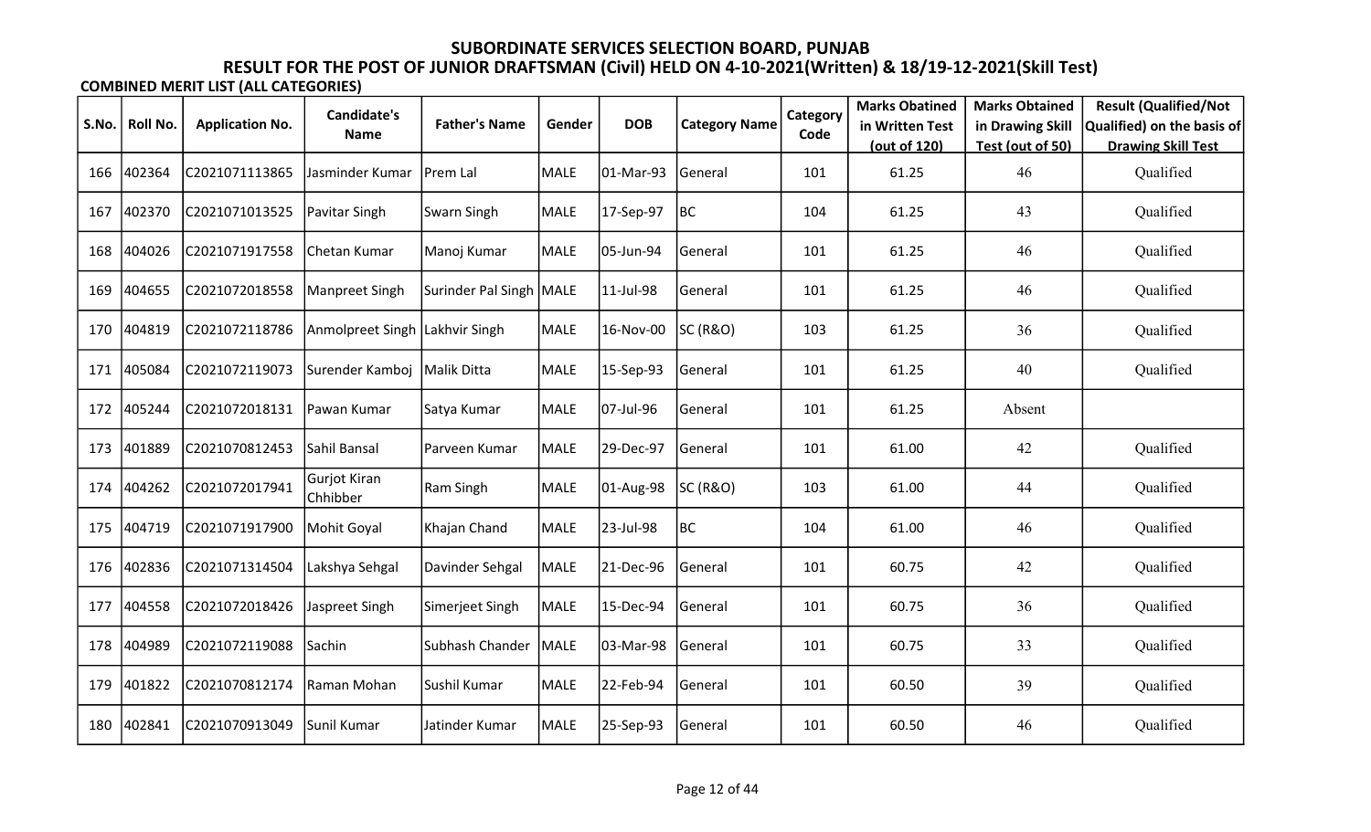# SUBORDINATE SERVICES SELECTION BOARD, PUNJAB

## RESULT FOR THE POST OF JUNIOR DRAFTSMAN (Civil) HELD ON 4-10-2021(Written) & 18/19-12-2021(Skill Test)

**COMBINED MERIT LIST (ALL CATEGORIES)**

| S.No. | Roll No. | Application No. | Candidate's Name | Father's Name | Gender | DOB | Category Name | Category Code | Marks Obatined in Written Test (out of 120) | Marks Obtained in Drawing Skill Test (out of 50) | Result (Qualified/Not Qualified) on the basis of Drawing Skill Test |
|---|---|---|---|---|---|---|---|---|---|---|---|
| 166 | 402364 | C2021071113865 | Jasminder Kumar | Prem Lal | MALE | 01-Mar-93 | General | 101 | 61.25 | 46 | Qualified |
| 167 | 402370 | C2021071013525 | Pavitar Singh | Swarn Singh | MALE | 17-Sep-97 | BC | 104 | 61.25 | 43 | Qualified |
| 168 | 404026 | C2021071917558 | Chetan Kumar | Manoj Kumar | MALE | 05-Jun-94 | General | 101 | 61.25 | 46 | Qualified |
| 169 | 404655 | C2021072018558 | Manpreet Singh | Surinder Pal Singh | MALE | 11-Jul-98 | General | 101 | 61.25 | 46 | Qualified |
| 170 | 404819 | C2021072118786 | Anmolpreet Singh | Lakhvir Singh | MALE | 16-Nov-00 | SC (R&O) | 103 | 61.25 | 36 | Qualified |
| 171 | 405084 | C2021072119073 | Surender Kamboj | Malik Ditta | MALE | 15-Sep-93 | General | 101 | 61.25 | 40 | Qualified |
| 172 | 405244 | C2021072018131 | Pawan Kumar | Satya Kumar | MALE | 07-Jul-96 | General | 101 | 61.25 | Absent | |
| 173 | 401889 | C2021070812453 | Sahil Bansal | Parveen Kumar | MALE | 29-Dec-97 | General | 101 | 61.00 | 42 | Qualified |
| 174 | 404262 | C2021072017941 | Gurjot Kiran Chhibber | Ram Singh | MALE | 01-Aug-98 | SC (R&O) | 103 | 61.00 | 44 | Qualified |
| 175 | 404719 | C2021071917900 | Mohit Goyal | Khajan Chand | MALE | 23-Jul-98 | BC | 104 | 61.00 | 46 | Qualified |
| 176 | 402836 | C2021071314504 | Lakshya Sehgal | Davinder Sehgal | MALE | 21-Dec-96 | General | 101 | 60.75 | 42 | Qualified |
| 177 | 404558 | C2021072018426 | Jaspreet Singh | Simerjeet Singh | MALE | 15-Dec-94 | General | 101 | 60.75 | 36 | Qualified |
| 178 | 404989 | C2021072119088 | Sachin | Subhash Chander | MALE | 03-Mar-98 | General | 101 | 60.75 | 33 | Qualified |
| 179 | 401822 | C2021070812174 | Raman Mohan | Sushil Kumar | MALE | 22-Feb-94 | General | 101 | 60.50 | 39 | Qualified |
| 180 | 402841 | C2021070913049 | Sunil Kumar | Jatinder Kumar | MALE | 25-Sep-93 | General | 101 | 60.50 | 46 | Qualified |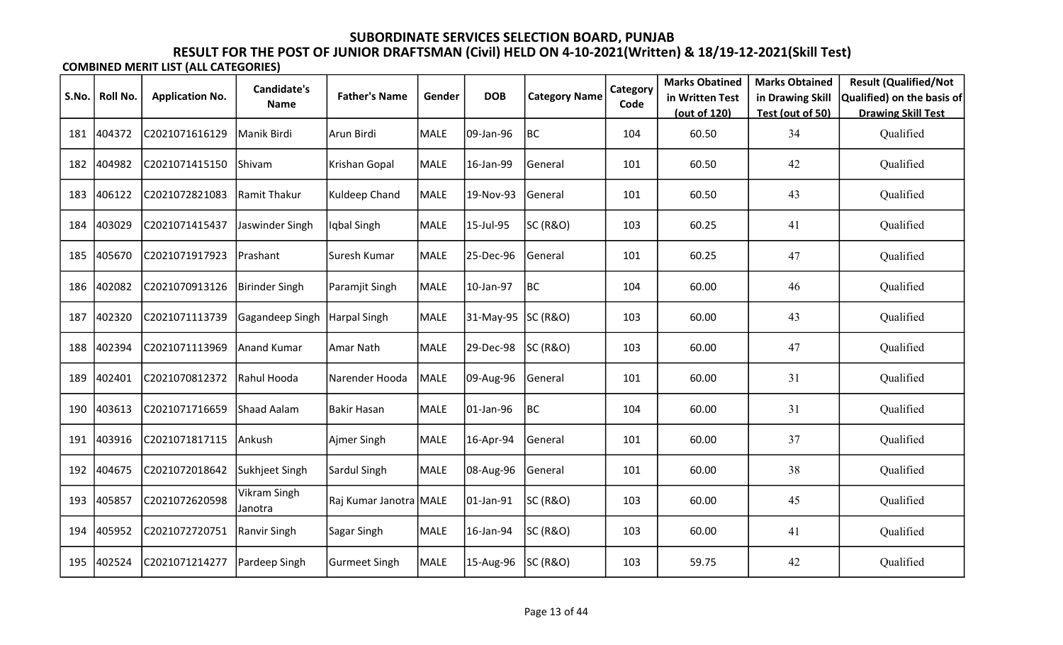# SUBORDINATE SERVICES SELECTION BOARD, PUNJAB

## RESULT FOR THE POST OF JUNIOR DRAFTSMAN (Civil) HELD ON 4-10-2021(Written) & 18/19-12-2021(Skill Test)

**COMBINED MERIT LIST (ALL CATEGORIES)**

| S.No. | Roll No. | Application No. | Candidate's Name | Father's Name | Gender | DOB | Category Name | Category Code | Marks Obatined in Written Test (out of 120) | Marks Obtained in Drawing Skill Test (out of 50) | Result (Qualified/Not Qualified) on the basis of Drawing Skill Test |
|---|---|---|---|---|---|---|---|---|---|---|---|
| 181 | 404372 | C2021071616129 | Manik Birdi | Arun Birdi | MALE | 09-Jan-96 | BC | 104 | 60.50 | 34 | Qualified |
| 182 | 404982 | C2021071415150 | Shivam | Krishan Gopal | MALE | 16-Jan-99 | General | 101 | 60.50 | 42 | Qualified |
| 183 | 406122 | C2021072821083 | Ramit Thakur | Kuldeep Chand | MALE | 19-Nov-93 | General | 101 | 60.50 | 43 | Qualified |
| 184 | 403029 | C2021071415437 | Jaswinder Singh | Iqbal Singh | MALE | 15-Jul-95 | SC (R&O) | 103 | 60.25 | 41 | Qualified |
| 185 | 405670 | C2021071917923 | Prashant | Suresh Kumar | MALE | 25-Dec-96 | General | 101 | 60.25 | 47 | Qualified |
| 186 | 402082 | C2021070913126 | Birinder Singh | Paramjit Singh | MALE | 10-Jan-97 | BC | 104 | 60.00 | 46 | Qualified |
| 187 | 402320 | C2021071113739 | Gagandeep Singh | Harpal Singh | MALE | 31-May-95 | SC (R&O) | 103 | 60.00 | 43 | Qualified |
| 188 | 402394 | C2021071113969 | Anand Kumar | Amar Nath | MALE | 29-Dec-98 | SC (R&O) | 103 | 60.00 | 47 | Qualified |
| 189 | 402401 | C2021070812372 | Rahul Hooda | Narender Hooda | MALE | 09-Aug-96 | General | 101 | 60.00 | 31 | Qualified |
| 190 | 403613 | C2021071716659 | Shaad Aalam | Bakir Hasan | MALE | 01-Jan-96 | BC | 104 | 60.00 | 31 | Qualified |
| 191 | 403916 | C2021071817115 | Ankush | Ajmer Singh | MALE | 16-Apr-94 | General | 101 | 60.00 | 37 | Qualified |
| 192 | 404675 | C2021072018642 | Sukhjeet Singh | Sardul Singh | MALE | 08-Aug-96 | General | 101 | 60.00 | 38 | Qualified |
| 193 | 405857 | C2021072620598 | Vikram Singh Janotra | Raj Kumar Janotra | MALE | 01-Jan-91 | SC (R&O) | 103 | 60.00 | 45 | Qualified |
| 194 | 405952 | C2021072720751 | Ranvir Singh | Sagar Singh | MALE | 16-Jan-94 | SC (R&O) | 103 | 60.00 | 41 | Qualified |
| 195 | 402524 | C2021071214277 | Pardeep Singh | Gurmeet Singh | MALE | 15-Aug-96 | SC (R&O) | 103 | 59.75 | 42 | Qualified |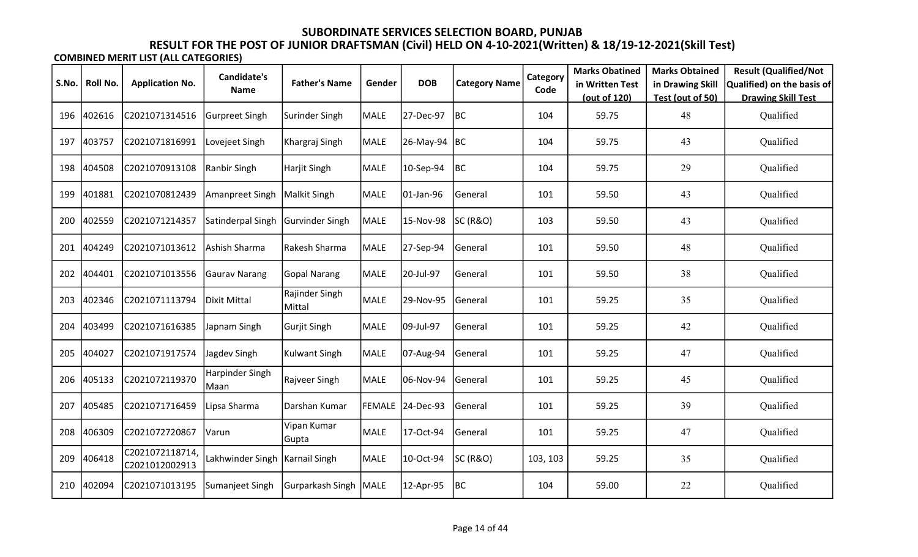# SUBORDINATE SERVICES SELECTION BOARD, PUNJAB

## RESULT FOR THE POST OF JUNIOR DRAFTSMAN (Civil) HELD ON 4-10-2021(Written) & 18/19-12-2021(Skill Test)

**COMBINED MERIT LIST (ALL CATEGORIES)**

| S.No. | Roll No. | Application No. | Candidate's Name | Father's Name | Gender | DOB | Category Name | Category Code | Marks Obatined in Written Test (out of 120) | Marks Obtained in Drawing Skill Test (out of 50) | Result (Qualified/Not Qualified) on the basis of Drawing Skill Test |
|---|---|---|---|---|---|---|---|---|---|---|---|
| 196 | 402616 | C2021071314516 | Gurpreet Singh | Surinder Singh | MALE | 27-Dec-97 | BC | 104 | 59.75 | 48 | Qualified |
| 197 | 403757 | C2021071816991 | Lovejeet Singh | Khargraj Singh | MALE | 26-May-94 | BC | 104 | 59.75 | 43 | Qualified |
| 198 | 404508 | C2021070913108 | Ranbir Singh | Harjit Singh | MALE | 10-Sep-94 | BC | 104 | 59.75 | 29 | Qualified |
| 199 | 401881 | C2021070812439 | Amanpreet Singh | Malkit Singh | MALE | 01-Jan-96 | General | 101 | 59.50 | 43 | Qualified |
| 200 | 402559 | C2021071214357 | Satinderpal Singh | Gurvinder Singh | MALE | 15-Nov-98 | SC (R&O) | 103 | 59.50 | 43 | Qualified |
| 201 | 404249 | C2021071013612 | Ashish Sharma | Rakesh Sharma | MALE | 27-Sep-94 | General | 101 | 59.50 | 48 | Qualified |
| 202 | 404401 | C2021071013556 | Gaurav Narang | Gopal Narang | MALE | 20-Jul-97 | General | 101 | 59.50 | 38 | Qualified |
| 203 | 402346 | C2021071113794 | Dixit Mittal | Rajinder Singh Mittal | MALE | 29-Nov-95 | General | 101 | 59.25 | 35 | Qualified |
| 204 | 403499 | C2021071616385 | Japnam Singh | Gurjit Singh | MALE | 09-Jul-97 | General | 101 | 59.25 | 42 | Qualified |
| 205 | 404027 | C2021071917574 | Jagdev Singh | Kulwant Singh | MALE | 07-Aug-94 | General | 101 | 59.25 | 47 | Qualified |
| 206 | 405133 | C2021072119370 | Harpinder Singh Maan | Rajveer Singh | MALE | 06-Nov-94 | General | 101 | 59.25 | 45 | Qualified |
| 207 | 405485 | C2021071716459 | Lipsa Sharma | Darshan Kumar | FEMALE | 24-Dec-93 | General | 101 | 59.25 | 39 | Qualified |
| 208 | 406309 | C2021072720867 | Varun | Vipan Kumar Gupta | MALE | 17-Oct-94 | General | 101 | 59.25 | 47 | Qualified |
| 209 | 406418 | C2021072118714, C2021012002913 | Lakhwinder Singh | Karnail Singh | MALE | 10-Oct-94 | SC (R&O) | 103, 103 | 59.25 | 35 | Qualified |
| 210 | 402094 | C2021071013195 | Sumanjeet Singh | Gurparkash Singh | MALE | 12-Apr-95 | BC | 104 | 59.00 | 22 | Qualified |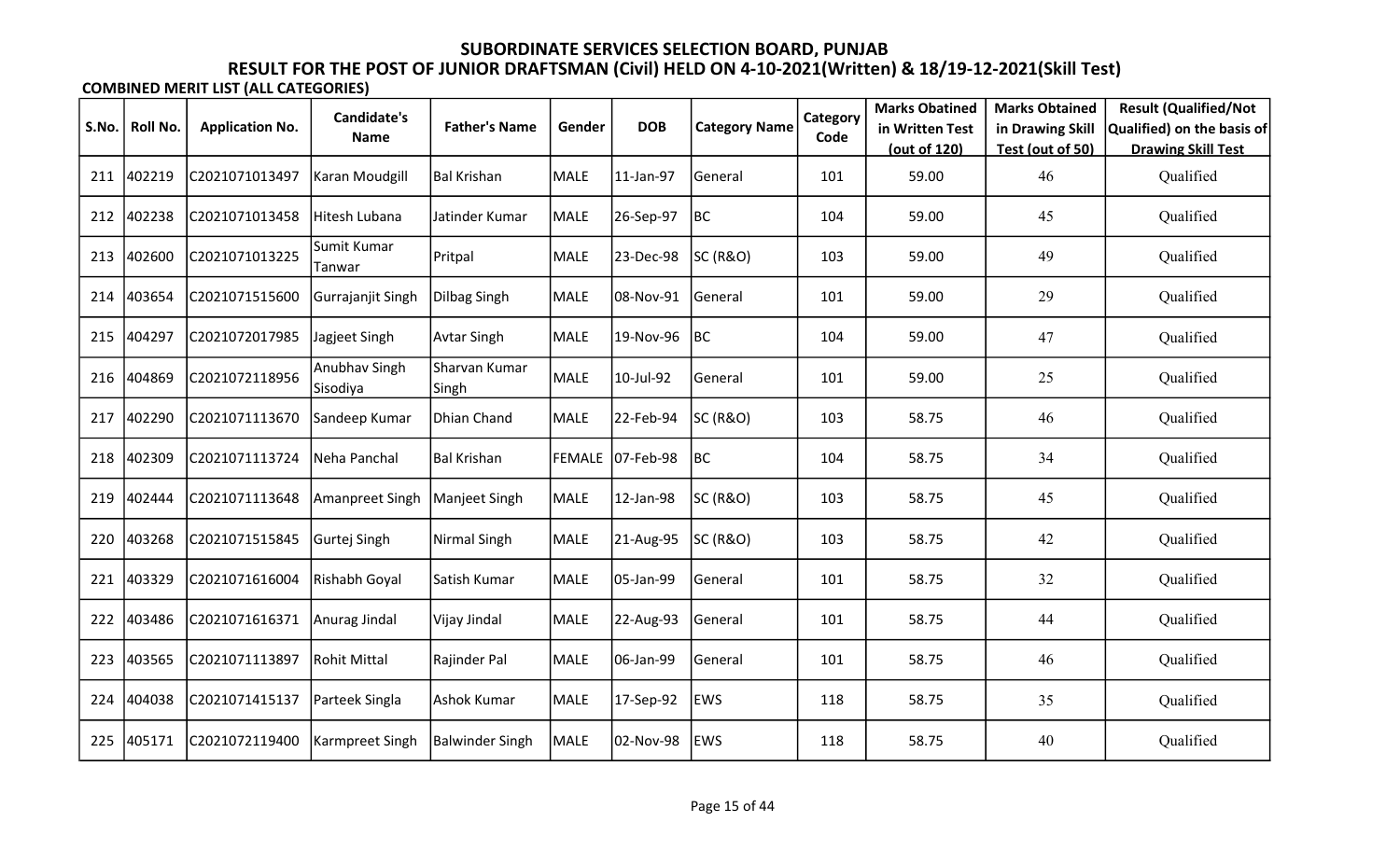# SUBORDINATE SERVICES SELECTION BOARD, PUNJAB

## RESULT FOR THE POST OF JUNIOR DRAFTSMAN (Civil) HELD ON 4-10-2021(Written) & 18/19-12-2021(Skill Test)

**COMBINED MERIT LIST (ALL CATEGORIES)**

| S.No. | Roll No. | Application No. | Candidate's Name | Father's Name | Gender | DOB | Category Name | Category Code | Marks Obatined in Written Test (out of 120) | Marks Obtained in Drawing Skill Test (out of 50) | Result (Qualified/Not Qualified) on the basis of Drawing Skill Test |
|---|---|---|---|---|---|---|---|---|---|---|---|
| 211 | 402219 | C2021071013497 | Karan Moudgill | Bal Krishan | MALE | 11-Jan-97 | General | 101 | 59.00 | 46 | Qualified |
| 212 | 402238 | C2021071013458 | Hitesh Lubana | Jatinder Kumar | MALE | 26-Sep-97 | BC | 104 | 59.00 | 45 | Qualified |
| 213 | 402600 | C2021071013225 | Sumit Kumar Tanwar | Pritpal | MALE | 23-Dec-98 | SC (R&O) | 103 | 59.00 | 49 | Qualified |
| 214 | 403654 | C2021071515600 | Gurrajanjit Singh | Dilbag Singh | MALE | 08-Nov-91 | General | 101 | 59.00 | 29 | Qualified |
| 215 | 404297 | C2021072017985 | Jagjeet Singh | Avtar Singh | MALE | 19-Nov-96 | BC | 104 | 59.00 | 47 | Qualified |
| 216 | 404869 | C2021072118956 | Anubhav Singh Sisodiya | Sharvan Kumar Singh | MALE | 10-Jul-92 | General | 101 | 59.00 | 25 | Qualified |
| 217 | 402290 | C2021071113670 | Sandeep Kumar | Dhian Chand | MALE | 22-Feb-94 | SC (R&O) | 103 | 58.75 | 46 | Qualified |
| 218 | 402309 | C2021071113724 | Neha Panchal | Bal Krishan | FEMALE | 07-Feb-98 | BC | 104 | 58.75 | 34 | Qualified |
| 219 | 402444 | C2021071113648 | Amanpreet Singh | Manjeet Singh | MALE | 12-Jan-98 | SC (R&O) | 103 | 58.75 | 45 | Qualified |
| 220 | 403268 | C2021071515845 | Gurtej Singh | Nirmal Singh | MALE | 21-Aug-95 | SC (R&O) | 103 | 58.75 | 42 | Qualified |
| 221 | 403329 | C2021071616004 | Rishabh Goyal | Satish Kumar | MALE | 05-Jan-99 | General | 101 | 58.75 | 32 | Qualified |
| 222 | 403486 | C2021071616371 | Anurag Jindal | Vijay Jindal | MALE | 22-Aug-93 | General | 101 | 58.75 | 44 | Qualified |
| 223 | 403565 | C2021071113897 | Rohit Mittal | Rajinder Pal | MALE | 06-Jan-99 | General | 101 | 58.75 | 46 | Qualified |
| 224 | 404038 | C2021071415137 | Parteek Singla | Ashok Kumar | MALE | 17-Sep-92 | EWS | 118 | 58.75 | 35 | Qualified |
| 225 | 405171 | C2021072119400 | Karmpreet Singh | Balwinder Singh | MALE | 02-Nov-98 | EWS | 118 | 58.75 | 40 | Qualified |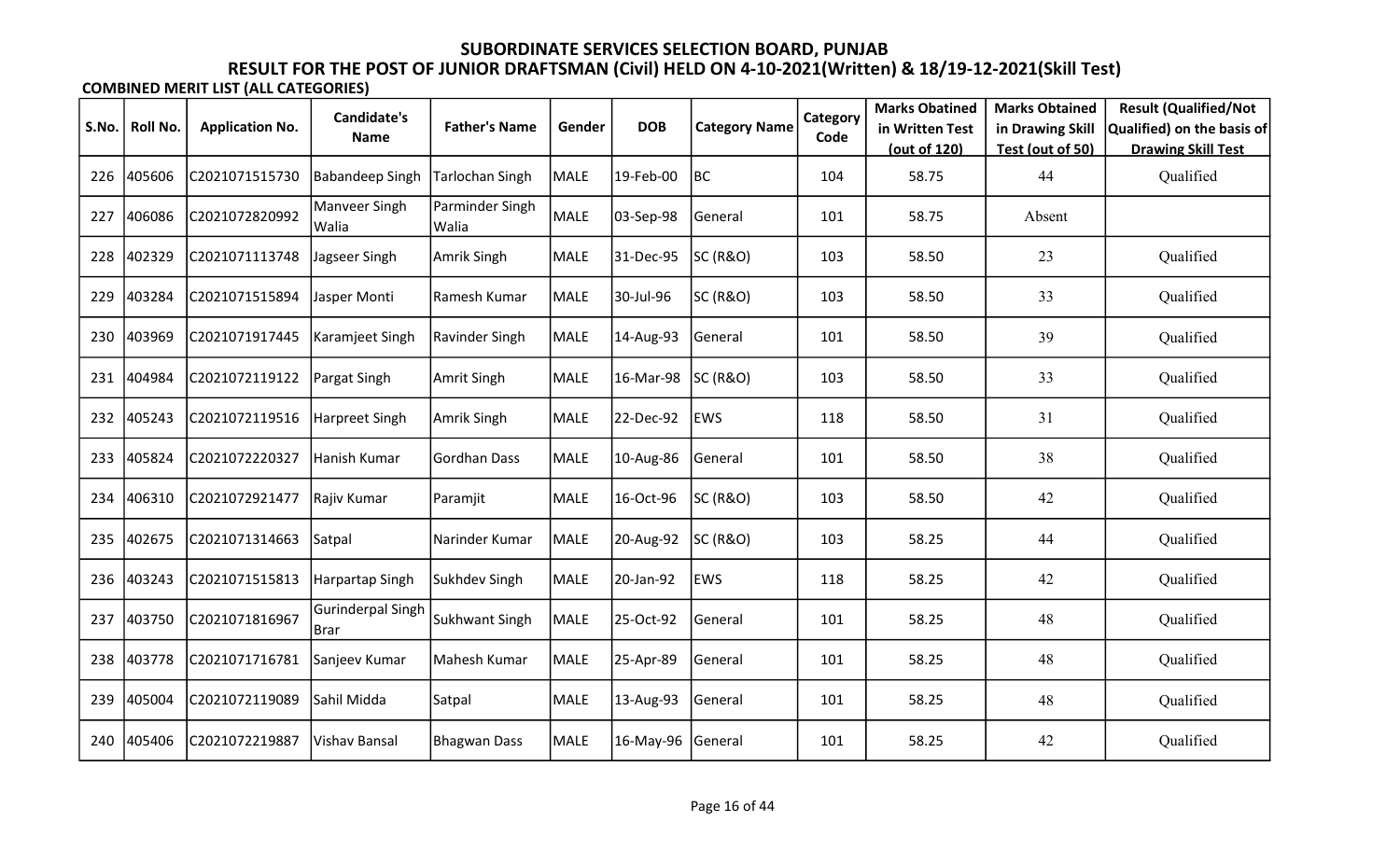# SUBORDINATE SERVICES SELECTION BOARD, PUNJAB

## RESULT FOR THE POST OF JUNIOR DRAFTSMAN (Civil) HELD ON 4-10-2021(Written) & 18/19-12-2021(Skill Test)

**COMBINED MERIT LIST (ALL CATEGORIES)**

| S.No. | Roll No. | Application No. | Candidate's Name | Father's Name | Gender | DOB | Category Name | Category Code | Marks Obatined in Written Test (out of 120) | Marks Obtained in Drawing Skill Test (out of 50) | Result (Qualified/Not Qualified) on the basis of Drawing Skill Test |
|---|---|---|---|---|---|---|---|---|---|---|---|
| 226 | 405606 | C2021071515730 | Babandeep Singh | Tarlochan Singh | MALE | 19-Feb-00 | BC | 104 | 58.75 | 44 | Qualified |
| 227 | 406086 | C2021072820992 | Manveer Singh Walia | Parminder Singh Walia | MALE | 03-Sep-98 | General | 101 | 58.75 | Absent | |
| 228 | 402329 | C2021071113748 | Jagseer Singh | Amrik Singh | MALE | 31-Dec-95 | SC (R&O) | 103 | 58.50 | 23 | Qualified |
| 229 | 403284 | C2021071515894 | Jasper Monti | Ramesh Kumar | MALE | 30-Jul-96 | SC (R&O) | 103 | 58.50 | 33 | Qualified |
| 230 | 403969 | C2021071917445 | Karamjeet Singh | Ravinder Singh | MALE | 14-Aug-93 | General | 101 | 58.50 | 39 | Qualified |
| 231 | 404984 | C2021072119122 | Pargat Singh | Amrit Singh | MALE | 16-Mar-98 | SC (R&O) | 103 | 58.50 | 33 | Qualified |
| 232 | 405243 | C2021072119516 | Harpreet Singh | Amrik Singh | MALE | 22-Dec-92 | EWS | 118 | 58.50 | 31 | Qualified |
| 233 | 405824 | C2021072220327 | Hanish Kumar | Gordhan Dass | MALE | 10-Aug-86 | General | 101 | 58.50 | 38 | Qualified |
| 234 | 406310 | C2021072921477 | Rajiv Kumar | Paramjit | MALE | 16-Oct-96 | SC (R&O) | 103 | 58.50 | 42 | Qualified |
| 235 | 402675 | C2021071314663 | Satpal | Narinder Kumar | MALE | 20-Aug-92 | SC (R&O) | 103 | 58.25 | 44 | Qualified |
| 236 | 403243 | C2021071515813 | Harpartap Singh | Sukhdev Singh | MALE | 20-Jan-92 | EWS | 118 | 58.25 | 42 | Qualified |
| 237 | 403750 | C2021071816967 | Gurinderpal Singh Brar | Sukhwant Singh | MALE | 25-Oct-92 | General | 101 | 58.25 | 48 | Qualified |
| 238 | 403778 | C2021071716781 | Sanjeev Kumar | Mahesh Kumar | MALE | 25-Apr-89 | General | 101 | 58.25 | 48 | Qualified |
| 239 | 405004 | C2021072119089 | Sahil Midda | Satpal | MALE | 13-Aug-93 | General | 101 | 58.25 | 48 | Qualified |
| 240 | 405406 | C2021072219887 | Vishav Bansal | Bhagwan Dass | MALE | 16-May-96 | General | 101 | 58.25 | 42 | Qualified |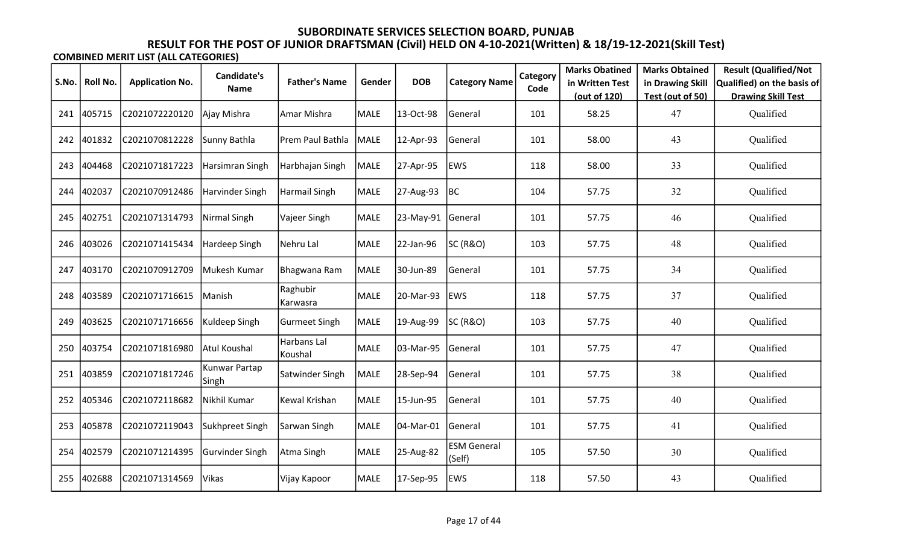# SUBORDINATE SERVICES SELECTION BOARD, PUNJAB

## RESULT FOR THE POST OF JUNIOR DRAFTSMAN (Civil) HELD ON 4-10-2021(Written) & 18/19-12-2021(Skill Test)

**COMBINED MERIT LIST (ALL CATEGORIES)**

| S.No. | Roll No. | Application No. | Candidate's Name | Father's Name | Gender | DOB | Category Name | Category Code | Marks Obatined in Written Test (out of 120) | Marks Obtained in Drawing Skill Test (out of 50) | Result (Qualified/Not Qualified) on the basis of Drawing Skill Test |
|---|---|---|---|---|---|---|---|---|---|---|---|
| 241 | 405715 | C2021072220120 | Ajay Mishra | Amar Mishra | MALE | 13-Oct-98 | General | 101 | 58.25 | 47 | Qualified |
| 242 | 401832 | C2021070812228 | Sunny Bathla | Prem Paul Bathla | MALE | 12-Apr-93 | General | 101 | 58.00 | 43 | Qualified |
| 243 | 404468 | C2021071817223 | Harsimran Singh | Harbhajan Singh | MALE | 27-Apr-95 | EWS | 118 | 58.00 | 33 | Qualified |
| 244 | 402037 | C2021070912486 | Harvinder Singh | Harmail Singh | MALE | 27-Aug-93 | BC | 104 | 57.75 | 32 | Qualified |
| 245 | 402751 | C2021071314793 | Nirmal Singh | Vajeer Singh | MALE | 23-May-91 | General | 101 | 57.75 | 46 | Qualified |
| 246 | 403026 | C2021071415434 | Hardeep Singh | Nehru Lal | MALE | 22-Jan-96 | SC (R&O) | 103 | 57.75 | 48 | Qualified |
| 247 | 403170 | C2021070912709 | Mukesh Kumar | Bhagwana Ram | MALE | 30-Jun-89 | General | 101 | 57.75 | 34 | Qualified |
| 248 | 403589 | C2021071716615 | Manish | Raghubir Karwasra | MALE | 20-Mar-93 | EWS | 118 | 57.75 | 37 | Qualified |
| 249 | 403625 | C2021071716656 | Kuldeep Singh | Gurmeet Singh | MALE | 19-Aug-99 | SC (R&O) | 103 | 57.75 | 40 | Qualified |
| 250 | 403754 | C2021071816980 | Atul Koushal | Harbans Lal Koushal | MALE | 03-Mar-95 | General | 101 | 57.75 | 47 | Qualified |
| 251 | 403859 | C2021071817246 | Kunwar Partap Singh | Satwinder Singh | MALE | 28-Sep-94 | General | 101 | 57.75 | 38 | Qualified |
| 252 | 405346 | C2021072118682 | Nikhil Kumar | Kewal Krishan | MALE | 15-Jun-95 | General | 101 | 57.75 | 40 | Qualified |
| 253 | 405878 | C2021072119043 | Sukhpreet Singh | Sarwan Singh | MALE | 04-Mar-01 | General | 101 | 57.75 | 41 | Qualified |
| 254 | 402579 | C2021071214395 | Gurvinder Singh | Atma Singh | MALE | 25-Aug-82 | ESM General (Self) | 105 | 57.50 | 30 | Qualified |
| 255 | 402688 | C2021071314569 | Vikas | Vijay Kapoor | MALE | 17-Sep-95 | EWS | 118 | 57.50 | 43 | Qualified |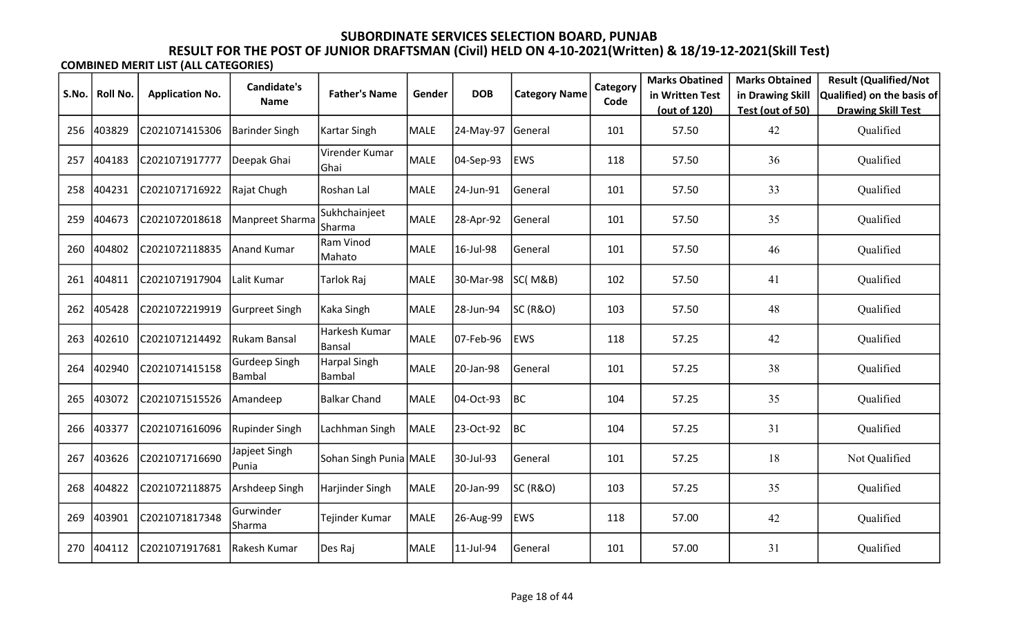# SUBORDINATE SERVICES SELECTION BOARD, PUNJAB

## RESULT FOR THE POST OF JUNIOR DRAFTSMAN (Civil) HELD ON 4-10-2021(Written) & 18/19-12-2021(Skill Test)

**COMBINED MERIT LIST (ALL CATEGORIES)**

| S.No. | Roll No. | Application No. | Candidate's Name | Father's Name | Gender | DOB | Category Name | Category Code | Marks Obatined in Written Test (out of 120) | Marks Obtained in Drawing Skill Test (out of 50) | Result (Qualified/Not Qualified) on the basis of Drawing Skill Test |
|---|---|---|---|---|---|---|---|---|---|---|---|
| 256 | 403829 | C2021071415306 | Barinder Singh | Kartar Singh | MALE | 24-May-97 | General | 101 | 57.50 | 42 | Qualified |
| 257 | 404183 | C2021071917777 | Deepak Ghai | Virender Kumar Ghai | MALE | 04-Sep-93 | EWS | 118 | 57.50 | 36 | Qualified |
| 258 | 404231 | C2021071716922 | Rajat Chugh | Roshan Lal | MALE | 24-Jun-91 | General | 101 | 57.50 | 33 | Qualified |
| 259 | 404673 | C2021072018618 | Manpreet Sharma | Sukhchainjeet Sharma | MALE | 28-Apr-92 | General | 101 | 57.50 | 35 | Qualified |
| 260 | 404802 | C2021072118835 | Anand Kumar | Ram Vinod Mahato | MALE | 16-Jul-98 | General | 101 | 57.50 | 46 | Qualified |
| 261 | 404811 | C2021071917904 | Lalit Kumar | Tarlok Raj | MALE | 30-Mar-98 | SC( M&B) | 102 | 57.50 | 41 | Qualified |
| 262 | 405428 | C2021072219919 | Gurpreet Singh | Kaka Singh | MALE | 28-Jun-94 | SC (R&O) | 103 | 57.50 | 48 | Qualified |
| 263 | 402610 | C2021071214492 | Rukam Bansal | Harkesh Kumar Bansal | MALE | 07-Feb-96 | EWS | 118 | 57.25 | 42 | Qualified |
| 264 | 402940 | C2021071415158 | Gurdeep Singh Bambal | Harpal Singh Bambal | MALE | 20-Jan-98 | General | 101 | 57.25 | 38 | Qualified |
| 265 | 403072 | C2021071515526 | Amandeep | Balkar Chand | MALE | 04-Oct-93 | BC | 104 | 57.25 | 35 | Qualified |
| 266 | 403377 | C2021071616096 | Rupinder Singh | Lachhman Singh | MALE | 23-Oct-92 | BC | 104 | 57.25 | 31 | Qualified |
| 267 | 403626 | C2021071716690 | Japjeet Singh Punia | Sohan Singh Punia | MALE | 30-Jul-93 | General | 101 | 57.25 | 18 | Not Qualified |
| 268 | 404822 | C2021072118875 | Arshdeep Singh | Harjinder Singh | MALE | 20-Jan-99 | SC (R&O) | 103 | 57.25 | 35 | Qualified |
| 269 | 403901 | C2021071817348 | Gurwinder Sharma | Tejinder Kumar | MALE | 26-Aug-99 | EWS | 118 | 57.00 | 42 | Qualified |
| 270 | 404112 | C2021071917681 | Rakesh Kumar | Des Raj | MALE | 11-Jul-94 | General | 101 | 57.00 | 31 | Qualified |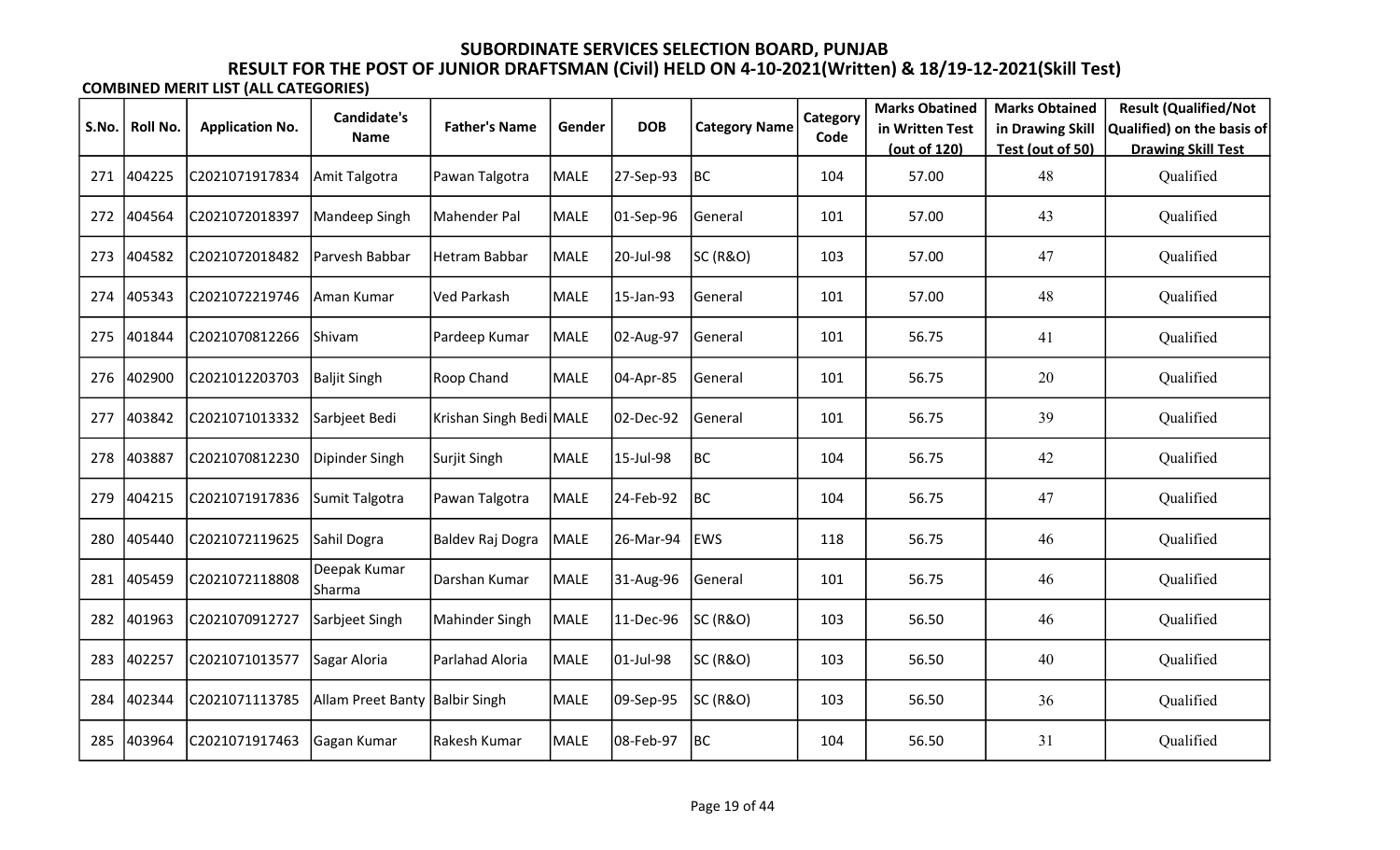# SUBORDINATE SERVICES SELECTION BOARD, PUNJAB

## RESULT FOR THE POST OF JUNIOR DRAFTSMAN (Civil) HELD ON 4-10-2021(Written) & 18/19-12-2021(Skill Test)

**COMBINED MERIT LIST (ALL CATEGORIES)**

| S.No. | Roll No. | Application No. | Candidate's Name | Father's Name | Gender | DOB | Category Name | Category Code | Marks Obatined in Written Test (out of 120) | Marks Obtained in Drawing Skill Test (out of 50) | Result (Qualified/Not Qualified) on the basis of Drawing Skill Test |
|---|---|---|---|---|---|---|---|---|---|---|---|
| 271 | 404225 | C2021071917834 | Amit Talgotra | Pawan Talgotra | MALE | 27-Sep-93 | BC | 104 | 57.00 | 48 | Qualified |
| 272 | 404564 | C2021072018397 | Mandeep Singh | Mahender Pal | MALE | 01-Sep-96 | General | 101 | 57.00 | 43 | Qualified |
| 273 | 404582 | C2021072018482 | Parvesh Babbar | Hetram Babbar | MALE | 20-Jul-98 | SC (R&O) | 103 | 57.00 | 47 | Qualified |
| 274 | 405343 | C2021072219746 | Aman Kumar | Ved Parkash | MALE | 15-Jan-93 | General | 101 | 57.00 | 48 | Qualified |
| 275 | 401844 | C2021070812266 | Shivam | Pardeep Kumar | MALE | 02-Aug-97 | General | 101 | 56.75 | 41 | Qualified |
| 276 | 402900 | C2021012203703 | Baljit Singh | Roop Chand | MALE | 04-Apr-85 | General | 101 | 56.75 | 20 | Qualified |
| 277 | 403842 | C2021071013332 | Sarbjeet Bedi | Krishan Singh Bedi | MALE | 02-Dec-92 | General | 101 | 56.75 | 39 | Qualified |
| 278 | 403887 | C2021070812230 | Dipinder Singh | Surjit Singh | MALE | 15-Jul-98 | BC | 104 | 56.75 | 42 | Qualified |
| 279 | 404215 | C2021071917836 | Sumit Talgotra | Pawan Talgotra | MALE | 24-Feb-92 | BC | 104 | 56.75 | 47 | Qualified |
| 280 | 405440 | C2021072119625 | Sahil Dogra | Baldev Raj Dogra | MALE | 26-Mar-94 | EWS | 118 | 56.75 | 46 | Qualified |
| 281 | 405459 | C2021072118808 | Deepak Kumar Sharma | Darshan Kumar | MALE | 31-Aug-96 | General | 101 | 56.75 | 46 | Qualified |
| 282 | 401963 | C2021070912727 | Sarbjeet Singh | Mahinder Singh | MALE | 11-Dec-96 | SC (R&O) | 103 | 56.50 | 46 | Qualified |
| 283 | 402257 | C2021071013577 | Sagar Aloria | Parlahad Aloria | MALE | 01-Jul-98 | SC (R&O) | 103 | 56.50 | 40 | Qualified |
| 284 | 402344 | C2021071113785 | Allam Preet Banty | Balbir Singh | MALE | 09-Sep-95 | SC (R&O) | 103 | 56.50 | 36 | Qualified |
| 285 | 403964 | C2021071917463 | Gagan Kumar | Rakesh Kumar | MALE | 08-Feb-97 | BC | 104 | 56.50 | 31 | Qualified |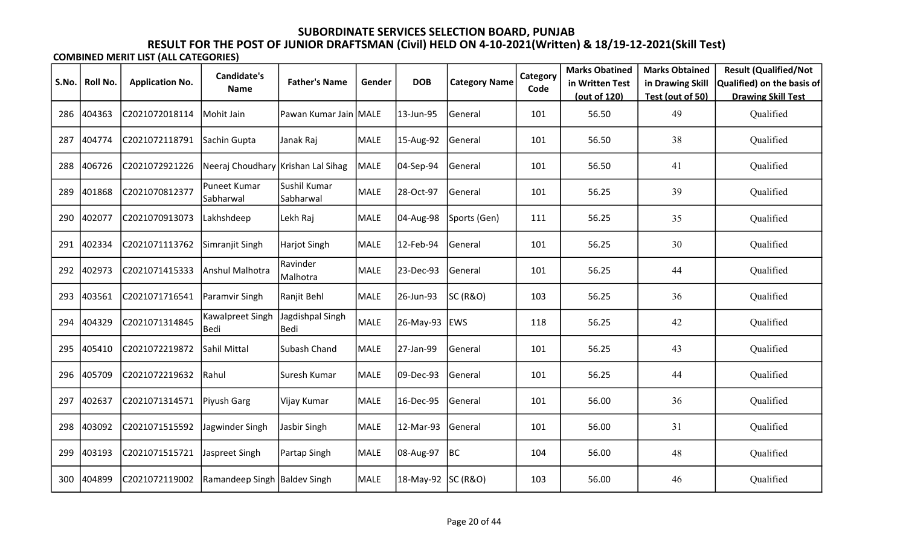# SUBORDINATE SERVICES SELECTION BOARD, PUNJAB

## RESULT FOR THE POST OF JUNIOR DRAFTSMAN (Civil) HELD ON 4-10-2021(Written) & 18/19-12-2021(Skill Test)

**COMBINED MERIT LIST (ALL CATEGORIES)**

| S.No. | Roll No. | Application No. | Candidate's Name | Father's Name | Gender | DOB | Category Name | Category Code | Marks Obatined in Written Test (out of 120) | Marks Obtained in Drawing Skill Test (out of 50) | Result (Qualified/Not Qualified) on the basis of Drawing Skill Test |
|---|---|---|---|---|---|---|---|---|---|---|---|
| 286 | 404363 | C2021072018114 | Mohit Jain | Pawan Kumar Jain | MALE | 13-Jun-95 | General | 101 | 56.50 | 49 | Qualified |
| 287 | 404774 | C2021072118791 | Sachin Gupta | Janak Raj | MALE | 15-Aug-92 | General | 101 | 56.50 | 38 | Qualified |
| 288 | 406726 | C2021072921226 | Neeraj Choudhary | Krishan Lal Sihag | MALE | 04-Sep-94 | General | 101 | 56.50 | 41 | Qualified |
| 289 | 401868 | C2021070812377 | Puneet Kumar Sabharwal | Sushil Kumar Sabharwal | MALE | 28-Oct-97 | General | 101 | 56.25 | 39 | Qualified |
| 290 | 402077 | C2021070913073 | Lakhshdeep | Lekh Raj | MALE | 04-Aug-98 | Sports (Gen) | 111 | 56.25 | 35 | Qualified |
| 291 | 402334 | C2021071113762 | Simranjit Singh | Harjot Singh | MALE | 12-Feb-94 | General | 101 | 56.25 | 30 | Qualified |
| 292 | 402973 | C2021071415333 | Anshul Malhotra | Ravinder Malhotra | MALE | 23-Dec-93 | General | 101 | 56.25 | 44 | Qualified |
| 293 | 403561 | C2021071716541 | Paramvir Singh | Ranjit Behl | MALE | 26-Jun-93 | SC (R&O) | 103 | 56.25 | 36 | Qualified |
| 294 | 404329 | C2021071314845 | Kawalpreet Singh Bedi | Jagdishpal Singh Bedi | MALE | 26-May-93 | EWS | 118 | 56.25 | 42 | Qualified |
| 295 | 405410 | C2021072219872 | Sahil Mittal | Subash Chand | MALE | 27-Jan-99 | General | 101 | 56.25 | 43 | Qualified |
| 296 | 405709 | C2021072219632 | Rahul | Suresh Kumar | MALE | 09-Dec-93 | General | 101 | 56.25 | 44 | Qualified |
| 297 | 402637 | C2021071314571 | Piyush Garg | Vijay Kumar | MALE | 16-Dec-95 | General | 101 | 56.00 | 36 | Qualified |
| 298 | 403092 | C2021071515592 | Jagwinder Singh | Jasbir Singh | MALE | 12-Mar-93 | General | 101 | 56.00 | 31 | Qualified |
| 299 | 403193 | C2021071515721 | Jaspreet Singh | Partap Singh | MALE | 08-Aug-97 | BC | 104 | 56.00 | 48 | Qualified |
| 300 | 404899 | C2021072119002 | Ramandeep Singh | Baldev Singh | MALE | 18-May-92 | SC (R&O) | 103 | 56.00 | 46 | Qualified |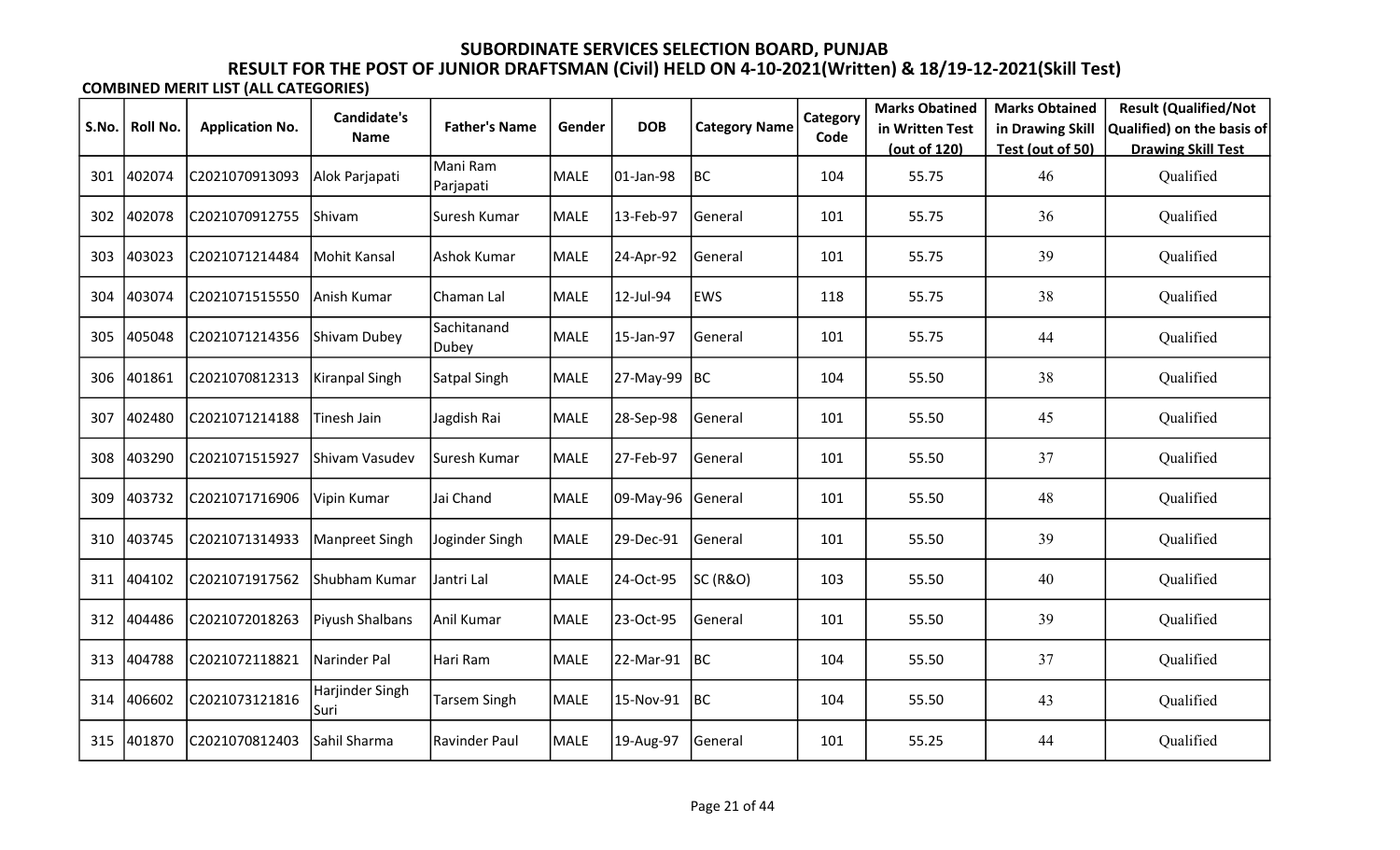# SUBORDINATE SERVICES SELECTION BOARD, PUNJAB

## RESULT FOR THE POST OF JUNIOR DRAFTSMAN (Civil) HELD ON 4-10-2021(Written) & 18/19-12-2021(Skill Test)

**COMBINED MERIT LIST (ALL CATEGORIES)**

| S.No. | Roll No. | Application No. | Candidate's Name | Father's Name | Gender | DOB | Category Name | Category Code | Marks Obatined in Written Test (out of 120) | Marks Obtained in Drawing Skill Test (out of 50) | Result (Qualified/Not Qualified) on the basis of Drawing Skill Test |
|---|---|---|---|---|---|---|---|---|---|---|---|
| 301 | 402074 | C2021070913093 | Alok Parjapati | Mani Ram Parjapati | MALE | 01-Jan-98 | BC | 104 | 55.75 | 46 | Qualified |
| 302 | 402078 | C2021070912755 | Shivam | Suresh Kumar | MALE | 13-Feb-97 | General | 101 | 55.75 | 36 | Qualified |
| 303 | 403023 | C2021071214484 | Mohit Kansal | Ashok Kumar | MALE | 24-Apr-92 | General | 101 | 55.75 | 39 | Qualified |
| 304 | 403074 | C2021071515550 | Anish Kumar | Chaman Lal | MALE | 12-Jul-94 | EWS | 118 | 55.75 | 38 | Qualified |
| 305 | 405048 | C2021071214356 | Shivam Dubey | Sachitanand Dubey | MALE | 15-Jan-97 | General | 101 | 55.75 | 44 | Qualified |
| 306 | 401861 | C2021070812313 | Kiranpal Singh | Satpal Singh | MALE | 27-May-99 | BC | 104 | 55.50 | 38 | Qualified |
| 307 | 402480 | C2021071214188 | Tinesh Jain | Jagdish Rai | MALE | 28-Sep-98 | General | 101 | 55.50 | 45 | Qualified |
| 308 | 403290 | C2021071515927 | Shivam Vasudev | Suresh Kumar | MALE | 27-Feb-97 | General | 101 | 55.50 | 37 | Qualified |
| 309 | 403732 | C2021071716906 | Vipin Kumar | Jai Chand | MALE | 09-May-96 | General | 101 | 55.50 | 48 | Qualified |
| 310 | 403745 | C2021071314933 | Manpreet Singh | Joginder Singh | MALE | 29-Dec-91 | General | 101 | 55.50 | 39 | Qualified |
| 311 | 404102 | C2021071917562 | Shubham Kumar | Jantri Lal | MALE | 24-Oct-95 | SC (R&O) | 103 | 55.50 | 40 | Qualified |
| 312 | 404486 | C2021072018263 | Piyush Shalbans | Anil Kumar | MALE | 23-Oct-95 | General | 101 | 55.50 | 39 | Qualified |
| 313 | 404788 | C2021072118821 | Narinder Pal | Hari Ram | MALE | 22-Mar-91 | BC | 104 | 55.50 | 37 | Qualified |
| 314 | 406602 | C2021073121816 | Harjinder Singh Suri | Tarsem Singh | MALE | 15-Nov-91 | BC | 104 | 55.50 | 43 | Qualified |
| 315 | 401870 | C2021070812403 | Sahil Sharma | Ravinder Paul | MALE | 19-Aug-97 | General | 101 | 55.25 | 44 | Qualified |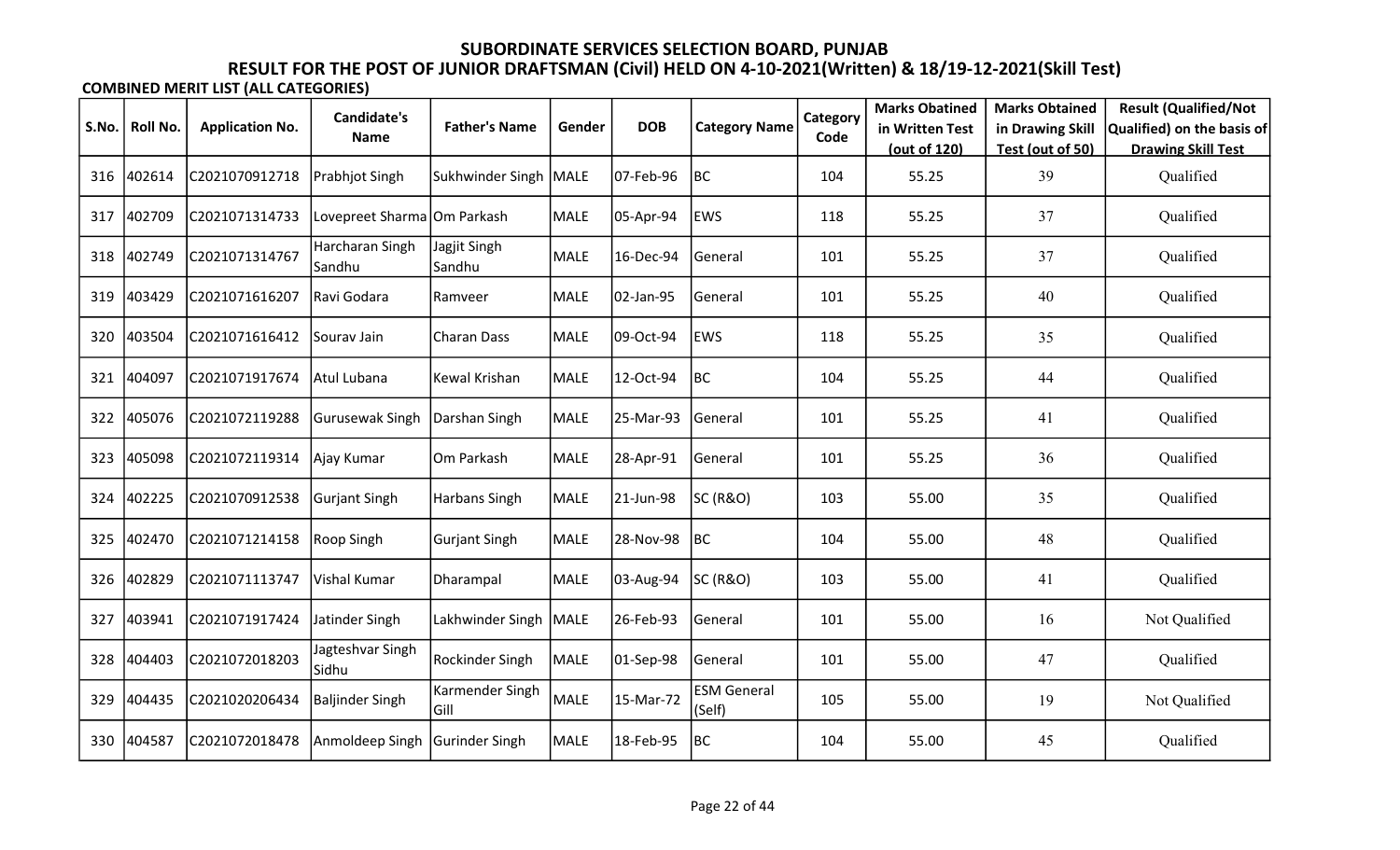# SUBORDINATE SERVICES SELECTION BOARD, PUNJAB

## RESULT FOR THE POST OF JUNIOR DRAFTSMAN (Civil) HELD ON 4-10-2021(Written) & 18/19-12-2021(Skill Test)

**COMBINED MERIT LIST (ALL CATEGORIES)**

| S.No. | Roll No. | Application No. | Candidate's Name | Father's Name | Gender | DOB | Category Name | Category Code | Marks Obatined in Written Test (out of 120) | Marks Obtained in Drawing Skill Test (out of 50) | Result (Qualified/Not Qualified) on the basis of Drawing Skill Test |
|---|---|---|---|---|---|---|---|---|---|---|---|
| 316 | 402614 | C2021070912718 | Prabhjot Singh | Sukhwinder Singh | MALE | 07-Feb-96 | BC | 104 | 55.25 | 39 | Qualified |
| 317 | 402709 | C2021071314733 | Lovepreet Sharma | Om Parkash | MALE | 05-Apr-94 | EWS | 118 | 55.25 | 37 | Qualified |
| 318 | 402749 | C2021071314767 | Harcharan Singh Sandhu | Jagjit Singh Sandhu | MALE | 16-Dec-94 | General | 101 | 55.25 | 37 | Qualified |
| 319 | 403429 | C2021071616207 | Ravi Godara | Ramveer | MALE | 02-Jan-95 | General | 101 | 55.25 | 40 | Qualified |
| 320 | 403504 | C2021071616412 | Sourav Jain | Charan Dass | MALE | 09-Oct-94 | EWS | 118 | 55.25 | 35 | Qualified |
| 321 | 404097 | C2021071917674 | Atul Lubana | Kewal Krishan | MALE | 12-Oct-94 | BC | 104 | 55.25 | 44 | Qualified |
| 322 | 405076 | C2021072119288 | Gurusewak Singh | Darshan Singh | MALE | 25-Mar-93 | General | 101 | 55.25 | 41 | Qualified |
| 323 | 405098 | C2021072119314 | Ajay Kumar | Om Parkash | MALE | 28-Apr-91 | General | 101 | 55.25 | 36 | Qualified |
| 324 | 402225 | C2021070912538 | Gurjant Singh | Harbans Singh | MALE | 21-Jun-98 | SC (R&O) | 103 | 55.00 | 35 | Qualified |
| 325 | 402470 | C2021071214158 | Roop Singh | Gurjant Singh | MALE | 28-Nov-98 | BC | 104 | 55.00 | 48 | Qualified |
| 326 | 402829 | C2021071113747 | Vishal Kumar | Dharampal | MALE | 03-Aug-94 | SC (R&O) | 103 | 55.00 | 41 | Qualified |
| 327 | 403941 | C2021071917424 | Jatinder Singh | Lakhwinder Singh | MALE | 26-Feb-93 | General | 101 | 55.00 | 16 | Not Qualified |
| 328 | 404403 | C2021072018203 | Jagteshvar Singh Sidhu | Rockinder Singh | MALE | 01-Sep-98 | General | 101 | 55.00 | 47 | Qualified |
| 329 | 404435 | C2021020206434 | Baljinder Singh | Karmender Singh Gill | MALE | 15-Mar-72 | ESM General (Self) | 105 | 55.00 | 19 | Not Qualified |
| 330 | 404587 | C2021072018478 | Anmoldeep Singh | Gurinder Singh | MALE | 18-Feb-95 | BC | 104 | 55.00 | 45 | Qualified |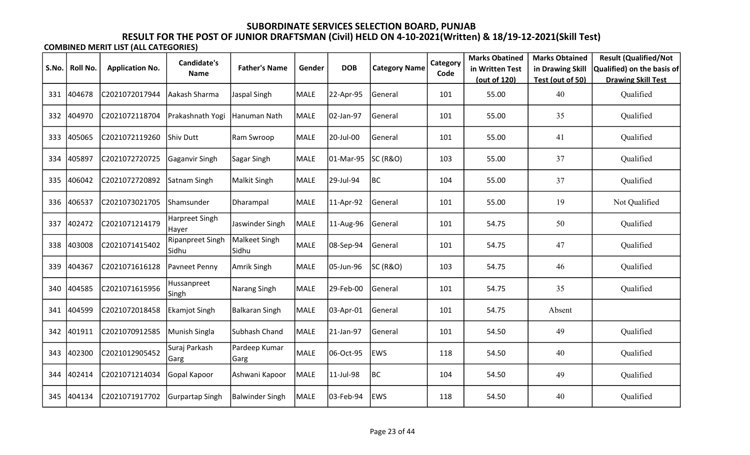# SUBORDINATE SERVICES SELECTION BOARD, PUNJAB

## RESULT FOR THE POST OF JUNIOR DRAFTSMAN (Civil) HELD ON 4-10-2021(Written) & 18/19-12-2021(Skill Test)

**COMBINED MERIT LIST (ALL CATEGORIES)**

| S.No. | Roll No. | Application No. | Candidate's Name | Father's Name | Gender | DOB | Category Name | Category Code | Marks Obatined in Written Test (out of 120) | Marks Obtained in Drawing Skill Test (out of 50) | Result (Qualified/Not Qualified) on the basis of Drawing Skill Test |
|---|---|---|---|---|---|---|---|---|---|---|---|
| 331 | 404678 | C2021072017944 | Aakash Sharma | Jaspal Singh | MALE | 22-Apr-95 | General | 101 | 55.00 | 40 | Qualified |
| 332 | 404970 | C2021072118704 | Prakashnath Yogi | Hanuman Nath | MALE | 02-Jan-97 | General | 101 | 55.00 | 35 | Qualified |
| 333 | 405065 | C2021072119260 | Shiv Dutt | Ram Swroop | MALE | 20-Jul-00 | General | 101 | 55.00 | 41 | Qualified |
| 334 | 405897 | C2021072720725 | Gaganvir Singh | Sagar Singh | MALE | 01-Mar-95 | SC (R&O) | 103 | 55.00 | 37 | Qualified |
| 335 | 406042 | C2021072720892 | Satnam Singh | Malkit Singh | MALE | 29-Jul-94 | BC | 104 | 55.00 | 37 | Qualified |
| 336 | 406537 | C2021073021705 | Shamsunder | Dharampal | MALE | 11-Apr-92 | General | 101 | 55.00 | 19 | Not Qualified |
| 337 | 402472 | C2021071214179 | Harpreet Singh Hayer | Jaswinder Singh | MALE | 11-Aug-96 | General | 101 | 54.75 | 50 | Qualified |
| 338 | 403008 | C2021071415402 | Ripanpreet Singh Sidhu | Malkeet Singh Sidhu | MALE | 08-Sep-94 | General | 101 | 54.75 | 47 | Qualified |
| 339 | 404367 | C2021071616128 | Pavneet Penny | Amrik Singh | MALE | 05-Jun-96 | SC (R&O) | 103 | 54.75 | 46 | Qualified |
| 340 | 404585 | C2021071615956 | Hussanpreet Singh | Narang Singh | MALE | 29-Feb-00 | General | 101 | 54.75 | 35 | Qualified |
| 341 | 404599 | C2021072018458 | Ekamjot Singh | Balkaran Singh | MALE | 03-Apr-01 | General | 101 | 54.75 | Absent | |
| 342 | 401911 | C2021070912585 | Munish Singla | Subhash Chand | MALE | 21-Jan-97 | General | 101 | 54.50 | 49 | Qualified |
| 343 | 402300 | C2021012905452 | Suraj Parkash Garg | Pardeep Kumar Garg | MALE | 06-Oct-95 | EWS | 118 | 54.50 | 40 | Qualified |
| 344 | 402414 | C2021071214034 | Gopal Kapoor | Ashwani Kapoor | MALE | 11-Jul-98 | BC | 104 | 54.50 | 49 | Qualified |
| 345 | 404134 | C2021071917702 | Gurpartap Singh | Balwinder Singh | MALE | 03-Feb-94 | EWS | 118 | 54.50 | 40 | Qualified |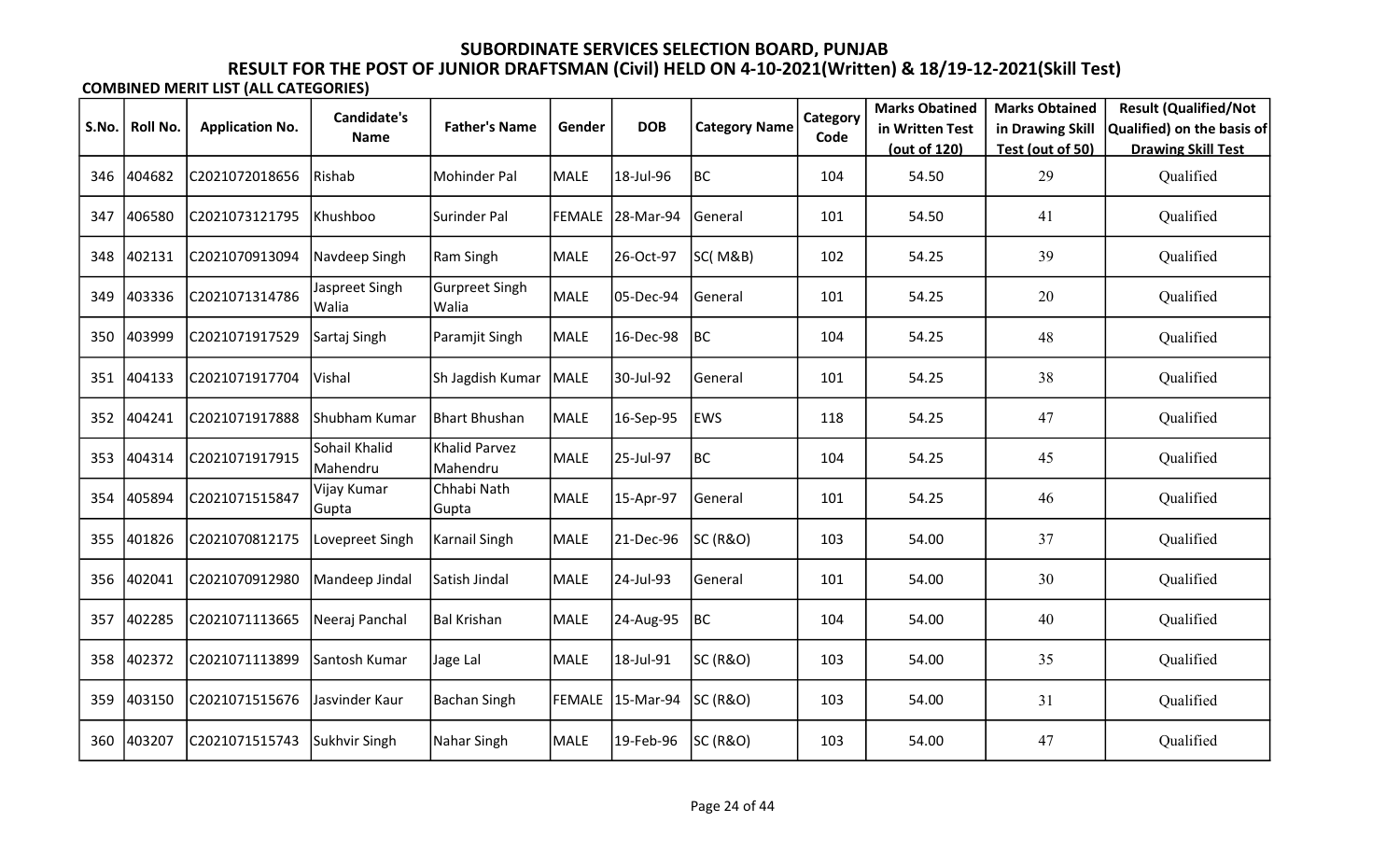# SUBORDINATE SERVICES SELECTION BOARD, PUNJAB

## RESULT FOR THE POST OF JUNIOR DRAFTSMAN (Civil) HELD ON 4-10-2021(Written) & 18/19-12-2021(Skill Test)

**COMBINED MERIT LIST (ALL CATEGORIES)**

| S.No. | Roll No. | Application No. | Candidate's Name | Father's Name | Gender | DOB | Category Name | Category Code | Marks Obatined in Written Test (out of 120) | Marks Obtained in Drawing Skill Test (out of 50) | Result (Qualified/Not Qualified) on the basis of Drawing Skill Test |
|---|---|---|---|---|---|---|---|---|---|---|---|
| 346 | 404682 | C2021072018656 | Rishab | Mohinder Pal | MALE | 18-Jul-96 | BC | 104 | 54.50 | 29 | Qualified |
| 347 | 406580 | C2021073121795 | Khushboo | Surinder Pal | FEMALE | 28-Mar-94 | General | 101 | 54.50 | 41 | Qualified |
| 348 | 402131 | C2021070913094 | Navdeep Singh | Ram Singh | MALE | 26-Oct-97 | SC( M&B) | 102 | 54.25 | 39 | Qualified |
| 349 | 403336 | C2021071314786 | Jaspreet Singh Walia | Gurpreet Singh Walia | MALE | 05-Dec-94 | General | 101 | 54.25 | 20 | Qualified |
| 350 | 403999 | C2021071917529 | Sartaj Singh | Paramjit Singh | MALE | 16-Dec-98 | BC | 104 | 54.25 | 48 | Qualified |
| 351 | 404133 | C2021071917704 | Vishal | Sh Jagdish Kumar | MALE | 30-Jul-92 | General | 101 | 54.25 | 38 | Qualified |
| 352 | 404241 | C2021071917888 | Shubham Kumar | Bhart Bhushan | MALE | 16-Sep-95 | EWS | 118 | 54.25 | 47 | Qualified |
| 353 | 404314 | C2021071917915 | Sohail Khalid Mahendru | Khalid Parvez Mahendru | MALE | 25-Jul-97 | BC | 104 | 54.25 | 45 | Qualified |
| 354 | 405894 | C2021071515847 | Vijay Kumar Gupta | Chhabi Nath Gupta | MALE | 15-Apr-97 | General | 101 | 54.25 | 46 | Qualified |
| 355 | 401826 | C2021070812175 | Lovepreet Singh | Karnail Singh | MALE | 21-Dec-96 | SC (R&O) | 103 | 54.00 | 37 | Qualified |
| 356 | 402041 | C2021070912980 | Mandeep Jindal | Satish Jindal | MALE | 24-Jul-93 | General | 101 | 54.00 | 30 | Qualified |
| 357 | 402285 | C2021071113665 | Neeraj Panchal | Bal Krishan | MALE | 24-Aug-95 | BC | 104 | 54.00 | 40 | Qualified |
| 358 | 402372 | C2021071113899 | Santosh Kumar | Jage Lal | MALE | 18-Jul-91 | SC (R&O) | 103 | 54.00 | 35 | Qualified |
| 359 | 403150 | C2021071515676 | Jasvinder Kaur | Bachan Singh | FEMALE | 15-Mar-94 | SC (R&O) | 103 | 54.00 | 31 | Qualified |
| 360 | 403207 | C2021071515743 | Sukhvir Singh | Nahar Singh | MALE | 19-Feb-96 | SC (R&O) | 103 | 54.00 | 47 | Qualified |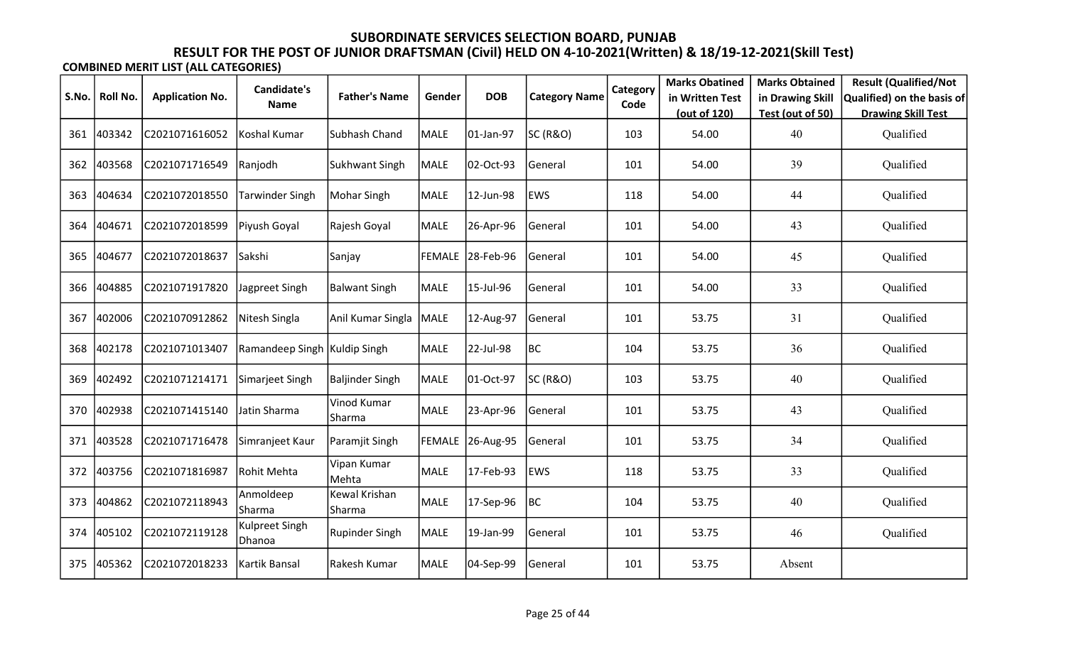# SUBORDINATE SERVICES SELECTION BOARD, PUNJAB

## RESULT FOR THE POST OF JUNIOR DRAFTSMAN (Civil) HELD ON 4-10-2021(Written) & 18/19-12-2021(Skill Test)

**COMBINED MERIT LIST (ALL CATEGORIES)**

| S.No. | Roll No. | Application No. | Candidate's Name | Father's Name | Gender | DOB | Category Name | Category Code | Marks Obatined in Written Test (out of 120) | Marks Obtained in Drawing Skill Test (out of 50) | Result (Qualified/Not Qualified) on the basis of Drawing Skill Test |
|---|---|---|---|---|---|---|---|---|---|---|---|
| 361 | 403342 | C2021071616052 | Koshal Kumar | Subhash Chand | MALE | 01-Jan-97 | SC (R&O) | 103 | 54.00 | 40 | Qualified |
| 362 | 403568 | C2021071716549 | Ranjodh | Sukhwant Singh | MALE | 02-Oct-93 | General | 101 | 54.00 | 39 | Qualified |
| 363 | 404634 | C2021072018550 | Tarwinder Singh | Mohar Singh | MALE | 12-Jun-98 | EWS | 118 | 54.00 | 44 | Qualified |
| 364 | 404671 | C2021072018599 | Piyush Goyal | Rajesh Goyal | MALE | 26-Apr-96 | General | 101 | 54.00 | 43 | Qualified |
| 365 | 404677 | C2021072018637 | Sakshi | Sanjay | FEMALE | 28-Feb-96 | General | 101 | 54.00 | 45 | Qualified |
| 366 | 404885 | C2021071917820 | Jagpreet Singh | Balwant Singh | MALE | 15-Jul-96 | General | 101 | 54.00 | 33 | Qualified |
| 367 | 402006 | C2021070912862 | Nitesh Singla | Anil Kumar Singla | MALE | 12-Aug-97 | General | 101 | 53.75 | 31 | Qualified |
| 368 | 402178 | C2021071013407 | Ramandeep Singh | Kuldip Singh | MALE | 22-Jul-98 | BC | 104 | 53.75 | 36 | Qualified |
| 369 | 402492 | C2021071214171 | Simarjeet Singh | Baljinder Singh | MALE | 01-Oct-97 | SC (R&O) | 103 | 53.75 | 40 | Qualified |
| 370 | 402938 | C2021071415140 | Jatin Sharma | Vinod Kumar Sharma | MALE | 23-Apr-96 | General | 101 | 53.75 | 43 | Qualified |
| 371 | 403528 | C2021071716478 | Simranjeet Kaur | Paramjit Singh | FEMALE | 26-Aug-95 | General | 101 | 53.75 | 34 | Qualified |
| 372 | 403756 | C2021071816987 | Rohit Mehta | Vipan Kumar Mehta | MALE | 17-Feb-93 | EWS | 118 | 53.75 | 33 | Qualified |
| 373 | 404862 | C2021072118943 | Anmoldeep Sharma | Kewal Krishan Sharma | MALE | 17-Sep-96 | BC | 104 | 53.75 | 40 | Qualified |
| 374 | 405102 | C2021072119128 | Kulpreet Singh Dhanoa | Rupinder Singh | MALE | 19-Jan-99 | General | 101 | 53.75 | 46 | Qualified |
| 375 | 405362 | C2021072018233 | Kartik Bansal | Rakesh Kumar | MALE | 04-Sep-99 | General | 101 | 53.75 | Absent | |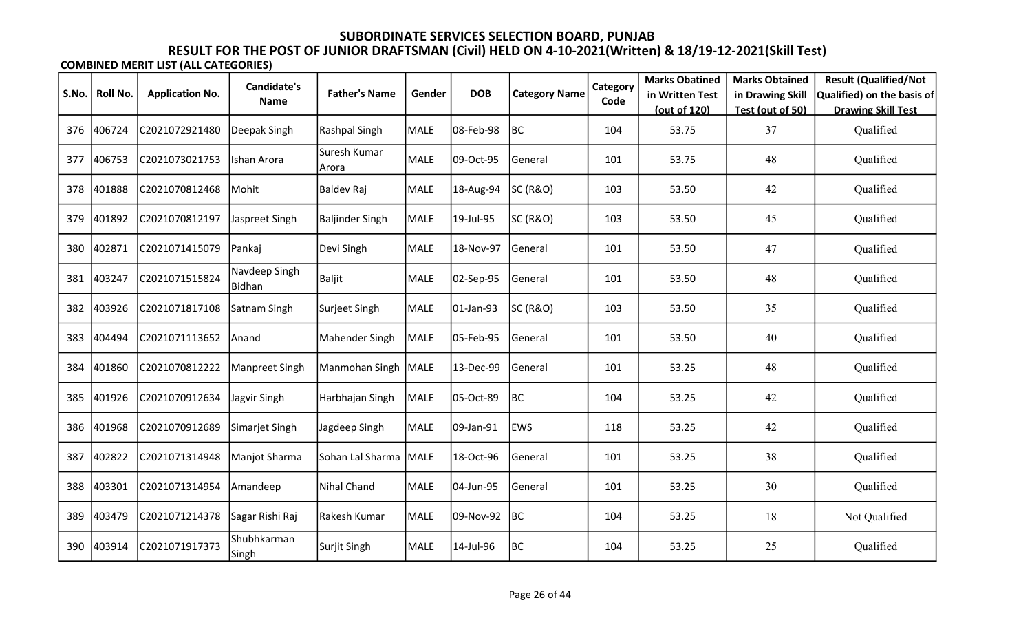# SUBORDINATE SERVICES SELECTION BOARD, PUNJAB

## RESULT FOR THE POST OF JUNIOR DRAFTSMAN (Civil) HELD ON 4-10-2021(Written) & 18/19-12-2021(Skill Test)

**COMBINED MERIT LIST (ALL CATEGORIES)**

| S.No. | Roll No. | Application No. | Candidate's Name | Father's Name | Gender | DOB | Category Name | Category Code | Marks Obatined in Written Test (out of 120) | Marks Obtained in Drawing Skill Test (out of 50) | Result (Qualified/Not Qualified) on the basis of Drawing Skill Test |
|---|---|---|---|---|---|---|---|---|---|---|---|
| 376 | 406724 | C2021072921480 | Deepak Singh | Rashpal Singh | MALE | 08-Feb-98 | BC | 104 | 53.75 | 37 | Qualified |
| 377 | 406753 | C2021073021753 | Ishan Arora | Suresh Kumar Arora | MALE | 09-Oct-95 | General | 101 | 53.75 | 48 | Qualified |
| 378 | 401888 | C2021070812468 | Mohit | Baldev Raj | MALE | 18-Aug-94 | SC (R&O) | 103 | 53.50 | 42 | Qualified |
| 379 | 401892 | C2021070812197 | Jaspreet Singh | Baljinder Singh | MALE | 19-Jul-95 | SC (R&O) | 103 | 53.50 | 45 | Qualified |
| 380 | 402871 | C2021071415079 | Pankaj | Devi Singh | MALE | 18-Nov-97 | General | 101 | 53.50 | 47 | Qualified |
| 381 | 403247 | C2021071515824 | Navdeep Singh Bidhan | Baljit | MALE | 02-Sep-95 | General | 101 | 53.50 | 48 | Qualified |
| 382 | 403926 | C2021071817108 | Satnam Singh | Surjeet Singh | MALE | 01-Jan-93 | SC (R&O) | 103 | 53.50 | 35 | Qualified |
| 383 | 404494 | C2021071113652 | Anand | Mahender Singh | MALE | 05-Feb-95 | General | 101 | 53.50 | 40 | Qualified |
| 384 | 401860 | C2021070812222 | Manpreet Singh | Manmohan Singh | MALE | 13-Dec-99 | General | 101 | 53.25 | 48 | Qualified |
| 385 | 401926 | C2021070912634 | Jagvir Singh | Harbhajan Singh | MALE | 05-Oct-89 | BC | 104 | 53.25 | 42 | Qualified |
| 386 | 401968 | C2021070912689 | Simarjet Singh | Jagdeep Singh | MALE | 09-Jan-91 | EWS | 118 | 53.25 | 42 | Qualified |
| 387 | 402822 | C2021071314948 | Manjot Sharma | Sohan Lal Sharma | MALE | 18-Oct-96 | General | 101 | 53.25 | 38 | Qualified |
| 388 | 403301 | C2021071314954 | Amandeep | Nihal Chand | MALE | 04-Jun-95 | General | 101 | 53.25 | 30 | Qualified |
| 389 | 403479 | C2021071214378 | Sagar Rishi Raj | Rakesh Kumar | MALE | 09-Nov-92 | BC | 104 | 53.25 | 18 | Not Qualified |
| 390 | 403914 | C2021071917373 | Shubhkarman Singh | Surjit Singh | MALE | 14-Jul-96 | BC | 104 | 53.25 | 25 | Qualified |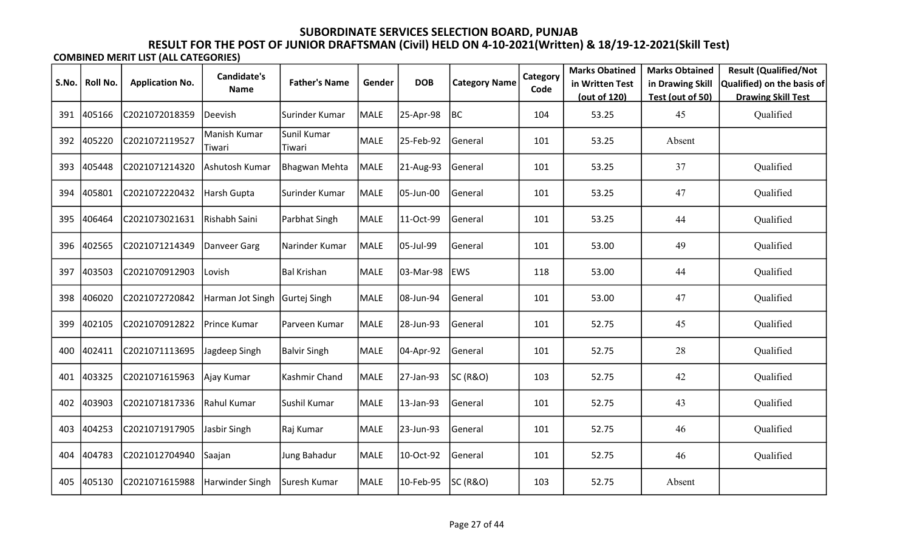# SUBORDINATE SERVICES SELECTION BOARD, PUNJAB

## RESULT FOR THE POST OF JUNIOR DRAFTSMAN (Civil) HELD ON 4-10-2021(Written) & 18/19-12-2021(Skill Test)

**COMBINED MERIT LIST (ALL CATEGORIES)**

| S.No. | Roll No. | Application No. | Candidate's Name | Father's Name | Gender | DOB | Category Name | Category Code | Marks Obatined in Written Test (out of 120) | Marks Obtained in Drawing Skill Test (out of 50) | Result (Qualified/Not Qualified) on the basis of Drawing Skill Test |
|---|---|---|---|---|---|---|---|---|---|---|---|
| 391 | 405166 | C2021072018359 | Deevish | Surinder Kumar | MALE | 25-Apr-98 | BC | 104 | 53.25 | 45 | Qualified |
| 392 | 405220 | C2021072119527 | Manish Kumar Tiwari | Sunil Kumar Tiwari | MALE | 25-Feb-92 | General | 101 | 53.25 | Absent | |
| 393 | 405448 | C2021071214320 | Ashutosh Kumar | Bhagwan Mehta | MALE | 21-Aug-93 | General | 101 | 53.25 | 37 | Qualified |
| 394 | 405801 | C2021072220432 | Harsh Gupta | Surinder Kumar | MALE | 05-Jun-00 | General | 101 | 53.25 | 47 | Qualified |
| 395 | 406464 | C2021073021631 | Rishabh Saini | Parbhat Singh | MALE | 11-Oct-99 | General | 101 | 53.25 | 44 | Qualified |
| 396 | 402565 | C2021071214349 | Danveer Garg | Narinder Kumar | MALE | 05-Jul-99 | General | 101 | 53.00 | 49 | Qualified |
| 397 | 403503 | C2021070912903 | Lovish | Bal Krishan | MALE | 03-Mar-98 | EWS | 118 | 53.00 | 44 | Qualified |
| 398 | 406020 | C2021072720842 | Harman Jot Singh | Gurtej Singh | MALE | 08-Jun-94 | General | 101 | 53.00 | 47 | Qualified |
| 399 | 402105 | C2021070912822 | Prince Kumar | Parveen Kumar | MALE | 28-Jun-93 | General | 101 | 52.75 | 45 | Qualified |
| 400 | 402411 | C2021071113695 | Jagdeep Singh | Balvir Singh | MALE | 04-Apr-92 | General | 101 | 52.75 | 28 | Qualified |
| 401 | 403325 | C2021071615963 | Ajay Kumar | Kashmir Chand | MALE | 27-Jan-93 | SC (R&O) | 103 | 52.75 | 42 | Qualified |
| 402 | 403903 | C2021071817336 | Rahul Kumar | Sushil Kumar | MALE | 13-Jan-93 | General | 101 | 52.75 | 43 | Qualified |
| 403 | 404253 | C2021071917905 | Jasbir Singh | Raj Kumar | MALE | 23-Jun-93 | General | 101 | 52.75 | 46 | Qualified |
| 404 | 404783 | C2021012704940 | Saajan | Jung Bahadur | MALE | 10-Oct-92 | General | 101 | 52.75 | 46 | Qualified |
| 405 | 405130 | C2021071615988 | Harwinder Singh | Suresh Kumar | MALE | 10-Feb-95 | SC (R&O) | 103 | 52.75 | Absent | |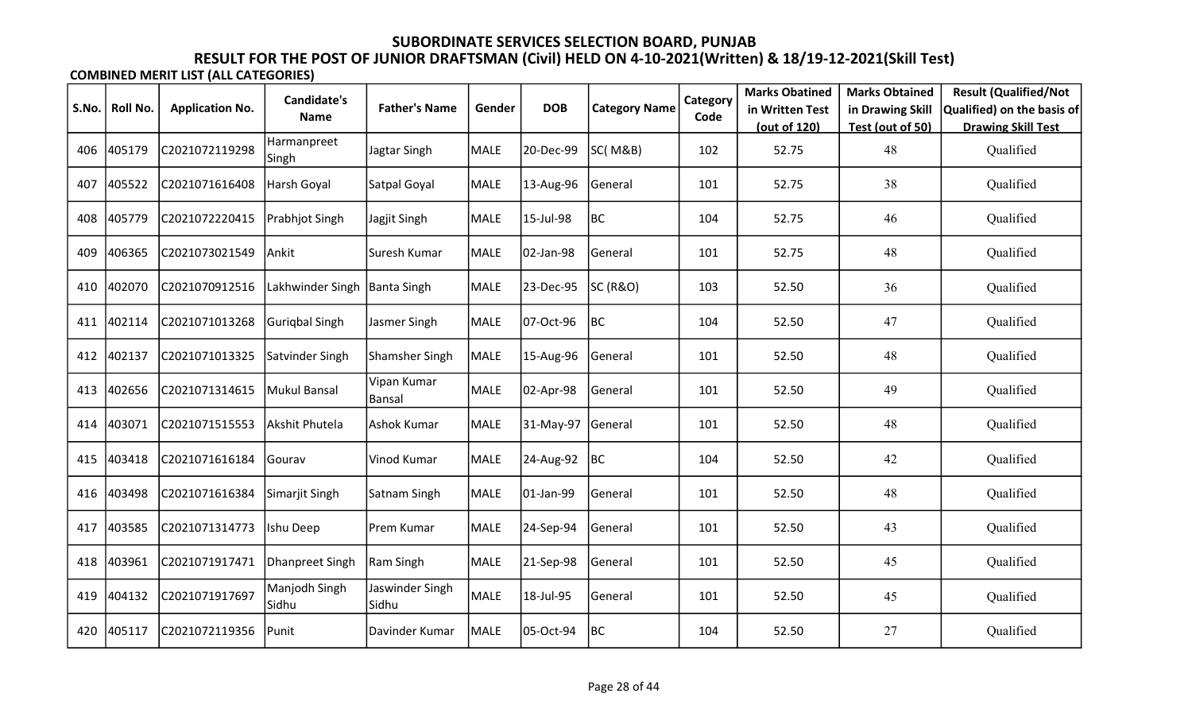# SUBORDINATE SERVICES SELECTION BOARD, PUNJAB

## RESULT FOR THE POST OF JUNIOR DRAFTSMAN (Civil) HELD ON 4-10-2021(Written) & 18/19-12-2021(Skill Test)

**COMBINED MERIT LIST (ALL CATEGORIES)**

| S.No. | Roll No. | Application No. | Candidate's Name | Father's Name | Gender | DOB | Category Name | Category Code | Marks Obatined in Written Test (out of 120) | Marks Obtained in Drawing Skill Test (out of 50) | Result (Qualified/Not Qualified) on the basis of Drawing Skill Test |
|---|---|---|---|---|---|---|---|---|---|---|---|
| 406 | 405179 | C2021072119298 | Harmanpreet Singh | Jagtar Singh | MALE | 20-Dec-99 | SC( M&B) | 102 | 52.75 | 48 | Qualified |
| 407 | 405522 | C2021071616408 | Harsh Goyal | Satpal Goyal | MALE | 13-Aug-96 | General | 101 | 52.75 | 38 | Qualified |
| 408 | 405779 | C2021072220415 | Prabhjot Singh | Jagjit Singh | MALE | 15-Jul-98 | BC | 104 | 52.75 | 46 | Qualified |
| 409 | 406365 | C2021073021549 | Ankit | Suresh Kumar | MALE | 02-Jan-98 | General | 101 | 52.75 | 48 | Qualified |
| 410 | 402070 | C2021070912516 | Lakhwinder Singh | Banta Singh | MALE | 23-Dec-95 | SC (R&O) | 103 | 52.50 | 36 | Qualified |
| 411 | 402114 | C2021071013268 | Guriqbal Singh | Jasmer Singh | MALE | 07-Oct-96 | BC | 104 | 52.50 | 47 | Qualified |
| 412 | 402137 | C2021071013325 | Satvinder Singh | Shamsher Singh | MALE | 15-Aug-96 | General | 101 | 52.50 | 48 | Qualified |
| 413 | 402656 | C2021071314615 | Mukul Bansal | Vipan Kumar Bansal | MALE | 02-Apr-98 | General | 101 | 52.50 | 49 | Qualified |
| 414 | 403071 | C2021071515553 | Akshit Phutela | Ashok Kumar | MALE | 31-May-97 | General | 101 | 52.50 | 48 | Qualified |
| 415 | 403418 | C2021071616184 | Gourav | Vinod Kumar | MALE | 24-Aug-92 | BC | 104 | 52.50 | 42 | Qualified |
| 416 | 403498 | C2021071616384 | Simarjit Singh | Satnam Singh | MALE | 01-Jan-99 | General | 101 | 52.50 | 48 | Qualified |
| 417 | 403585 | C2021071314773 | Ishu Deep | Prem Kumar | MALE | 24-Sep-94 | General | 101 | 52.50 | 43 | Qualified |
| 418 | 403961 | C2021071917471 | Dhanpreet Singh | Ram Singh | MALE | 21-Sep-98 | General | 101 | 52.50 | 45 | Qualified |
| 419 | 404132 | C2021071917697 | Manjodh Singh Sidhu | Jaswinder Singh Sidhu | MALE | 18-Jul-95 | General | 101 | 52.50 | 45 | Qualified |
| 420 | 405117 | C2021072119356 | Punit | Davinder Kumar | MALE | 05-Oct-94 | BC | 104 | 52.50 | 27 | Qualified |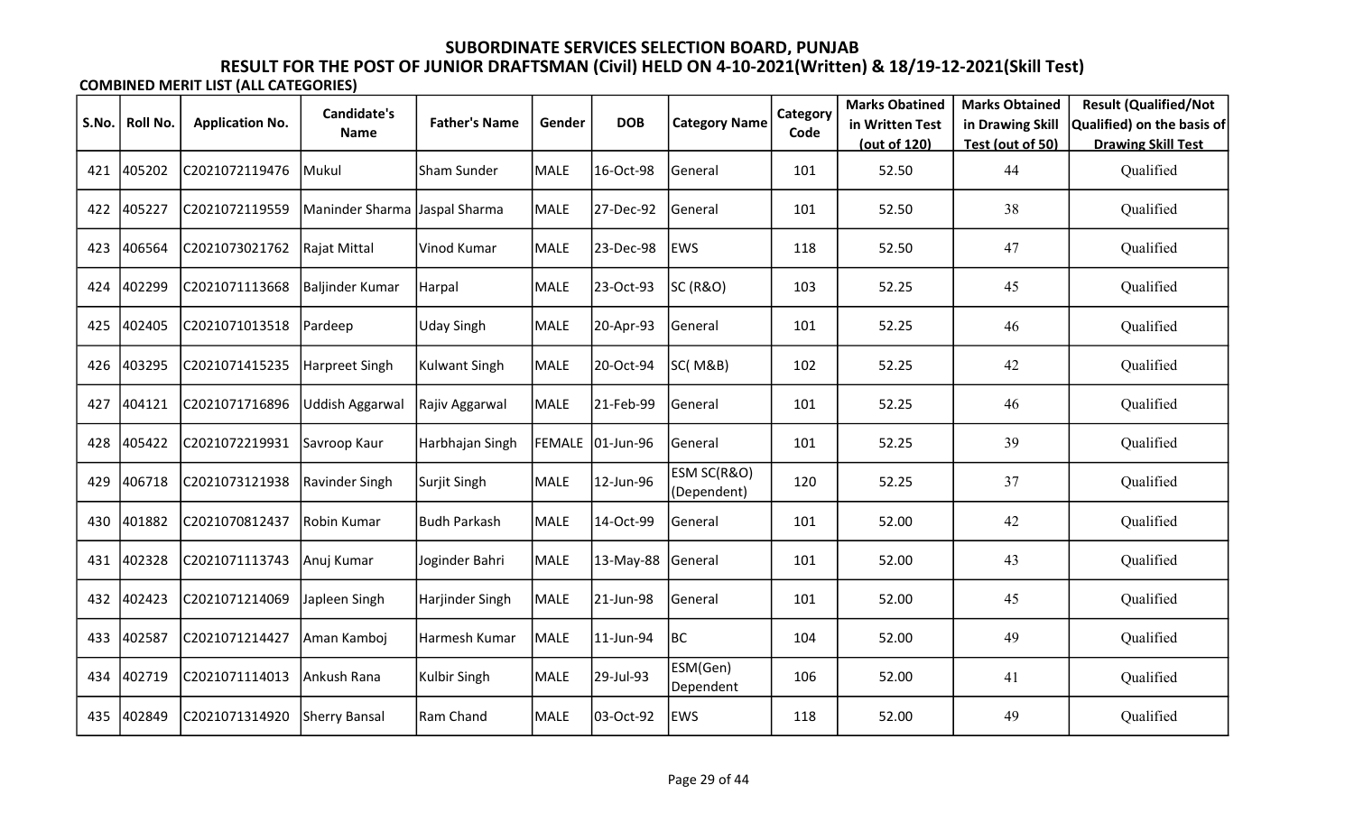# SUBORDINATE SERVICES SELECTION BOARD, PUNJAB

## RESULT FOR THE POST OF JUNIOR DRAFTSMAN (Civil) HELD ON 4-10-2021(Written) & 18/19-12-2021(Skill Test)

**COMBINED MERIT LIST (ALL CATEGORIES)**

| S.No. | Roll No. | Application No. | Candidate's Name | Father's Name | Gender | DOB | Category Name | Category Code | Marks Obatined in Written Test (out of 120) | Marks Obtained in Drawing Skill Test (out of 50) | Result (Qualified/Not Qualified) on the basis of Drawing Skill Test |
|---|---|---|---|---|---|---|---|---|---|---|---|
| 421 | 405202 | C2021072119476 | Mukul | Sham Sunder | MALE | 16-Oct-98 | General | 101 | 52.50 | 44 | Qualified |
| 422 | 405227 | C2021072119559 | Maninder Sharma | Jaspal Sharma | MALE | 27-Dec-92 | General | 101 | 52.50 | 38 | Qualified |
| 423 | 406564 | C2021073021762 | Rajat Mittal | Vinod Kumar | MALE | 23-Dec-98 | EWS | 118 | 52.50 | 47 | Qualified |
| 424 | 402299 | C2021071113668 | Baljinder Kumar | Harpal | MALE | 23-Oct-93 | SC (R&O) | 103 | 52.25 | 45 | Qualified |
| 425 | 402405 | C2021071013518 | Pardeep | Uday Singh | MALE | 20-Apr-93 | General | 101 | 52.25 | 46 | Qualified |
| 426 | 403295 | C2021071415235 | Harpreet Singh | Kulwant Singh | MALE | 20-Oct-94 | SC( M&B) | 102 | 52.25 | 42 | Qualified |
| 427 | 404121 | C2021071716896 | Uddish Aggarwal | Rajiv Aggarwal | MALE | 21-Feb-99 | General | 101 | 52.25 | 46 | Qualified |
| 428 | 405422 | C2021072219931 | Savroop Kaur | Harbhajan Singh | FEMALE | 01-Jun-96 | General | 101 | 52.25 | 39 | Qualified |
| 429 | 406718 | C2021073121938 | Ravinder Singh | Surjit Singh | MALE | 12-Jun-96 | ESM SC(R&O) (Dependent) | 120 | 52.25 | 37 | Qualified |
| 430 | 401882 | C2021070812437 | Robin Kumar | Budh Parkash | MALE | 14-Oct-99 | General | 101 | 52.00 | 42 | Qualified |
| 431 | 402328 | C2021071113743 | Anuj Kumar | Joginder Bahri | MALE | 13-May-88 | General | 101 | 52.00 | 43 | Qualified |
| 432 | 402423 | C2021071214069 | Japleen Singh | Harjinder Singh | MALE | 21-Jun-98 | General | 101 | 52.00 | 45 | Qualified |
| 433 | 402587 | C2021071214427 | Aman Kamboj | Harmesh Kumar | MALE | 11-Jun-94 | BC | 104 | 52.00 | 49 | Qualified |
| 434 | 402719 | C2021071114013 | Ankush Rana | Kulbir Singh | MALE | 29-Jul-93 | ESM(Gen) Dependent | 106 | 52.00 | 41 | Qualified |
| 435 | 402849 | C2021071314920 | Sherry Bansal | Ram Chand | MALE | 03-Oct-92 | EWS | 118 | 52.00 | 49 | Qualified |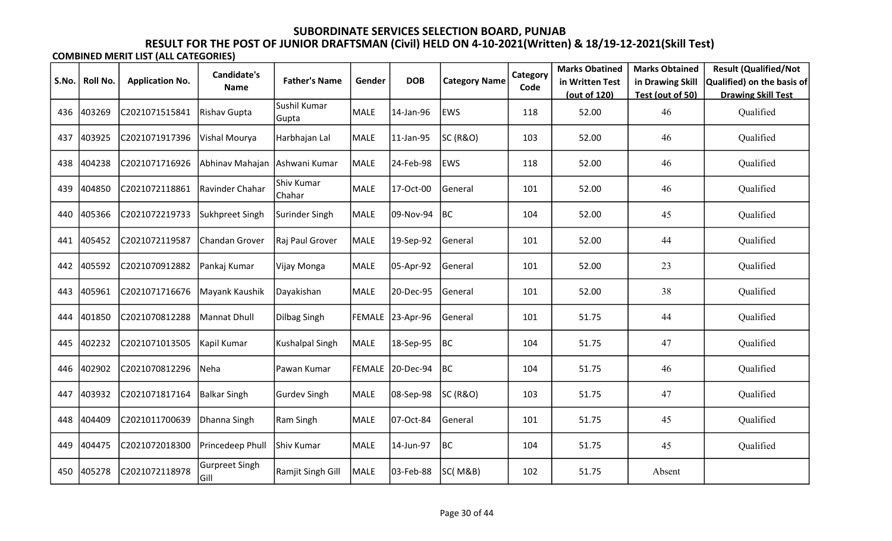# SUBORDINATE SERVICES SELECTION BOARD, PUNJAB

## RESULT FOR THE POST OF JUNIOR DRAFTSMAN (Civil) HELD ON 4-10-2021(Written) & 18/19-12-2021(Skill Test)

**COMBINED MERIT LIST (ALL CATEGORIES)**

| S.No. | Roll No. | Application No. | Candidate's Name | Father's Name | Gender | DOB | Category Name | Category Code | Marks Obatined in Written Test (out of 120) | Marks Obtained in Drawing Skill Test (out of 50) | Result (Qualified/Not Qualified) on the basis of Drawing Skill Test |
|---|---|---|---|---|---|---|---|---|---|---|---|
| 436 | 403269 | C2021071515841 | Rishav Gupta | Sushil Kumar Gupta | MALE | 14-Jan-96 | EWS | 118 | 52.00 | 46 | Qualified |
| 437 | 403925 | C2021071917396 | Vishal Mourya | Harbhajan Lal | MALE | 11-Jan-95 | SC (R&O) | 103 | 52.00 | 46 | Qualified |
| 438 | 404238 | C2021071716926 | Abhinav Mahajan | Ashwani Kumar | MALE | 24-Feb-98 | EWS | 118 | 52.00 | 46 | Qualified |
| 439 | 404850 | C2021072118861 | Ravinder Chahar | Shiv Kumar Chahar | MALE | 17-Oct-00 | General | 101 | 52.00 | 46 | Qualified |
| 440 | 405366 | C2021072219733 | Sukhpreet Singh | Surinder Singh | MALE | 09-Nov-94 | BC | 104 | 52.00 | 45 | Qualified |
| 441 | 405452 | C2021072119587 | Chandan Grover | Raj Paul Grover | MALE | 19-Sep-92 | General | 101 | 52.00 | 44 | Qualified |
| 442 | 405592 | C2021070912882 | Pankaj Kumar | Vijay Monga | MALE | 05-Apr-92 | General | 101 | 52.00 | 23 | Qualified |
| 443 | 405961 | C2021071716676 | Mayank Kaushik | Dayakishan | MALE | 20-Dec-95 | General | 101 | 52.00 | 38 | Qualified |
| 444 | 401850 | C2021070812288 | Mannat Dhull | Dilbag Singh | FEMALE | 23-Apr-96 | General | 101 | 51.75 | 44 | Qualified |
| 445 | 402232 | C2021071013505 | Kapil Kumar | Kushalpal Singh | MALE | 18-Sep-95 | BC | 104 | 51.75 | 47 | Qualified |
| 446 | 402902 | C2021070812296 | Neha | Pawan Kumar | FEMALE | 20-Dec-94 | BC | 104 | 51.75 | 46 | Qualified |
| 447 | 403932 | C2021071817164 | Balkar Singh | Gurdev Singh | MALE | 08-Sep-98 | SC (R&O) | 103 | 51.75 | 47 | Qualified |
| 448 | 404409 | C2021011700639 | Dhanna Singh | Ram Singh | MALE | 07-Oct-84 | General | 101 | 51.75 | 45 | Qualified |
| 449 | 404475 | C2021072018300 | Princedeep Phull | Shiv Kumar | MALE | 14-Jun-97 | BC | 104 | 51.75 | 45 | Qualified |
| 450 | 405278 | C2021072118978 | Gurpreet Singh Gill | Ramjit Singh Gill | MALE | 03-Feb-88 | SC( M&B) | 102 | 51.75 | Absent | |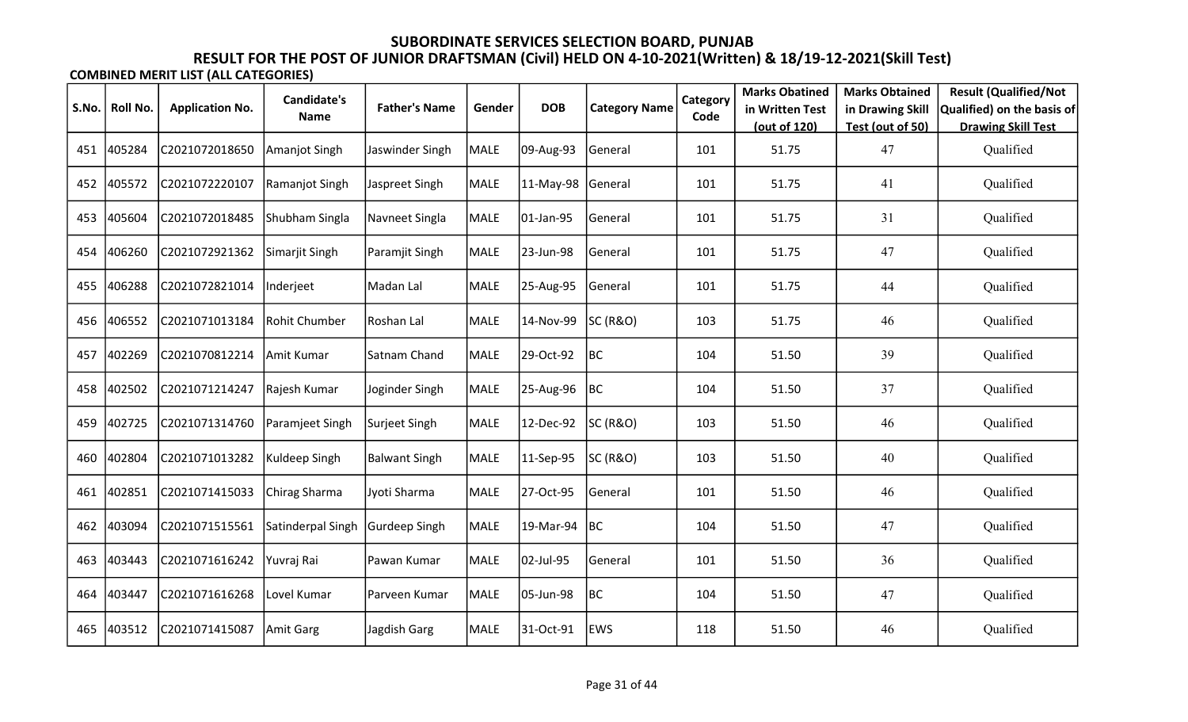# SUBORDINATE SERVICES SELECTION BOARD, PUNJAB

## RESULT FOR THE POST OF JUNIOR DRAFTSMAN (Civil) HELD ON 4-10-2021(Written) & 18/19-12-2021(Skill Test)

**COMBINED MERIT LIST (ALL CATEGORIES)**

| S.No. | Roll No. | Application No. | Candidate's Name | Father's Name | Gender | DOB | Category Name | Category Code | Marks Obatined in Written Test (out of 120) | Marks Obtained in Drawing Skill Test (out of 50) | Result (Qualified/Not Qualified) on the basis of Drawing Skill Test |
|---|---|---|---|---|---|---|---|---|---|---|---|
| 451 | 405284 | C2021072018650 | Amanjot Singh | Jaswinder Singh | MALE | 09-Aug-93 | General | 101 | 51.75 | 47 | Qualified |
| 452 | 405572 | C2021072220107 | Ramanjot Singh | Jaspreet Singh | MALE | 11-May-98 | General | 101 | 51.75 | 41 | Qualified |
| 453 | 405604 | C2021072018485 | Shubham Singla | Navneet Singla | MALE | 01-Jan-95 | General | 101 | 51.75 | 31 | Qualified |
| 454 | 406260 | C2021072921362 | Simarjit Singh | Paramjit Singh | MALE | 23-Jun-98 | General | 101 | 51.75 | 47 | Qualified |
| 455 | 406288 | C2021072821014 | Inderjeet | Madan Lal | MALE | 25-Aug-95 | General | 101 | 51.75 | 44 | Qualified |
| 456 | 406552 | C2021071013184 | Rohit Chumber | Roshan Lal | MALE | 14-Nov-99 | SC (R&O) | 103 | 51.75 | 46 | Qualified |
| 457 | 402269 | C2021070812214 | Amit Kumar | Satnam Chand | MALE | 29-Oct-92 | BC | 104 | 51.50 | 39 | Qualified |
| 458 | 402502 | C2021071214247 | Rajesh Kumar | Joginder Singh | MALE | 25-Aug-96 | BC | 104 | 51.50 | 37 | Qualified |
| 459 | 402725 | C2021071314760 | Paramjeet Singh | Surjeet Singh | MALE | 12-Dec-92 | SC (R&O) | 103 | 51.50 | 46 | Qualified |
| 460 | 402804 | C2021071013282 | Kuldeep Singh | Balwant Singh | MALE | 11-Sep-95 | SC (R&O) | 103 | 51.50 | 40 | Qualified |
| 461 | 402851 | C2021071415033 | Chirag Sharma | Jyoti Sharma | MALE | 27-Oct-95 | General | 101 | 51.50 | 46 | Qualified |
| 462 | 403094 | C2021071515561 | Satinderpal Singh | Gurdeep Singh | MALE | 19-Mar-94 | BC | 104 | 51.50 | 47 | Qualified |
| 463 | 403443 | C2021071616242 | Yuvraj Rai | Pawan Kumar | MALE | 02-Jul-95 | General | 101 | 51.50 | 36 | Qualified |
| 464 | 403447 | C2021071616268 | Lovel Kumar | Parveen Kumar | MALE | 05-Jun-98 | BC | 104 | 51.50 | 47 | Qualified |
| 465 | 403512 | C2021071415087 | Amit Garg | Jagdish Garg | MALE | 31-Oct-91 | EWS | 118 | 51.50 | 46 | Qualified |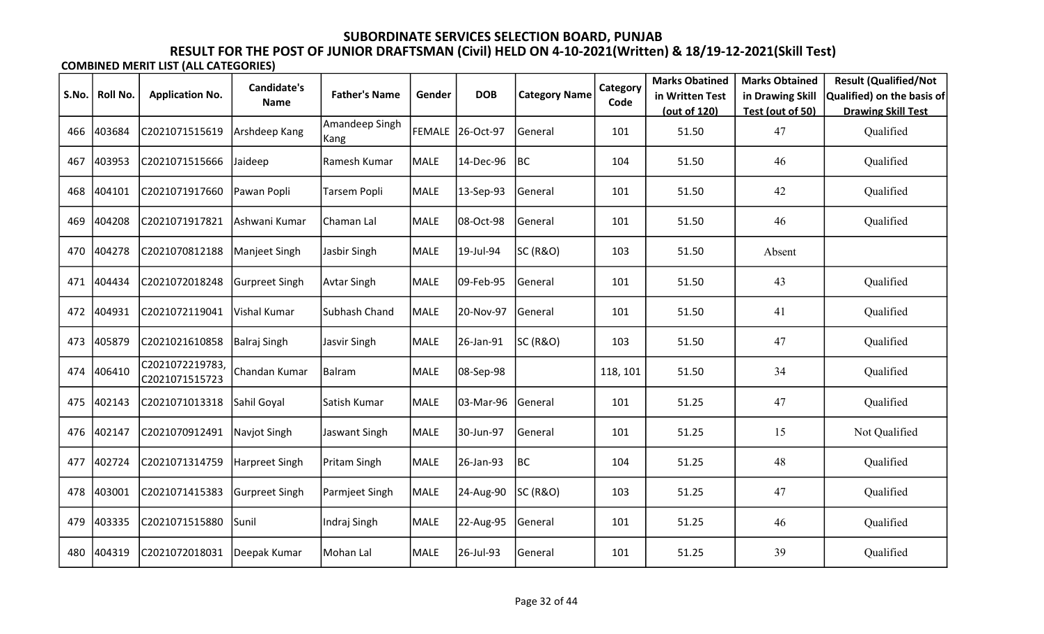# SUBORDINATE SERVICES SELECTION BOARD, PUNJAB

## RESULT FOR THE POST OF JUNIOR DRAFTSMAN (Civil) HELD ON 4-10-2021(Written) & 18/19-12-2021(Skill Test)

**COMBINED MERIT LIST (ALL CATEGORIES)**

| S.No. | Roll No. | Application No. | Candidate's Name | Father's Name | Gender | DOB | Category Name | Category Code | Marks Obatined in Written Test (out of 120) | Marks Obtained in Drawing Skill Test (out of 50) | Result (Qualified/Not Qualified) on the basis of Drawing Skill Test |
|---|---|---|---|---|---|---|---|---|---|---|---|
| 466 | 403684 | C2021071515619 | Arshdeep Kang | Amandeep Singh Kang | FEMALE | 26-Oct-97 | General | 101 | 51.50 | 47 | Qualified |
| 467 | 403953 | C2021071515666 | Jaideep | Ramesh Kumar | MALE | 14-Dec-96 | BC | 104 | 51.50 | 46 | Qualified |
| 468 | 404101 | C2021071917660 | Pawan Popli | Tarsem Popli | MALE | 13-Sep-93 | General | 101 | 51.50 | 42 | Qualified |
| 469 | 404208 | C2021071917821 | Ashwani Kumar | Chaman Lal | MALE | 08-Oct-98 | General | 101 | 51.50 | 46 | Qualified |
| 470 | 404278 | C2021070812188 | Manjeet Singh | Jasbir Singh | MALE | 19-Jul-94 | SC (R&O) | 103 | 51.50 | Absent | |
| 471 | 404434 | C2021072018248 | Gurpreet Singh | Avtar Singh | MALE | 09-Feb-95 | General | 101 | 51.50 | 43 | Qualified |
| 472 | 404931 | C2021072119041 | Vishal Kumar | Subhash Chand | MALE | 20-Nov-97 | General | 101 | 51.50 | 41 | Qualified |
| 473 | 405879 | C2021021610858 | Balraj Singh | Jasvir Singh | MALE | 26-Jan-91 | SC (R&O) | 103 | 51.50 | 47 | Qualified |
| 474 | 406410 | C2021072219783, C2021071515723 | Chandan Kumar | Balram | MALE | 08-Sep-98 | | 118, 101 | 51.50 | 34 | Qualified |
| 475 | 402143 | C2021071013318 | Sahil Goyal | Satish Kumar | MALE | 03-Mar-96 | General | 101 | 51.25 | 47 | Qualified |
| 476 | 402147 | C2021070912491 | Navjot Singh | Jaswant Singh | MALE | 30-Jun-97 | General | 101 | 51.25 | 15 | Not Qualified |
| 477 | 402724 | C2021071314759 | Harpreet Singh | Pritam Singh | MALE | 26-Jan-93 | BC | 104 | 51.25 | 48 | Qualified |
| 478 | 403001 | C2021071415383 | Gurpreet Singh | Parmjeet Singh | MALE | 24-Aug-90 | SC (R&O) | 103 | 51.25 | 47 | Qualified |
| 479 | 403335 | C2021071515880 | Sunil | Indraj Singh | MALE | 22-Aug-95 | General | 101 | 51.25 | 46 | Qualified |
| 480 | 404319 | C2021072018031 | Deepak Kumar | Mohan Lal | MALE | 26-Jul-93 | General | 101 | 51.25 | 39 | Qualified |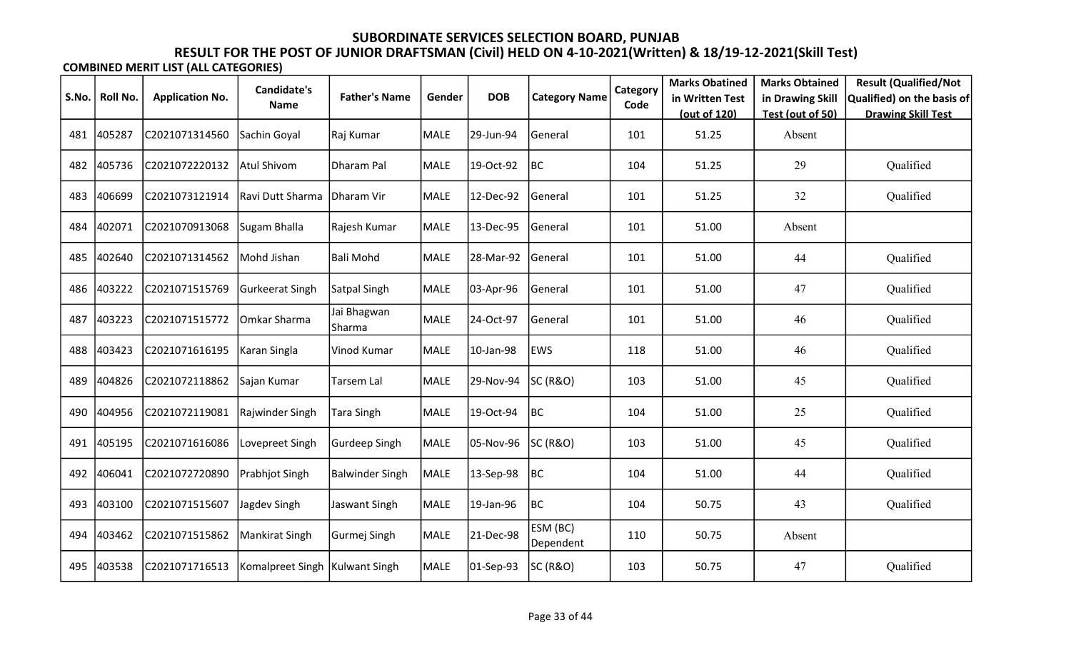# SUBORDINATE SERVICES SELECTION BOARD, PUNJAB

## RESULT FOR THE POST OF JUNIOR DRAFTSMAN (Civil) HELD ON 4-10-2021(Written) & 18/19-12-2021(Skill Test)

**COMBINED MERIT LIST (ALL CATEGORIES)**

| S.No. | Roll No. | Application No. | Candidate's Name | Father's Name | Gender | DOB | Category Name | Category Code | Marks Obatined in Written Test (out of 120) | Marks Obtained in Drawing Skill Test (out of 50) | Result (Qualified/Not Qualified) on the basis of Drawing Skill Test |
|---|---|---|---|---|---|---|---|---|---|---|---|
| 481 | 405287 | C2021071314560 | Sachin Goyal | Raj Kumar | MALE | 29-Jun-94 | General | 101 | 51.25 | Absent | |
| 482 | 405736 | C2021072220132 | Atul Shivom | Dharam Pal | MALE | 19-Oct-92 | BC | 104 | 51.25 | 29 | Qualified |
| 483 | 406699 | C2021073121914 | Ravi Dutt Sharma | Dharam Vir | MALE | 12-Dec-92 | General | 101 | 51.25 | 32 | Qualified |
| 484 | 402071 | C2021070913068 | Sugam Bhalla | Rajesh Kumar | MALE | 13-Dec-95 | General | 101 | 51.00 | Absent | |
| 485 | 402640 | C2021071314562 | Mohd Jishan | Bali Mohd | MALE | 28-Mar-92 | General | 101 | 51.00 | 44 | Qualified |
| 486 | 403222 | C2021071515769 | Gurkeerat Singh | Satpal Singh | MALE | 03-Apr-96 | General | 101 | 51.00 | 47 | Qualified |
| 487 | 403223 | C2021071515772 | Omkar Sharma | Jai Bhagwan Sharma | MALE | 24-Oct-97 | General | 101 | 51.00 | 46 | Qualified |
| 488 | 403423 | C2021071616195 | Karan Singla | Vinod Kumar | MALE | 10-Jan-98 | EWS | 118 | 51.00 | 46 | Qualified |
| 489 | 404826 | C2021072118862 | Sajan Kumar | Tarsem Lal | MALE | 29-Nov-94 | SC (R&O) | 103 | 51.00 | 45 | Qualified |
| 490 | 404956 | C2021072119081 | Rajwinder Singh | Tara Singh | MALE | 19-Oct-94 | BC | 104 | 51.00 | 25 | Qualified |
| 491 | 405195 | C2021071616086 | Lovepreet Singh | Gurdeep Singh | MALE | 05-Nov-96 | SC (R&O) | 103 | 51.00 | 45 | Qualified |
| 492 | 406041 | C2021072720890 | Prabhjot Singh | Balwinder Singh | MALE | 13-Sep-98 | BC | 104 | 51.00 | 44 | Qualified |
| 493 | 403100 | C2021071515607 | Jagdev Singh | Jaswant Singh | MALE | 19-Jan-96 | BC | 104 | 50.75 | 43 | Qualified |
| 494 | 403462 | C2021071515862 | Mankirat Singh | Gurmej Singh | MALE | 21-Dec-98 | ESM (BC) Dependent | 110 | 50.75 | Absent | |
| 495 | 403538 | C2021071716513 | Komalpreet Singh | Kulwant Singh | MALE | 01-Sep-93 | SC (R&O) | 103 | 50.75 | 47 | Qualified |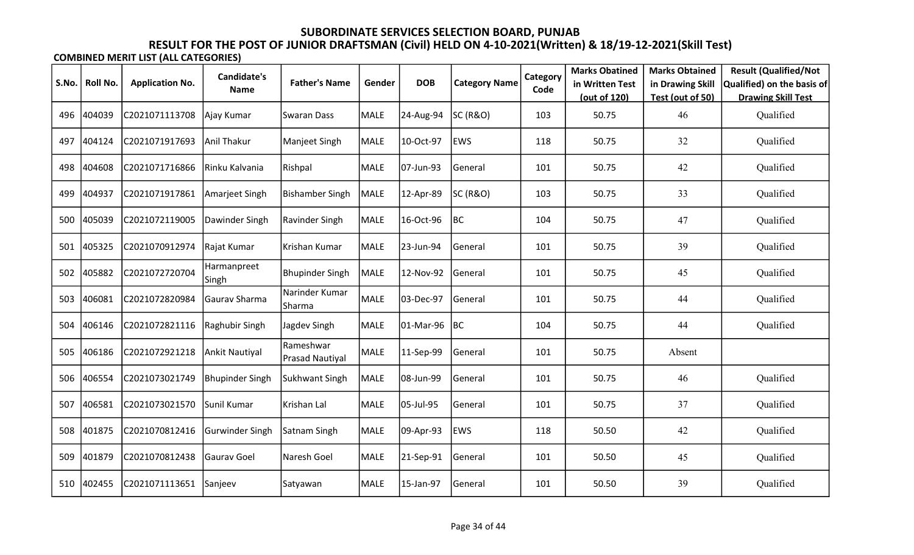## SUBORDINATE SERVICES SELECTION BOARD, PUNJAB

## RESULT FOR THE POST OF JUNIOR DRAFTSMAN (Civil) HELD ON 4-10-2021(Written) & 18/19-12-2021(Skill Test)

**COMBINED MERIT LIST (ALL CATEGORIES)**

| S.No. | Roll No. | Application No. | Candidate's Name | Father's Name | Gender | DOB | Category Name | Category Code | Marks Obatined in Written Test (out of 120) | Marks Obtained in Drawing Skill Test (out of 50) | Result (Qualified/Not Qualified) on the basis of Drawing Skill Test |
|---|---|---|---|---|---|---|---|---|---|---|---|
| 496 | 404039 | C2021071113708 | Ajay Kumar | Swaran Dass | MALE | 24-Aug-94 | SC (R&O) | 103 | 50.75 | 46 | Qualified |
| 497 | 404124 | C2021071917693 | Anil Thakur | Manjeet Singh | MALE | 10-Oct-97 | EWS | 118 | 50.75 | 32 | Qualified |
| 498 | 404608 | C2021071716866 | Rinku Kalvania | Rishpal | MALE | 07-Jun-93 | General | 101 | 50.75 | 42 | Qualified |
| 499 | 404937 | C2021071917861 | Amarjeet Singh | Bishamber Singh | MALE | 12-Apr-89 | SC (R&O) | 103 | 50.75 | 33 | Qualified |
| 500 | 405039 | C2021072119005 | Dawinder Singh | Ravinder Singh | MALE | 16-Oct-96 | BC | 104 | 50.75 | 47 | Qualified |
| 501 | 405325 | C2021070912974 | Rajat Kumar | Krishan Kumar | MALE | 23-Jun-94 | General | 101 | 50.75 | 39 | Qualified |
| 502 | 405882 | C2021072720704 | Harmanpreet Singh | Bhupinder Singh | MALE | 12-Nov-92 | General | 101 | 50.75 | 45 | Qualified |
| 503 | 406081 | C2021072820984 | Gaurav Sharma | Narinder Kumar Sharma | MALE | 03-Dec-97 | General | 101 | 50.75 | 44 | Qualified |
| 504 | 406146 | C2021072821116 | Raghubir Singh | Jagdev Singh | MALE | 01-Mar-96 | BC | 104 | 50.75 | 44 | Qualified |
| 505 | 406186 | C2021072921218 | Ankit Nautiyal | Rameshwar Prasad Nautiyal | MALE | 11-Sep-99 | General | 101 | 50.75 | Absent | |
| 506 | 406554 | C2021073021749 | Bhupinder Singh | Sukhwant Singh | MALE | 08-Jun-99 | General | 101 | 50.75 | 46 | Qualified |
| 507 | 406581 | C2021073021570 | Sunil Kumar | Krishan Lal | MALE | 05-Jul-95 | General | 101 | 50.75 | 37 | Qualified |
| 508 | 401875 | C2021070812416 | Gurwinder Singh | Satnam Singh | MALE | 09-Apr-93 | EWS | 118 | 50.50 | 42 | Qualified |
| 509 | 401879 | C2021070812438 | Gaurav Goel | Naresh Goel | MALE | 21-Sep-91 | General | 101 | 50.50 | 45 | Qualified |
| 510 | 402455 | C2021071113651 | Sanjeev | Satyawan | MALE | 15-Jan-97 | General | 101 | 50.50 | 39 | Qualified |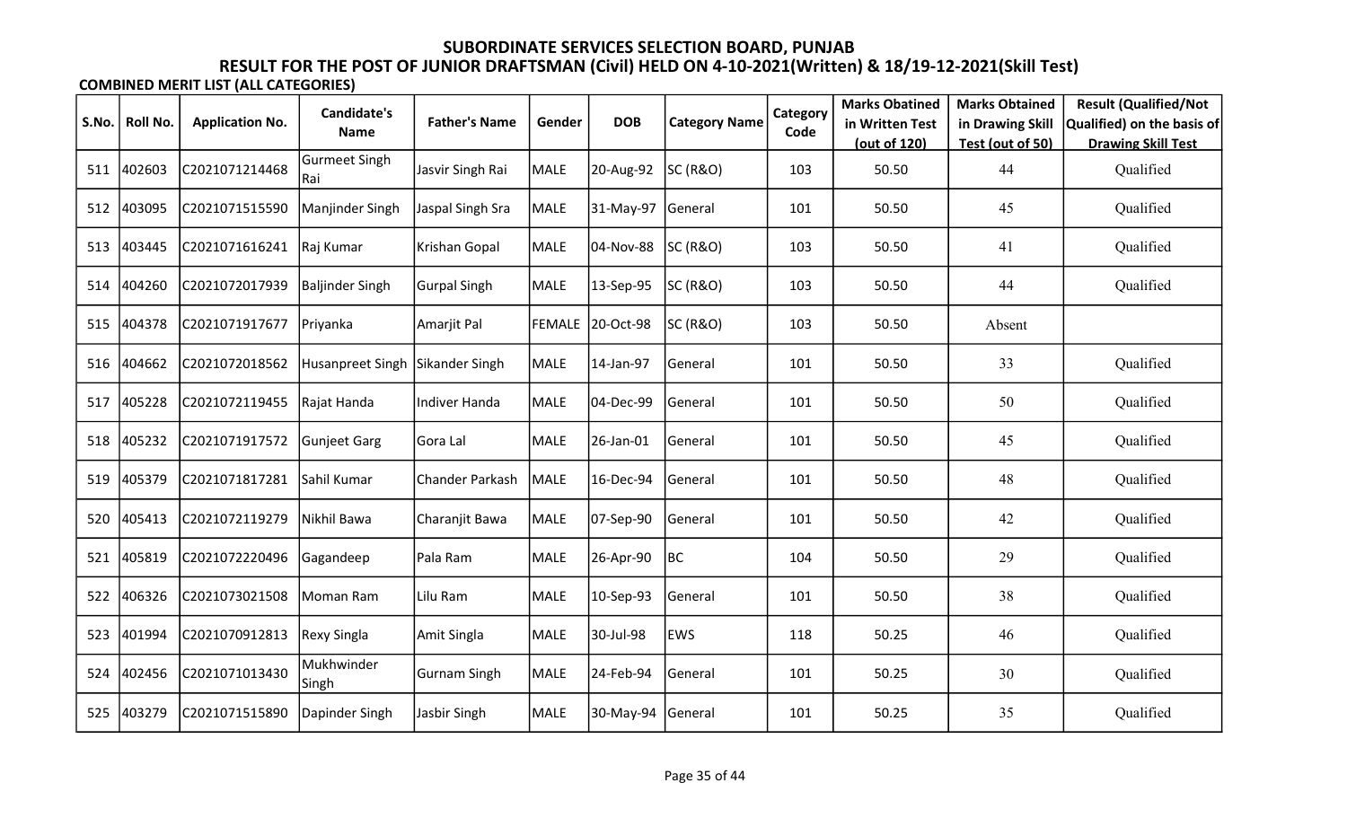## SUBORDINATE SERVICES SELECTION BOARD, PUNJAB

## RESULT FOR THE POST OF JUNIOR DRAFTSMAN (Civil) HELD ON 4-10-2021(Written) & 18/19-12-2021(Skill Test)

**COMBINED MERIT LIST (ALL CATEGORIES)**

| S.No. | Roll No. | Application No. | Candidate's Name | Father's Name | Gender | DOB | Category Name | Category Code | Marks Obatined in Written Test (out of 120) | Marks Obtained in Drawing Skill Test (out of 50) | Result (Qualified/Not Qualified) on the basis of Drawing Skill Test |
|---|---|---|---|---|---|---|---|---|---|---|---|
| 511 | 402603 | C2021071214468 | Gurmeet Singh Rai | Jasvir Singh Rai | MALE | 20-Aug-92 | SC (R&O) | 103 | 50.50 | 44 | Qualified |
| 512 | 403095 | C2021071515590 | Manjinder Singh | Jaspal Singh Sra | MALE | 31-May-97 | General | 101 | 50.50 | 45 | Qualified |
| 513 | 403445 | C2021071616241 | Raj Kumar | Krishan Gopal | MALE | 04-Nov-88 | SC (R&O) | 103 | 50.50 | 41 | Qualified |
| 514 | 404260 | C2021072017939 | Baljinder Singh | Gurpal Singh | MALE | 13-Sep-95 | SC (R&O) | 103 | 50.50 | 44 | Qualified |
| 515 | 404378 | C2021071917677 | Priyanka | Amarjit Pal | FEMALE | 20-Oct-98 | SC (R&O) | 103 | 50.50 | Absent | |
| 516 | 404662 | C2021072018562 | Husanpreet Singh | Sikander Singh | MALE | 14-Jan-97 | General | 101 | 50.50 | 33 | Qualified |
| 517 | 405228 | C2021072119455 | Rajat Handa | Indiver Handa | MALE | 04-Dec-99 | General | 101 | 50.50 | 50 | Qualified |
| 518 | 405232 | C2021071917572 | Gunjeet Garg | Gora Lal | MALE | 26-Jan-01 | General | 101 | 50.50 | 45 | Qualified |
| 519 | 405379 | C2021071817281 | Sahil Kumar | Chander Parkash | MALE | 16-Dec-94 | General | 101 | 50.50 | 48 | Qualified |
| 520 | 405413 | C2021072119279 | Nikhil Bawa | Charanjit Bawa | MALE | 07-Sep-90 | General | 101 | 50.50 | 42 | Qualified |
| 521 | 405819 | C2021072220496 | Gagandeep | Pala Ram | MALE | 26-Apr-90 | BC | 104 | 50.50 | 29 | Qualified |
| 522 | 406326 | C2021073021508 | Moman Ram | Lilu Ram | MALE | 10-Sep-93 | General | 101 | 50.50 | 38 | Qualified |
| 523 | 401994 | C2021070912813 | Rexy Singla | Amit Singla | MALE | 30-Jul-98 | EWS | 118 | 50.25 | 46 | Qualified |
| 524 | 402456 | C2021071013430 | Mukhwinder Singh | Gurnam Singh | MALE | 24-Feb-94 | General | 101 | 50.25 | 30 | Qualified |
| 525 | 403279 | C2021071515890 | Dapinder Singh | Jasbir Singh | MALE | 30-May-94 | General | 101 | 50.25 | 35 | Qualified |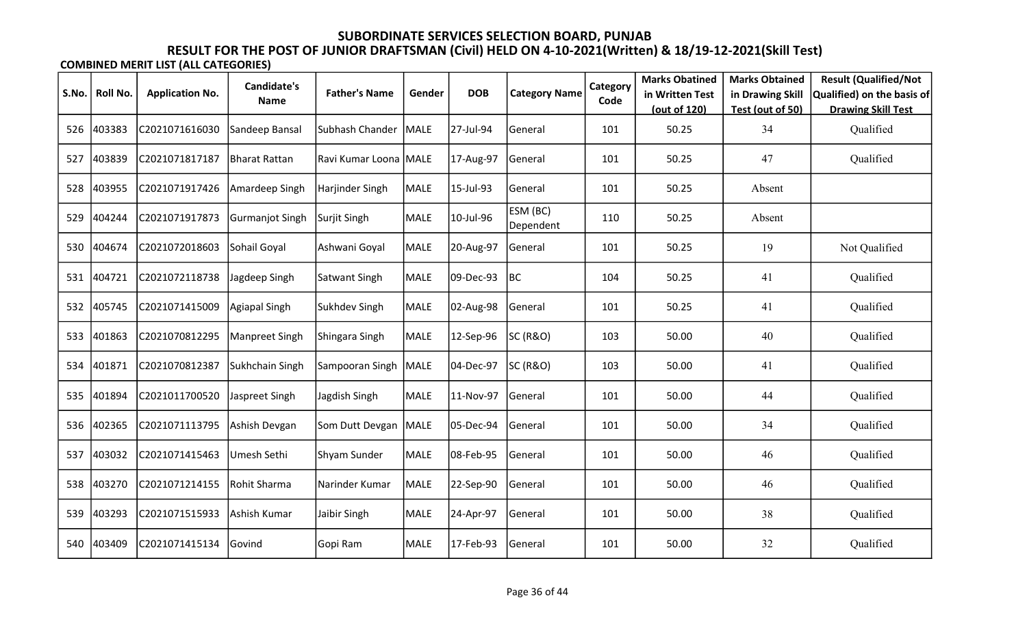# SUBORDINATE SERVICES SELECTION BOARD, PUNJAB

## RESULT FOR THE POST OF JUNIOR DRAFTSMAN (Civil) HELD ON 4-10-2021(Written) & 18/19-12-2021(Skill Test)

**COMBINED MERIT LIST (ALL CATEGORIES)**

| S.No. | Roll No. | Application No. | Candidate's Name | Father's Name | Gender | DOB | Category Name | Category Code | Marks Obatined in Written Test (out of 120) | Marks Obtained in Drawing Skill Test (out of 50) | Result (Qualified/Not Qualified) on the basis of Drawing Skill Test |
|---|---|---|---|---|---|---|---|---|---|---|---|
| 526 | 403383 | C2021071616030 | Sandeep Bansal | Subhash Chander | MALE | 27-Jul-94 | General | 101 | 50.25 | 34 | Qualified |
| 527 | 403839 | C2021071817187 | Bharat Rattan | Ravi Kumar Loona | MALE | 17-Aug-97 | General | 101 | 50.25 | 47 | Qualified |
| 528 | 403955 | C2021071917426 | Amardeep Singh | Harjinder Singh | MALE | 15-Jul-93 | General | 101 | 50.25 | Absent | |
| 529 | 404244 | C2021071917873 | Gurmanjot Singh | Surjit Singh | MALE | 10-Jul-96 | ESM (BC) Dependent | 110 | 50.25 | Absent | |
| 530 | 404674 | C2021072018603 | Sohail Goyal | Ashwani Goyal | MALE | 20-Aug-97 | General | 101 | 50.25 | 19 | Not Qualified |
| 531 | 404721 | C2021072118738 | Jagdeep Singh | Satwant Singh | MALE | 09-Dec-93 | BC | 104 | 50.25 | 41 | Qualified |
| 532 | 405745 | C2021071415009 | Agiapal Singh | Sukhdev Singh | MALE | 02-Aug-98 | General | 101 | 50.25 | 41 | Qualified |
| 533 | 401863 | C2021070812295 | Manpreet Singh | Shingara Singh | MALE | 12-Sep-96 | SC (R&O) | 103 | 50.00 | 40 | Qualified |
| 534 | 401871 | C2021070812387 | Sukhchain Singh | Sampooran Singh | MALE | 04-Dec-97 | SC (R&O) | 103 | 50.00 | 41 | Qualified |
| 535 | 401894 | C2021011700520 | Jaspreet Singh | Jagdish Singh | MALE | 11-Nov-97 | General | 101 | 50.00 | 44 | Qualified |
| 536 | 402365 | C2021071113795 | Ashish Devgan | Som Dutt Devgan | MALE | 05-Dec-94 | General | 101 | 50.00 | 34 | Qualified |
| 537 | 403032 | C2021071415463 | Umesh Sethi | Shyam Sunder | MALE | 08-Feb-95 | General | 101 | 50.00 | 46 | Qualified |
| 538 | 403270 | C2021071214155 | Rohit Sharma | Narinder Kumar | MALE | 22-Sep-90 | General | 101 | 50.00 | 46 | Qualified |
| 539 | 403293 | C2021071515933 | Ashish Kumar | Jaibir Singh | MALE | 24-Apr-97 | General | 101 | 50.00 | 38 | Qualified |
| 540 | 403409 | C2021071415134 | Govind | Gopi Ram | MALE | 17-Feb-93 | General | 101 | 50.00 | 32 | Qualified |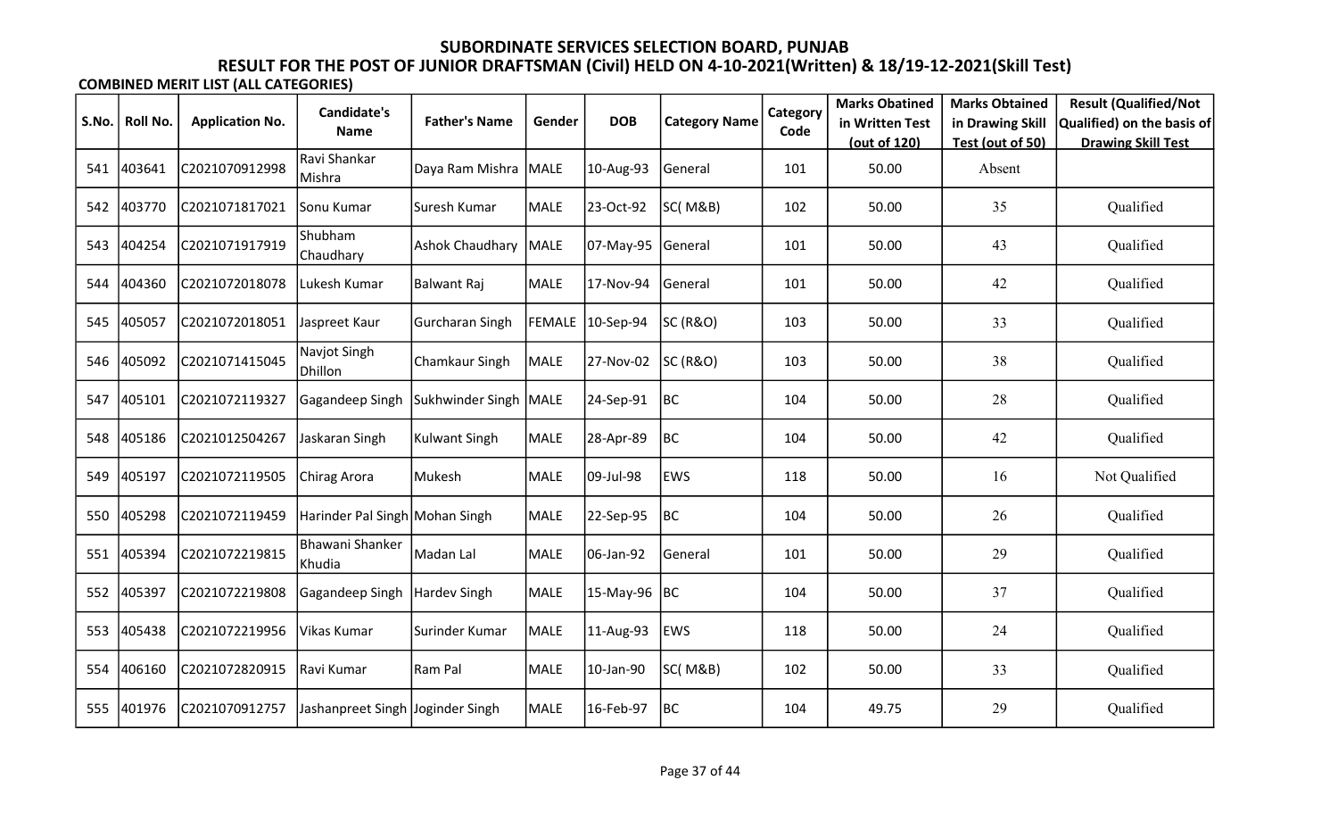# SUBORDINATE SERVICES SELECTION BOARD, PUNJAB

## RESULT FOR THE POST OF JUNIOR DRAFTSMAN (Civil) HELD ON 4-10-2021(Written) & 18/19-12-2021(Skill Test)

**COMBINED MERIT LIST (ALL CATEGORIES)**

| S.No. | Roll No. | Application No. | Candidate's Name | Father's Name | Gender | DOB | Category Name | Category Code | Marks Obatined in Written Test (out of 120) | Marks Obtained in Drawing Skill Test (out of 50) | Result (Qualified/Not Qualified) on the basis of Drawing Skill Test |
|---|---|---|---|---|---|---|---|---|---|---|---|
| 541 | 403641 | C2021070912998 | Ravi Shankar Mishra | Daya Ram Mishra | MALE | 10-Aug-93 | General | 101 | 50.00 | Absent | |
| 542 | 403770 | C2021071817021 | Sonu Kumar | Suresh Kumar | MALE | 23-Oct-92 | SC( M&B) | 102 | 50.00 | 35 | Qualified |
| 543 | 404254 | C2021071917919 | Shubham Chaudhary | Ashok Chaudhary | MALE | 07-May-95 | General | 101 | 50.00 | 43 | Qualified |
| 544 | 404360 | C2021072018078 | Lukesh Kumar | Balwant Raj | MALE | 17-Nov-94 | General | 101 | 50.00 | 42 | Qualified |
| 545 | 405057 | C2021072018051 | Jaspreet Kaur | Gurcharan Singh | FEMALE | 10-Sep-94 | SC (R&O) | 103 | 50.00 | 33 | Qualified |
| 546 | 405092 | C2021071415045 | Navjot Singh Dhillon | Chamkaur Singh | MALE | 27-Nov-02 | SC (R&O) | 103 | 50.00 | 38 | Qualified |
| 547 | 405101 | C2021072119327 | Gagandeep Singh | Sukhwinder Singh | MALE | 24-Sep-91 | BC | 104 | 50.00 | 28 | Qualified |
| 548 | 405186 | C2021012504267 | Jaskaran Singh | Kulwant Singh | MALE | 28-Apr-89 | BC | 104 | 50.00 | 42 | Qualified |
| 549 | 405197 | C2021072119505 | Chirag Arora | Mukesh | MALE | 09-Jul-98 | EWS | 118 | 50.00 | 16 | Not Qualified |
| 550 | 405298 | C2021072119459 | Harinder Pal Singh | Mohan Singh | MALE | 22-Sep-95 | BC | 104 | 50.00 | 26 | Qualified |
| 551 | 405394 | C2021072219815 | Bhawani Shanker Khudia | Madan Lal | MALE | 06-Jan-92 | General | 101 | 50.00 | 29 | Qualified |
| 552 | 405397 | C2021072219808 | Gagandeep Singh | Hardev Singh | MALE | 15-May-96 | BC | 104 | 50.00 | 37 | Qualified |
| 553 | 405438 | C2021072219956 | Vikas Kumar | Surinder Kumar | MALE | 11-Aug-93 | EWS | 118 | 50.00 | 24 | Qualified |
| 554 | 406160 | C2021072820915 | Ravi Kumar | Ram Pal | MALE | 10-Jan-90 | SC( M&B) | 102 | 50.00 | 33 | Qualified |
| 555 | 401976 | C2021070912757 | Jashanpreet Singh | Joginder Singh | MALE | 16-Feb-97 | BC | 104 | 49.75 | 29 | Qualified |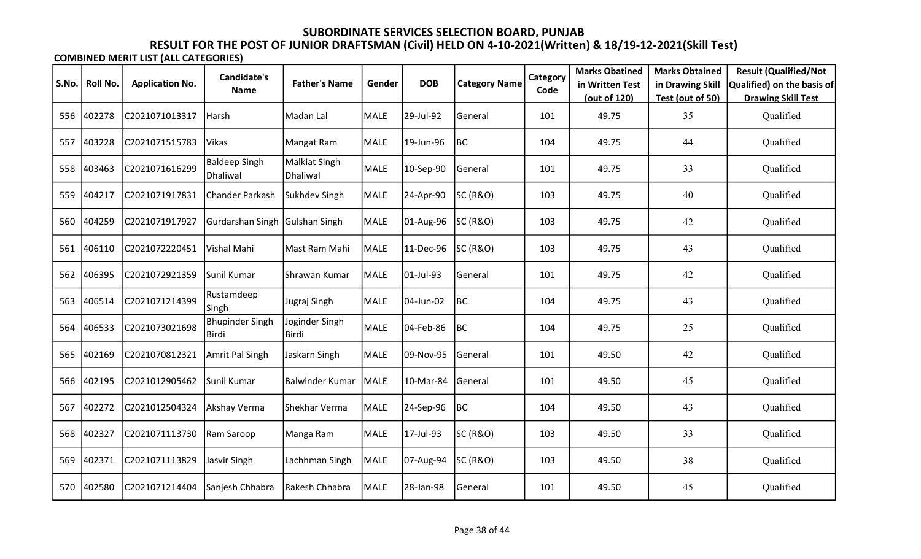# SUBORDINATE SERVICES SELECTION BOARD, PUNJAB

## RESULT FOR THE POST OF JUNIOR DRAFTSMAN (Civil) HELD ON 4-10-2021(Written) & 18/19-12-2021(Skill Test)

**COMBINED MERIT LIST (ALL CATEGORIES)**

| S.No. | Roll No. | Application No. | Candidate's Name | Father's Name | Gender | DOB | Category Name | Category Code | Marks Obatined in Written Test (out of 120) | Marks Obtained in Drawing Skill Test (out of 50) | Result (Qualified/Not Qualified) on the basis of Drawing Skill Test |
|---|---|---|---|---|---|---|---|---|---|---|---|
| 556 | 402278 | C2021071013317 | Harsh | Madan Lal | MALE | 29-Jul-92 | General | 101 | 49.75 | 35 | Qualified |
| 557 | 403228 | C2021071515783 | Vikas | Mangat Ram | MALE | 19-Jun-96 | BC | 104 | 49.75 | 44 | Qualified |
| 558 | 403463 | C2021071616299 | Baldeep Singh Dhaliwal | Malkiat Singh Dhaliwal | MALE | 10-Sep-90 | General | 101 | 49.75 | 33 | Qualified |
| 559 | 404217 | C2021071917831 | Chander Parkash | Sukhdev Singh | MALE | 24-Apr-90 | SC (R&O) | 103 | 49.75 | 40 | Qualified |
| 560 | 404259 | C2021071917927 | Gurdarshan Singh | Gulshan Singh | MALE | 01-Aug-96 | SC (R&O) | 103 | 49.75 | 42 | Qualified |
| 561 | 406110 | C2021072220451 | Vishal Mahi | Mast Ram Mahi | MALE | 11-Dec-96 | SC (R&O) | 103 | 49.75 | 43 | Qualified |
| 562 | 406395 | C2021072921359 | Sunil Kumar | Shrawan Kumar | MALE | 01-Jul-93 | General | 101 | 49.75 | 42 | Qualified |
| 563 | 406514 | C2021071214399 | Rustamdeep Singh | Jugraj Singh | MALE | 04-Jun-02 | BC | 104 | 49.75 | 43 | Qualified |
| 564 | 406533 | C2021073021698 | Bhupinder Singh Birdi | Joginder Singh Birdi | MALE | 04-Feb-86 | BC | 104 | 49.75 | 25 | Qualified |
| 565 | 402169 | C2021070812321 | Amrit Pal Singh | Jaskarn Singh | MALE | 09-Nov-95 | General | 101 | 49.50 | 42 | Qualified |
| 566 | 402195 | C2021012905462 | Sunil Kumar | Balwinder Kumar | MALE | 10-Mar-84 | General | 101 | 49.50 | 45 | Qualified |
| 567 | 402272 | C2021012504324 | Akshay Verma | Shekhar Verma | MALE | 24-Sep-96 | BC | 104 | 49.50 | 43 | Qualified |
| 568 | 402327 | C2021071113730 | Ram Saroop | Manga Ram | MALE | 17-Jul-93 | SC (R&O) | 103 | 49.50 | 33 | Qualified |
| 569 | 402371 | C2021071113829 | Jasvir Singh | Lachhman Singh | MALE | 07-Aug-94 | SC (R&O) | 103 | 49.50 | 38 | Qualified |
| 570 | 402580 | C2021071214404 | Sanjesh Chhabra | Rakesh Chhabra | MALE | 28-Jan-98 | General | 101 | 49.50 | 45 | Qualified |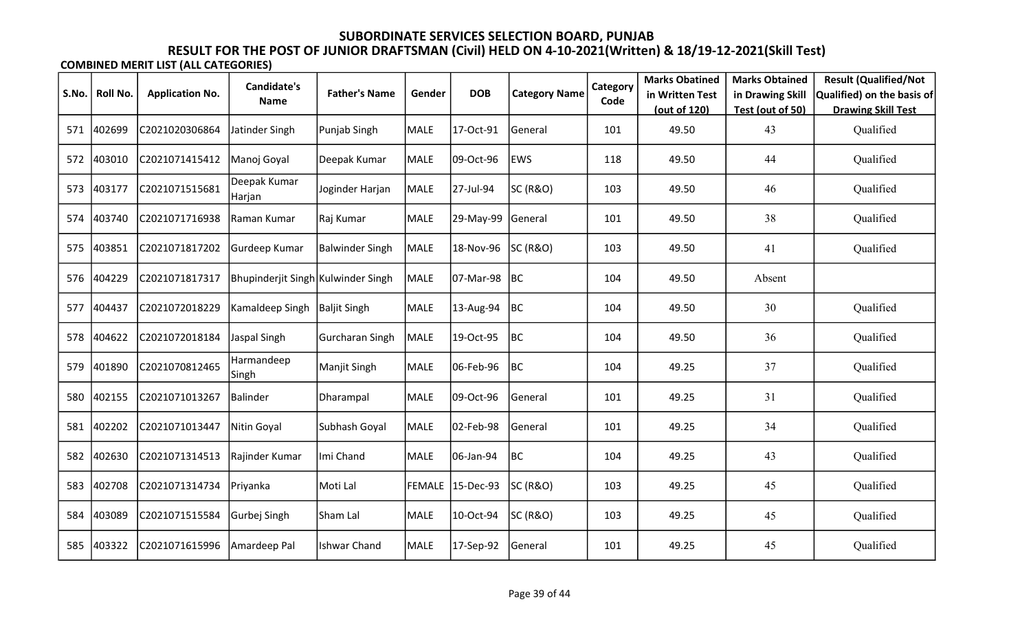# SUBORDINATE SERVICES SELECTION BOARD, PUNJAB

## RESULT FOR THE POST OF JUNIOR DRAFTSMAN (Civil) HELD ON 4-10-2021(Written) & 18/19-12-2021(Skill Test)

**COMBINED MERIT LIST (ALL CATEGORIES)**

| S.No. | Roll No. | Application No. | Candidate's Name | Father's Name | Gender | DOB | Category Name | Category Code | Marks Obatined in Written Test (out of 120) | Marks Obtained in Drawing Skill Test (out of 50) | Result (Qualified/Not Qualified) on the basis of Drawing Skill Test |
|---|---|---|---|---|---|---|---|---|---|---|---|
| 571 | 402699 | C2021020306864 | Jatinder Singh | Punjab Singh | MALE | 17-Oct-91 | General | 101 | 49.50 | 43 | Qualified |
| 572 | 403010 | C2021071415412 | Manoj Goyal | Deepak Kumar | MALE | 09-Oct-96 | EWS | 118 | 49.50 | 44 | Qualified |
| 573 | 403177 | C2021071515681 | Deepak Kumar Harjan | Joginder Harjan | MALE | 27-Jul-94 | SC (R&O) | 103 | 49.50 | 46 | Qualified |
| 574 | 403740 | C2021071716938 | Raman Kumar | Raj Kumar | MALE | 29-May-99 | General | 101 | 49.50 | 38 | Qualified |
| 575 | 403851 | C2021071817202 | Gurdeep Kumar | Balwinder Singh | MALE | 18-Nov-96 | SC (R&O) | 103 | 49.50 | 41 | Qualified |
| 576 | 404229 | C2021071817317 | Bhupinderjit Singh | Kulwinder Singh | MALE | 07-Mar-98 | BC | 104 | 49.50 | Absent | |
| 577 | 404437 | C2021072018229 | Kamaldeep Singh | Baljit Singh | MALE | 13-Aug-94 | BC | 104 | 49.50 | 30 | Qualified |
| 578 | 404622 | C2021072018184 | Jaspal Singh | Gurcharan Singh | MALE | 19-Oct-95 | BC | 104 | 49.50 | 36 | Qualified |
| 579 | 401890 | C2021070812465 | Harmandeep Singh | Manjit Singh | MALE | 06-Feb-96 | BC | 104 | 49.25 | 37 | Qualified |
| 580 | 402155 | C2021071013267 | Balinder | Dharampal | MALE | 09-Oct-96 | General | 101 | 49.25 | 31 | Qualified |
| 581 | 402202 | C2021071013447 | Nitin Goyal | Subhash Goyal | MALE | 02-Feb-98 | General | 101 | 49.25 | 34 | Qualified |
| 582 | 402630 | C2021071314513 | Rajinder Kumar | Imi Chand | MALE | 06-Jan-94 | BC | 104 | 49.25 | 43 | Qualified |
| 583 | 402708 | C2021071314734 | Priyanka | Moti Lal | FEMALE | 15-Dec-93 | SC (R&O) | 103 | 49.25 | 45 | Qualified |
| 584 | 403089 | C2021071515584 | Gurbej Singh | Sham Lal | MALE | 10-Oct-94 | SC (R&O) | 103 | 49.25 | 45 | Qualified |
| 585 | 403322 | C2021071615996 | Amardeep Pal | Ishwar Chand | MALE | 17-Sep-92 | General | 101 | 49.25 | 45 | Qualified |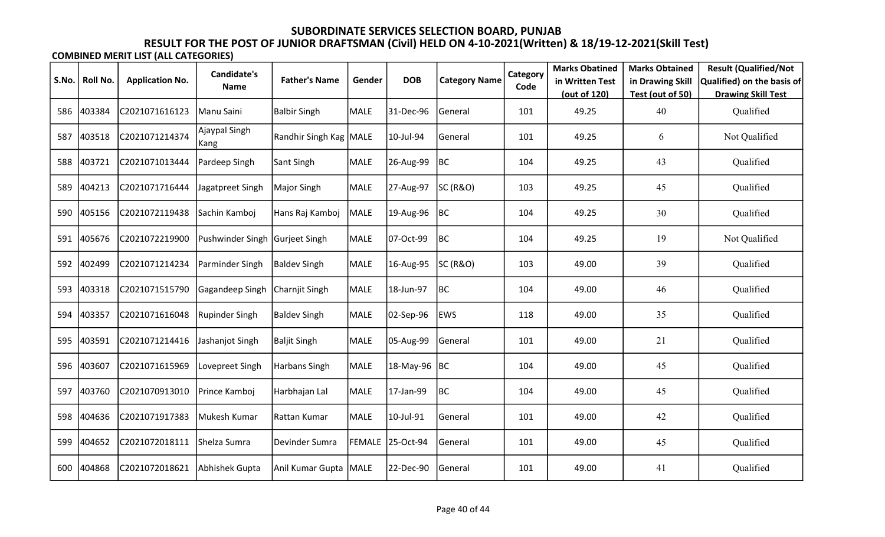# SUBORDINATE SERVICES SELECTION BOARD, PUNJAB

## RESULT FOR THE POST OF JUNIOR DRAFTSMAN (Civil) HELD ON 4-10-2021(Written) & 18/19-12-2021(Skill Test)

**COMBINED MERIT LIST (ALL CATEGORIES)**

| S.No. | Roll No. | Application No. | Candidate's Name | Father's Name | Gender | DOB | Category Name | Category Code | Marks Obatined in Written Test (out of 120) | Marks Obtained in Drawing Skill Test (out of 50) | Result (Qualified/Not Qualified) on the basis of Drawing Skill Test |
|---|---|---|---|---|---|---|---|---|---|---|---|
| 586 | 403384 | C2021071616123 | Manu Saini | Balbir Singh | MALE | 31-Dec-96 | General | 101 | 49.25 | 40 | Qualified |
| 587 | 403518 | C2021071214374 | Ajaypal Singh Kang | Randhir Singh Kag | MALE | 10-Jul-94 | General | 101 | 49.25 | 6 | Not Qualified |
| 588 | 403721 | C2021071013444 | Pardeep Singh | Sant Singh | MALE | 26-Aug-99 | BC | 104 | 49.25 | 43 | Qualified |
| 589 | 404213 | C2021071716444 | Jagatpreet Singh | Major Singh | MALE | 27-Aug-97 | SC (R&O) | 103 | 49.25 | 45 | Qualified |
| 590 | 405156 | C2021072119438 | Sachin Kamboj | Hans Raj Kamboj | MALE | 19-Aug-96 | BC | 104 | 49.25 | 30 | Qualified |
| 591 | 405676 | C2021072219900 | Pushwinder Singh | Gurjeet Singh | MALE | 07-Oct-99 | BC | 104 | 49.25 | 19 | Not Qualified |
| 592 | 402499 | C2021071214234 | Parminder Singh | Baldev Singh | MALE | 16-Aug-95 | SC (R&O) | 103 | 49.00 | 39 | Qualified |
| 593 | 403318 | C2021071515790 | Gagandeep Singh | Charnjit Singh | MALE | 18-Jun-97 | BC | 104 | 49.00 | 46 | Qualified |
| 594 | 403357 | C2021071616048 | Rupinder Singh | Baldev Singh | MALE | 02-Sep-96 | EWS | 118 | 49.00 | 35 | Qualified |
| 595 | 403591 | C2021071214416 | Jashanjot Singh | Baljit Singh | MALE | 05-Aug-99 | General | 101 | 49.00 | 21 | Qualified |
| 596 | 403607 | C2021071615969 | Lovepreet Singh | Harbans Singh | MALE | 18-May-96 | BC | 104 | 49.00 | 45 | Qualified |
| 597 | 403760 | C2021070913010 | Prince Kamboj | Harbhajan Lal | MALE | 17-Jan-99 | BC | 104 | 49.00 | 45 | Qualified |
| 598 | 404636 | C2021071917383 | Mukesh Kumar | Rattan Kumar | MALE | 10-Jul-91 | General | 101 | 49.00 | 42 | Qualified |
| 599 | 404652 | C2021072018111 | Shelza Sumra | Devinder Sumra | FEMALE | 25-Oct-94 | General | 101 | 49.00 | 45 | Qualified |
| 600 | 404868 | C2021072018621 | Abhishek Gupta | Anil Kumar Gupta | MALE | 22-Dec-90 | General | 101 | 49.00 | 41 | Qualified |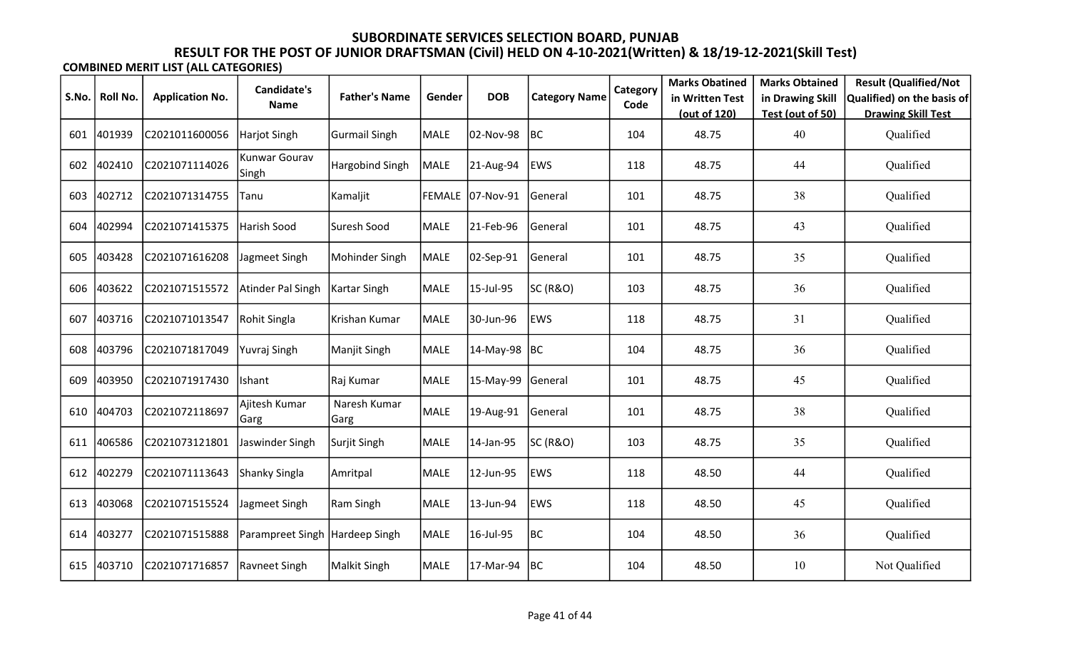# SUBORDINATE SERVICES SELECTION BOARD, PUNJAB

## RESULT FOR THE POST OF JUNIOR DRAFTSMAN (Civil) HELD ON 4-10-2021(Written) & 18/19-12-2021(Skill Test)

**COMBINED MERIT LIST (ALL CATEGORIES)**

| S.No. | Roll No. | Application No. | Candidate's Name | Father's Name | Gender | DOB | Category Name | Category Code | Marks Obatined in Written Test (out of 120) | Marks Obtained in Drawing Skill Test (out of 50) | Result (Qualified/Not Qualified) on the basis of Drawing Skill Test |
|---|---|---|---|---|---|---|---|---|---|---|---|
| 601 | 401939 | C2021011600056 | Harjot Singh | Gurmail Singh | MALE | 02-Nov-98 | BC | 104 | 48.75 | 40 | Qualified |
| 602 | 402410 | C2021071114026 | Kunwar Gourav Singh | Hargobind Singh | MALE | 21-Aug-94 | EWS | 118 | 48.75 | 44 | Qualified |
| 603 | 402712 | C2021071314755 | Tanu | Kamaljit | FEMALE | 07-Nov-91 | General | 101 | 48.75 | 38 | Qualified |
| 604 | 402994 | C2021071415375 | Harish Sood | Suresh Sood | MALE | 21-Feb-96 | General | 101 | 48.75 | 43 | Qualified |
| 605 | 403428 | C2021071616208 | Jagmeet Singh | Mohinder Singh | MALE | 02-Sep-91 | General | 101 | 48.75 | 35 | Qualified |
| 606 | 403622 | C2021071515572 | Atinder Pal Singh | Kartar Singh | MALE | 15-Jul-95 | SC (R&O) | 103 | 48.75 | 36 | Qualified |
| 607 | 403716 | C2021071013547 | Rohit Singla | Krishan Kumar | MALE | 30-Jun-96 | EWS | 118 | 48.75 | 31 | Qualified |
| 608 | 403796 | C2021071817049 | Yuvraj Singh | Manjit Singh | MALE | 14-May-98 | BC | 104 | 48.75 | 36 | Qualified |
| 609 | 403950 | C2021071917430 | Ishant | Raj Kumar | MALE | 15-May-99 | General | 101 | 48.75 | 45 | Qualified |
| 610 | 404703 | C2021072118697 | Ajitesh Kumar Garg | Naresh Kumar Garg | MALE | 19-Aug-91 | General | 101 | 48.75 | 38 | Qualified |
| 611 | 406586 | C2021073121801 | Jaswinder Singh | Surjit Singh | MALE | 14-Jan-95 | SC (R&O) | 103 | 48.75 | 35 | Qualified |
| 612 | 402279 | C2021071113643 | Shanky Singla | Amritpal | MALE | 12-Jun-95 | EWS | 118 | 48.50 | 44 | Qualified |
| 613 | 403068 | C2021071515524 | Jagmeet Singh | Ram Singh | MALE | 13-Jun-94 | EWS | 118 | 48.50 | 45 | Qualified |
| 614 | 403277 | C2021071515888 | Parampreet Singh | Hardeep Singh | MALE | 16-Jul-95 | BC | 104 | 48.50 | 36 | Qualified |
| 615 | 403710 | C2021071716857 | Ravneet Singh | Malkit Singh | MALE | 17-Mar-94 | BC | 104 | 48.50 | 10 | Not Qualified |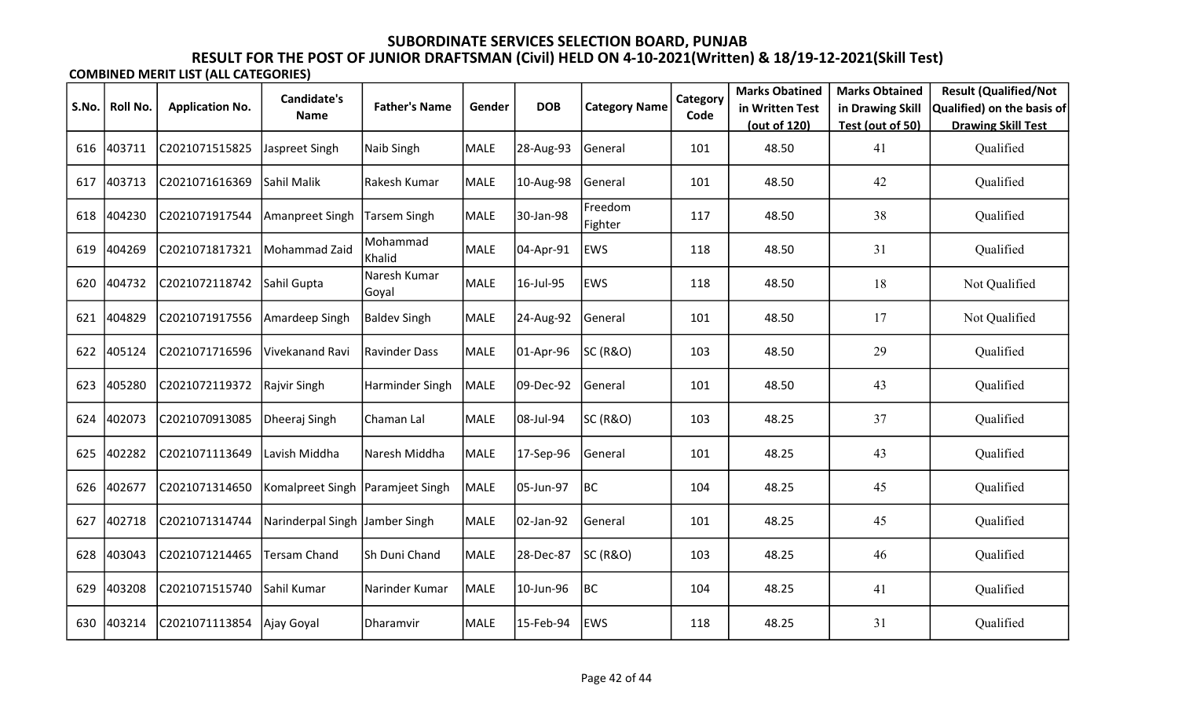# SUBORDINATE SERVICES SELECTION BOARD, PUNJAB

## RESULT FOR THE POST OF JUNIOR DRAFTSMAN (Civil) HELD ON 4-10-2021(Written) & 18/19-12-2021(Skill Test)

**COMBINED MERIT LIST (ALL CATEGORIES)**

| S.No. | Roll No. | Application No. | Candidate's Name | Father's Name | Gender | DOB | Category Name | Category Code | Marks Obatined in Written Test (out of 120) | Marks Obtained in Drawing Skill Test (out of 50) | Result (Qualified/Not Qualified) on the basis of Drawing Skill Test |
|---|---|---|---|---|---|---|---|---|---|---|---|
| 616 | 403711 | C2021071515825 | Jaspreet Singh | Naib Singh | MALE | 28-Aug-93 | General | 101 | 48.50 | 41 | Qualified |
| 617 | 403713 | C2021071616369 | Sahil Malik | Rakesh Kumar | MALE | 10-Aug-98 | General | 101 | 48.50 | 42 | Qualified |
| 618 | 404230 | C2021071917544 | Amanpreet Singh | Tarsem Singh | MALE | 30-Jan-98 | Freedom Fighter | 117 | 48.50 | 38 | Qualified |
| 619 | 404269 | C2021071817321 | Mohammad Zaid | Mohammad Khalid | MALE | 04-Apr-91 | EWS | 118 | 48.50 | 31 | Qualified |
| 620 | 404732 | C2021072118742 | Sahil Gupta | Naresh Kumar Goyal | MALE | 16-Jul-95 | EWS | 118 | 48.50 | 18 | Not Qualified |
| 621 | 404829 | C2021071917556 | Amardeep Singh | Baldev Singh | MALE | 24-Aug-92 | General | 101 | 48.50 | 17 | Not Qualified |
| 622 | 405124 | C2021071716596 | Vivekanand Ravi | Ravinder Dass | MALE | 01-Apr-96 | SC (R&O) | 103 | 48.50 | 29 | Qualified |
| 623 | 405280 | C2021072119372 | Rajvir Singh | Harminder Singh | MALE | 09-Dec-92 | General | 101 | 48.50 | 43 | Qualified |
| 624 | 402073 | C2021070913085 | Dheeraj Singh | Chaman Lal | MALE | 08-Jul-94 | SC (R&O) | 103 | 48.25 | 37 | Qualified |
| 625 | 402282 | C2021071113649 | Lavish Middha | Naresh Middha | MALE | 17-Sep-96 | General | 101 | 48.25 | 43 | Qualified |
| 626 | 402677 | C2021071314650 | Komalpreet Singh | Paramjeet Singh | MALE | 05-Jun-97 | BC | 104 | 48.25 | 45 | Qualified |
| 627 | 402718 | C2021071314744 | Narinderpal Singh | Jamber Singh | MALE | 02-Jan-92 | General | 101 | 48.25 | 45 | Qualified |
| 628 | 403043 | C2021071214465 | Tersam Chand | Sh Duni Chand | MALE | 28-Dec-87 | SC (R&O) | 103 | 48.25 | 46 | Qualified |
| 629 | 403208 | C2021071515740 | Sahil Kumar | Narinder Kumar | MALE | 10-Jun-96 | BC | 104 | 48.25 | 41 | Qualified |
| 630 | 403214 | C2021071113854 | Ajay Goyal | Dharamvir | MALE | 15-Feb-94 | EWS | 118 | 48.25 | 31 | Qualified |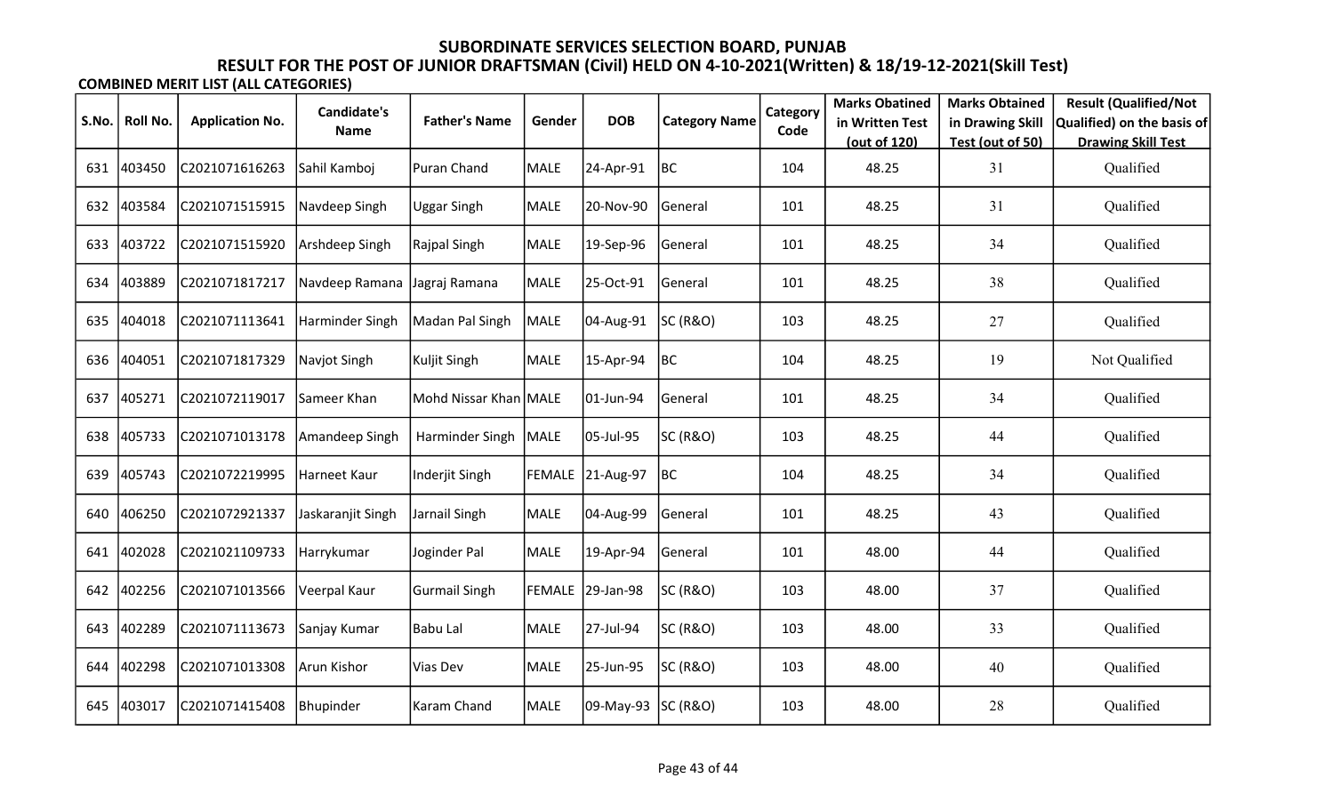# SUBORDINATE SERVICES SELECTION BOARD, PUNJAB

## RESULT FOR THE POST OF JUNIOR DRAFTSMAN (Civil) HELD ON 4-10-2021(Written) & 18/19-12-2021(Skill Test)

**COMBINED MERIT LIST (ALL CATEGORIES)**

| S.No. | Roll No. | Application No. | Candidate's Name | Father's Name | Gender | DOB | Category Name | Category Code | Marks Obatined in Written Test (out of 120) | Marks Obtained in Drawing Skill Test (out of 50) | Result (Qualified/Not Qualified) on the basis of Drawing Skill Test |
|---|---|---|---|---|---|---|---|---|---|---|---|
| 631 | 403450 | C2021071616263 | Sahil Kamboj | Puran Chand | MALE | 24-Apr-91 | BC | 104 | 48.25 | 31 | Qualified |
| 632 | 403584 | C2021071515915 | Navdeep Singh | Uggar Singh | MALE | 20-Nov-90 | General | 101 | 48.25 | 31 | Qualified |
| 633 | 403722 | C2021071515920 | Arshdeep Singh | Rajpal Singh | MALE | 19-Sep-96 | General | 101 | 48.25 | 34 | Qualified |
| 634 | 403889 | C2021071817217 | Navdeep Ramana | Jagraj Ramana | MALE | 25-Oct-91 | General | 101 | 48.25 | 38 | Qualified |
| 635 | 404018 | C2021071113641 | Harminder Singh | Madan Pal Singh | MALE | 04-Aug-91 | SC (R&O) | 103 | 48.25 | 27 | Qualified |
| 636 | 404051 | C2021071817329 | Navjot Singh | Kuljit Singh | MALE | 15-Apr-94 | BC | 104 | 48.25 | 19 | Not Qualified |
| 637 | 405271 | C2021072119017 | Sameer Khan | Mohd Nissar Khan | MALE | 01-Jun-94 | General | 101 | 48.25 | 34 | Qualified |
| 638 | 405733 | C2021071013178 | Amandeep Singh | Harminder Singh | MALE | 05-Jul-95 | SC (R&O) | 103 | 48.25 | 44 | Qualified |
| 639 | 405743 | C2021072219995 | Harneet Kaur | Inderjit Singh | FEMALE | 21-Aug-97 | BC | 104 | 48.25 | 34 | Qualified |
| 640 | 406250 | C2021072921337 | Jaskaranjit Singh | Jarnail Singh | MALE | 04-Aug-99 | General | 101 | 48.25 | 43 | Qualified |
| 641 | 402028 | C2021021109733 | Harrykumar | Joginder Pal | MALE | 19-Apr-94 | General | 101 | 48.00 | 44 | Qualified |
| 642 | 402256 | C2021071013566 | Veerpal Kaur | Gurmail Singh | FEMALE | 29-Jan-98 | SC (R&O) | 103 | 48.00 | 37 | Qualified |
| 643 | 402289 | C2021071113673 | Sanjay Kumar | Babu Lal | MALE | 27-Jul-94 | SC (R&O) | 103 | 48.00 | 33 | Qualified |
| 644 | 402298 | C2021071013308 | Arun Kishor | Vias Dev | MALE | 25-Jun-95 | SC (R&O) | 103 | 48.00 | 40 | Qualified |
| 645 | 403017 | C2021071415408 | Bhupinder | Karam Chand | MALE | 09-May-93 | SC (R&O) | 103 | 48.00 | 28 | Qualified |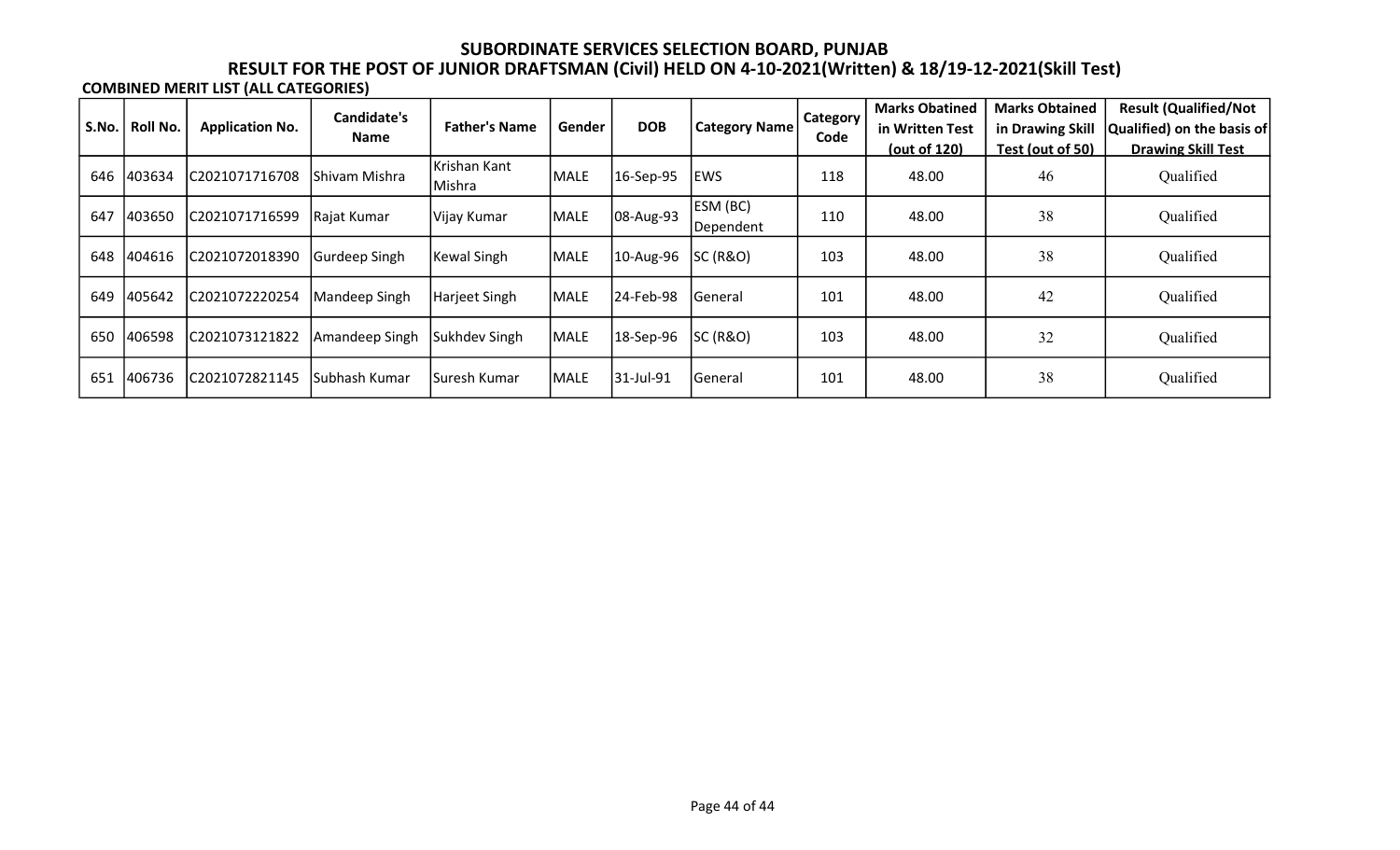# SUBORDINATE SERVICES SELECTION BOARD, PUNJAB

## RESULT FOR THE POST OF JUNIOR DRAFTSMAN (Civil) HELD ON 4-10-2021(Written) & 18/19-12-2021(Skill Test)

**COMBINED MERIT LIST (ALL CATEGORIES)**

| S.No. | Roll No. | Application No. | Candidate's Name | Father's Name | Gender | DOB | Category Name | Category Code | Marks Obatined in Written Test (out of 120) | Marks Obtained in Drawing Skill Test (out of 50) | Result (Qualified/Not Qualified) on the basis of Drawing Skill Test |
|---|---|---|---|---|---|---|---|---|---|---|---|
| 646 | 403634 | C2021071716708 | Shivam Mishra | Krishan Kant Mishra | MALE | 16-Sep-95 | EWS | 118 | 48.00 | 46 | Qualified |
| 647 | 403650 | C2021071716599 | Rajat Kumar | Vijay Kumar | MALE | 08-Aug-93 | ESM (BC) Dependent | 110 | 48.00 | 38 | Qualified |
| 648 | 404616 | C2021072018390 | Gurdeep Singh | Kewal Singh | MALE | 10-Aug-96 | SC (R&O) | 103 | 48.00 | 38 | Qualified |
| 649 | 405642 | C2021072220254 | Mandeep Singh | Harjeet Singh | MALE | 24-Feb-98 | General | 101 | 48.00 | 42 | Qualified |
| 650 | 406598 | C2021073121822 | Amandeep Singh | Sukhdev Singh | MALE | 18-Sep-96 | SC (R&O) | 103 | 48.00 | 32 | Qualified |
| 651 | 406736 | C2021072821145 | Subhash Kumar | Suresh Kumar | MALE | 31-Jul-91 | General | 101 | 48.00 | 38 | Qualified |